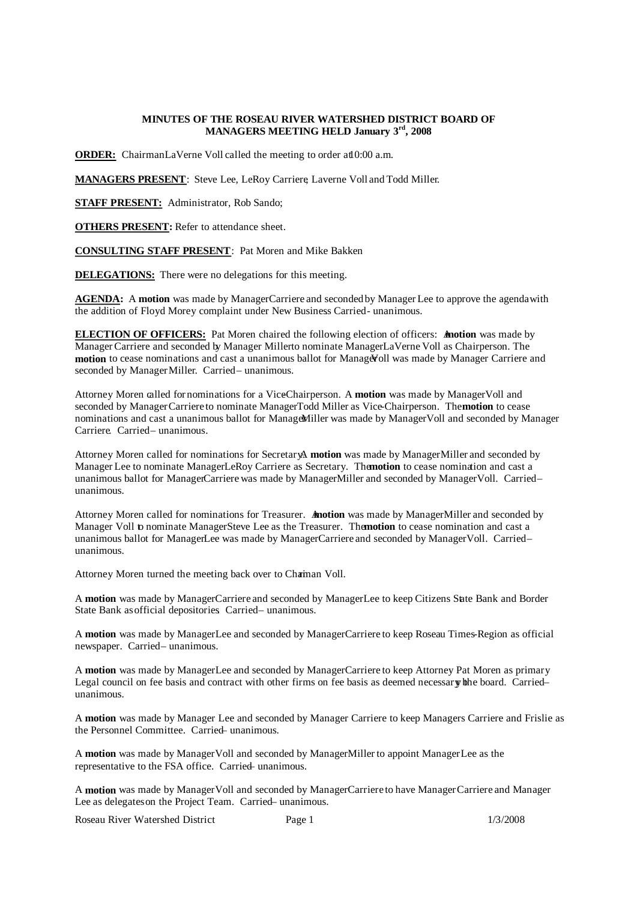**MINUTES OF THE ROSEAU RIVER WATERSHED DISTRICT BOARD OF MANAGERS MEETING HELD January 3rd, 2008**

**ORDER:** Chairman LaVerne Voll called the meeting to order at 10:00 a.m.

**MANAGERS PRESENT**: Steve Lee, LeRoy Carriere, Laverne Voll and Todd Miller.

**STAFF PRESENT:** Administrator, Rob Sando;

**OTHERS PRESENT:** Refer to attendance sheet.

**CONSULTING STAFF PRESENT**: Pat Moren and Mike Bakken

**DELEGATIONS:** There were no delegations for this meeting.

**AGENDA:** A **motion** was made by Manager Carriere and seconded by Manager Lee to approve the agenda with the addition of Floyd Morey complaint under New Business Carried - unanimous.

**ELECTION OF OFFICERS:** Pat Moren chaired the following election of officers: A **motion** was made by Manager Carriere and seconded by Manager Miller to nominate Manager LaVerne Voll as Chairperson. The **motion** to cease nominations and cast a unanimous ballot for Manager Voll was made by Manager Carriere and seconded by Manager Miller. Carried – unanimous.

Attorney Moren called for nominations for a Vice-Chairperson. A **motion** was made by Manager Voll and seconded by Manager Carriere to nominate Manager Todd Miller as Vice-Chairperson. The **motion** to cease nominations and cast a unanimous ballot for Manager Miller was made by Manager Voll and seconded by Manager Carriere. Carried – unanimous.

Attorney Moren called for nominations for Secretary. A **motion** was made by Manager Miller and seconded by Manager Lee to nominate Manager LeRoy Carriere as Secretary. The **motion** to cease nomination and cast a unanimous ballot for Manager Carriere was made by Manager Miller and seconded by Manager Voll. Carried – unanimous.

Attorney Moren called for nominations for Treasurer. A **motion** was made by Manager Miller and seconded by Manager Voll to nominate Manager Steve Lee as the Treasurer. The **motion** to cease nomination and cast a unanimous ballot for Manager Lee was made by Manager Carriere and seconded by Manager Voll. Carried – unanimous.

Attorney Moren turned the meeting back over to Chairman Voll.

A **motion** was made by Manager Carriere and seconded by Manager Lee to keep Citizens State Bank and Border State Bank as official depositories. Carried – unanimous.

A **motion** was made by Manager Lee and seconded by Manager Carriere to keep Roseau Times-Region as official newspaper. Carried – unanimous.

A **motion** was made by Manager Lee and seconded by Manager Carriere to keep Attorney Pat Moren as primary Legal council on fee basis and contract with other firms on fee basis as deemed necessary by the board. Carried – unanimous.

A **motion** was made by Manager Lee and seconded by Manager Carriere to keep Managers Carriere and Frislie as the Personnel Committee. Carried – unanimous.

A **motion** was made by Manager Voll and seconded by Manager Miller to appoint Manager Lee as the representative to the FSA office. Carried – unanimous.

A **motion** was made by Manager Voll and seconded by Manager Carriere to have Manager Carriere and Manager Lee as delegates on the Project Team. Carried – unanimous.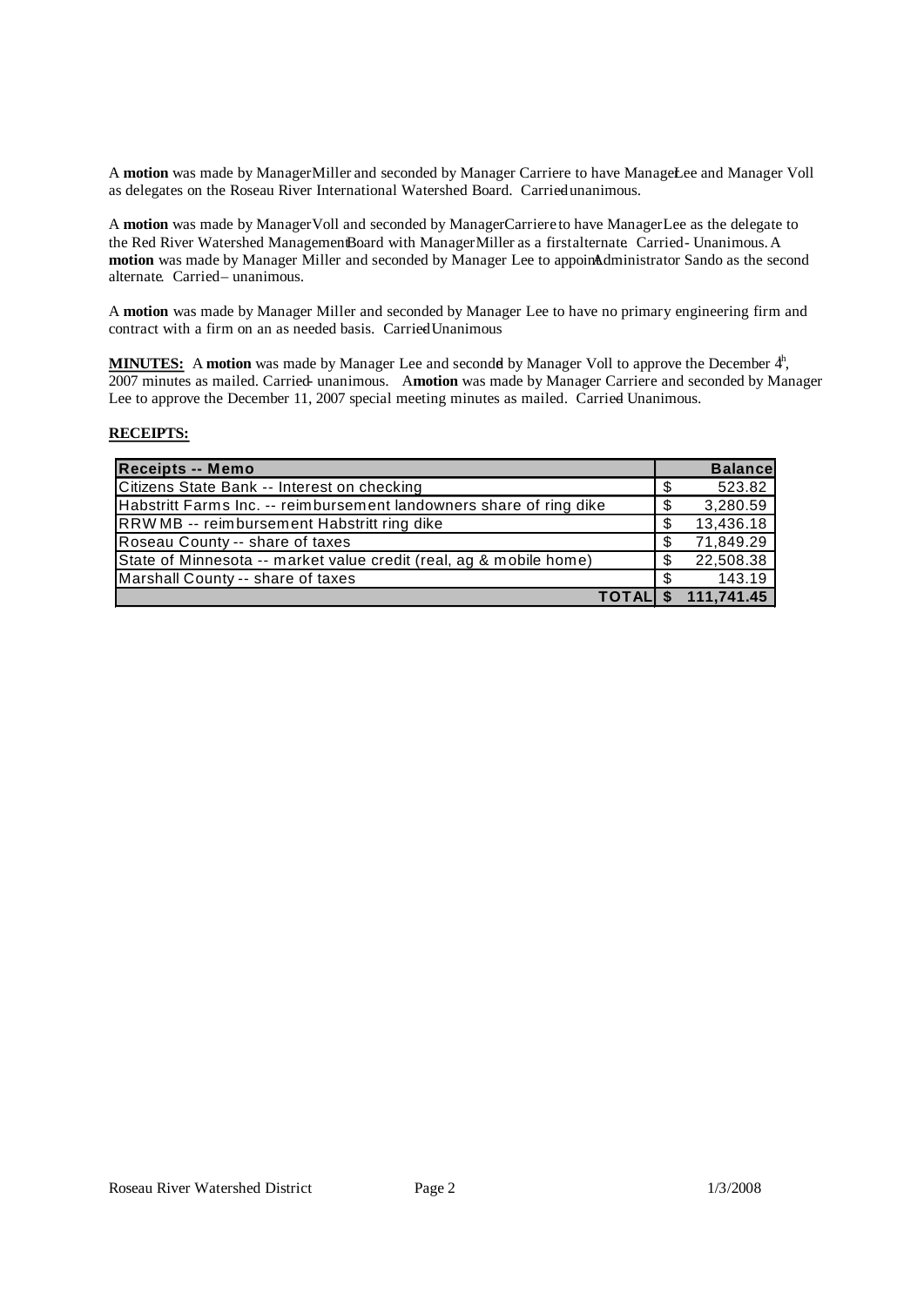A **motion** was made by Manager Miller and seconded by Manager Carriere to have Manager Lee and Manager Voll as delegates on the Roseau River International Watershed Board. Carried unanimous.

A **motion** was made by Manager Voll and seconded by Manager Carriere to have Manager Lee as the delegate to the Red River Watershed Management Board with Manager Miller as a first alternate. Carried - Unanimous. A **motion** was made by Manager Miller and seconded by Manager Lee to appoint Administrator Sando as the second alternate. Carried – unanimous.

A **motion** was made by Manager Miller and seconded by Manager Lee to have no primary engineering firm and contract with a firm on an as needed basis. Carried Unanimous

**MINUTES:** A **motion** was made by Manager Lee and seconded by Manager Voll to approve the December 4th, 2007 minutes as mailed. Carried - unanimous. A **motion** was made by Manager Carriere and seconded by Manager Lee to approve the December 11, 2007 special meeting minutes as mailed. Carried Unanimous.

**RECEIPTS:**

| Receipts -- Memo | Balance |
|---|---|
| Citizens State Bank -- Interest on checking | $ 523.82 |
| Habstritt Farms Inc. -- reimbursement landowners share of ring dike | $ 3,280.59 |
| RRWMB -- reimbursement Habstritt ring dike | $ 13,436.18 |
| Roseau County -- share of taxes | $ 71,849.29 |
| State of Minnesota -- market value credit (real, ag & mobile home) | $ 22,508.38 |
| Marshall County -- share of taxes | $ 143.19 |
| **TOTAL** | **$ 111,741.45** |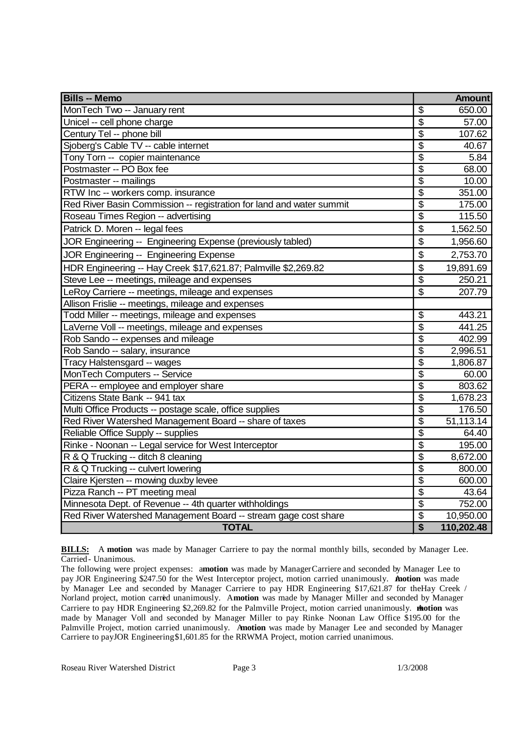| Bills -- Memo | | Amount |
|---|---|---|
| MonTech Two -- January rent | $ | 650.00 |
| Unicel -- cell phone charge | $ | 57.00 |
| Century Tel -- phone bill | $ | 107.62 |
| Sjoberg's Cable TV -- cable internet | $ | 40.67 |
| Tony Torn -- copier maintenance | $ | 5.84 |
| Postmaster -- PO Box fee | $ | 68.00 |
| Postmaster -- mailings | $ | 10.00 |
| RTW Inc -- workers comp. insurance | $ | 351.00 |
| Red River Basin Commission -- registration for land and water summit | $ | 175.00 |
| Roseau Times Region -- advertising | $ | 115.50 |
| Patrick D. Moren -- legal fees | $ | 1,562.50 |
| JOR Engineering -- Engineering Expense (previously tabled) | $ | 1,956.60 |
| JOR Engineering -- Engineering Expense | $ | 2,753.70 |
| HDR Engineering -- Hay Creek $17,621.87; Palmville $2,269.82 | $ | 19,891.69 |
| Steve Lee -- meetings, mileage and expenses | $ | 250.21 |
| LeRoy Carriere -- meetings, mileage and expenses | $ | 207.79 |
| Allison Frislie -- meetings, mileage and expenses | | |
| Todd Miller -- meetings, mileage and expenses | $ | 443.21 |
| LaVerne Voll -- meetings, mileage and expenses | $ | 441.25 |
| Rob Sando -- expenses and mileage | $ | 402.99 |
| Rob Sando -- salary, insurance | $ | 2,996.51 |
| Tracy Halstensgard -- wages | $ | 1,806.87 |
| MonTech Computers -- Service | $ | 60.00 |
| PERA -- employee and employer share | $ | 803.62 |
| Citizens State Bank -- 941 tax | $ | 1,678.23 |
| Multi Office Products -- postage scale, office supplies | $ | 176.50 |
| Red River Watershed Management Board -- share of taxes | $ | 51,113.14 |
| Reliable Office Supply -- supplies | $ | 64.40 |
| Rinke - Noonan -- Legal service for West Interceptor | $ | 195.00 |
| R & Q Trucking -- ditch 8 cleaning | $ | 8,672.00 |
| R & Q Trucking -- culvert lowering | $ | 800.00 |
| Claire Kjersten -- mowing duxby levee | $ | 600.00 |
| Pizza Ranch -- PT meeting meal | $ | 43.64 |
| Minnesota Dept. of Revenue -- 4th quarter withholdings | $ | 752.00 |
| Red River Watershed Management Board -- stream gage cost share | $ | 10,950.00 |
| **TOTAL** | **$** | **110,202.48** |

**BILLS:** A **motion** was made by Manager Carriere to pay the normal monthly bills, seconded by Manager Lee. Carried - Unanimous.

The following were project expenses: a **motion** was made by Manager Carriere and seconded by Manager Lee to pay JOR Engineering $247.50 for the West Interceptor project, motion carried unanimously. A **motion** was made by Manager Lee and seconded by Manager Carriere to pay HDR Engineering $17,621.87 for the Hay Creek / Norland project, motion carried unanimously. A **motion** was made by Manager Miller and seconded by Manager Carriere to pay HDR Engineering $2,269.82 for the Palmville Project, motion carried unanimously. A **motion** was made by Manager Voll and seconded by Manager Miller to pay Rinke - Noonan Law Office $195.00 for the Palmville Project, motion carried unanimously. A **motion** was made by Manager Lee and seconded by Manager Carriere to pay JOR Engineering $1,601.85 for the RRWMA Project, motion carried unanimous.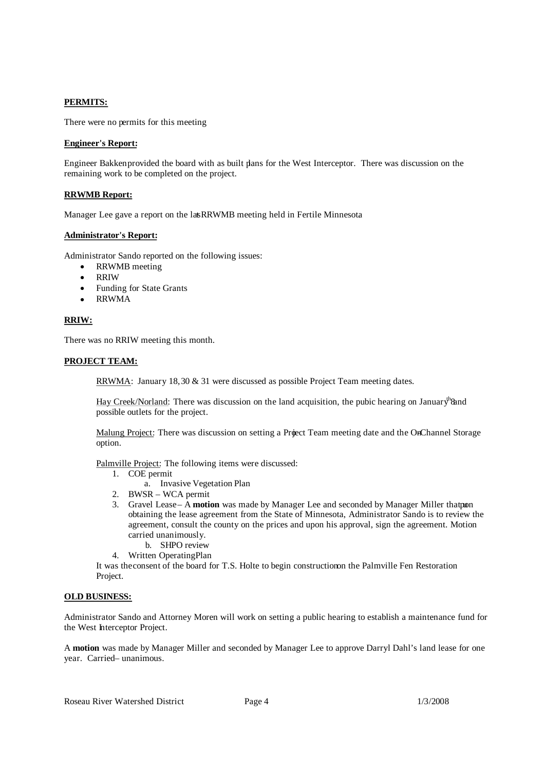**PERMITS:**

There were no permits for this meeting

**Engineer's Report:**

Engineer Bakken provided the board with as built plans for the West Interceptor. There was discussion on the remaining work to be completed on the project.

**RRWMB Report:**

Manager Lee gave a report on the last RRWMB meeting held in Fertile Minnesota

**Administrator's Report:**

Administrator Sando reported on the following issues:

- RRWMB meeting
- RRIW
- Funding for State Grants
- RRWMA

**RRIW:**

There was no RRIW meeting this month.

**PROJECT TEAM:**

RRWMA: January 18, 30 & 31 were discussed as possible Project Team meeting dates.

Hay Creek/Norland: There was discussion on the land acquisition, the pubic hearing on January 8th and possible outlets for the project.

Malung Project: There was discussion on setting a Project Team meeting date and the On-Channel Storage option.

Palmville Project: The following items were discussed:

1. COE permit
   a. Invasive Vegetation Plan
2. BWSR – WCA permit
3. Gravel Lease – A **motion** was made by Manager Lee and seconded by Manager Miller that upon obtaining the lease agreement from the State of Minnesota, Administrator Sando is to review the agreement, consult the county on the prices and upon his approval, sign the agreement. Motion carried unanimously.
   b. SHPO review
4. Written Operating Plan

It was the consent of the board for T.S. Holte to begin construction on the Palmville Fen Restoration Project.

**OLD BUSINESS:**

Administrator Sando and Attorney Moren will work on setting a public hearing to establish a maintenance fund for the West Interceptor Project.

A **motion** was made by Manager Miller and seconded by Manager Lee to approve Darryl Dahl's land lease for one year. Carried – unanimous.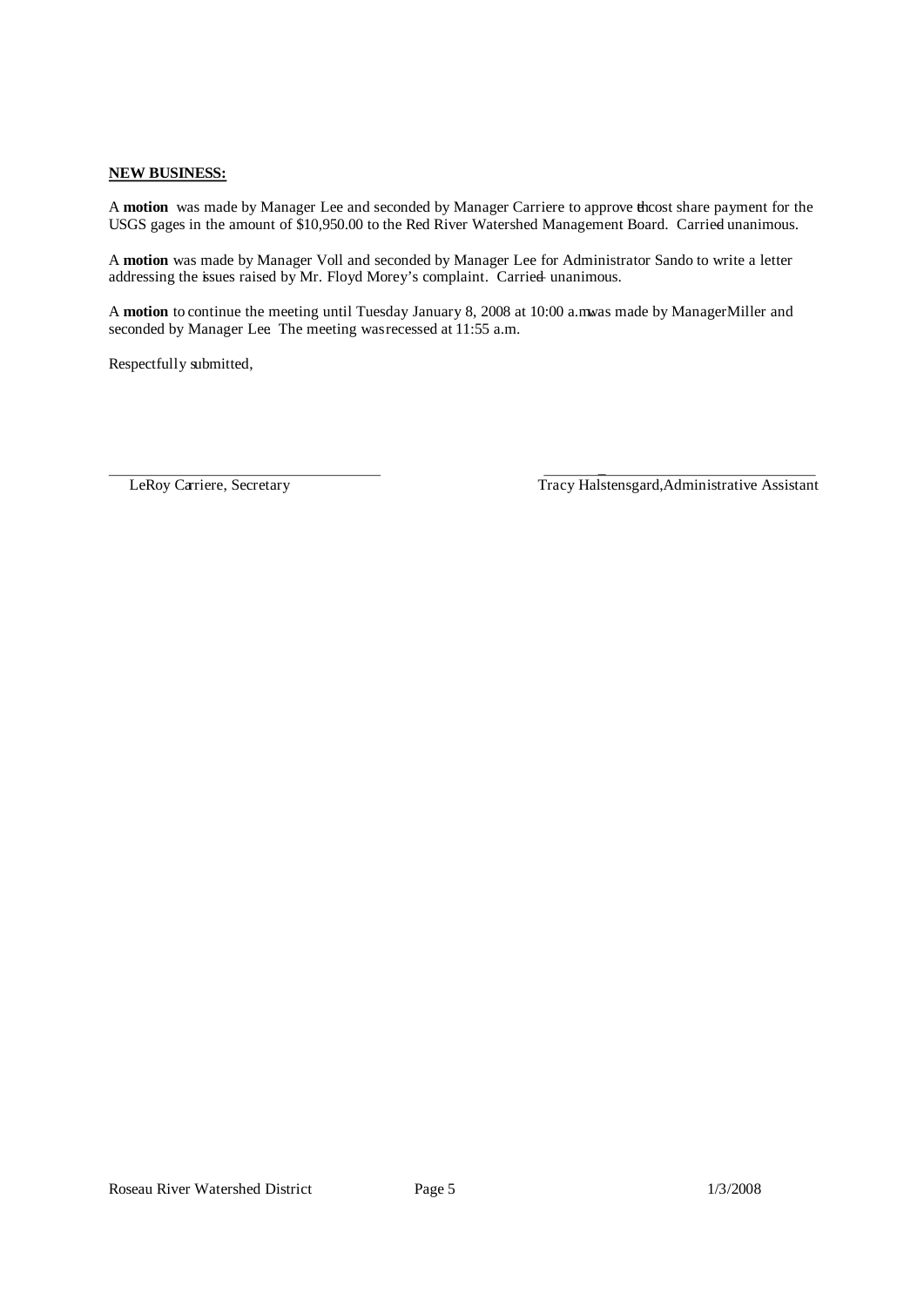**NEW BUSINESS:**

A **motion** was made by Manager Lee and seconded by Manager Carriere to approve the cost share payment for the USGS gages in the amount of $10,950.00 to the Red River Watershed Management Board. Carried unanimous.

A **motion** was made by Manager Voll and seconded by Manager Lee for Administrator Sando to write a letter addressing the issues raised by Mr. Floyd Morey's complaint. Carried unanimous.

A **motion** to continue the meeting until Tuesday January 8, 2008 at 10:00 a.m. was made by Manager Miller and seconded by Manager Lee. The meeting was recessed at 11:55 a.m.

Respectfully submitted,

\_\_\_\_\_\_\_\_\_\_\_\_\_\_\_\_\_\_\_\_\_\_\_\_\_\_\_\_\_\_\_\_\_\_\_\_ \_\_\_\_\_\_\_\_\_\_\_\_\_\_\_\_\_\_\_\_\_\_\_\_\_\_\_\_\_\_\_\_\_\_\_\_

LeRoy Carriere, Secretary Tracy Halstensgard, Administrative Assistant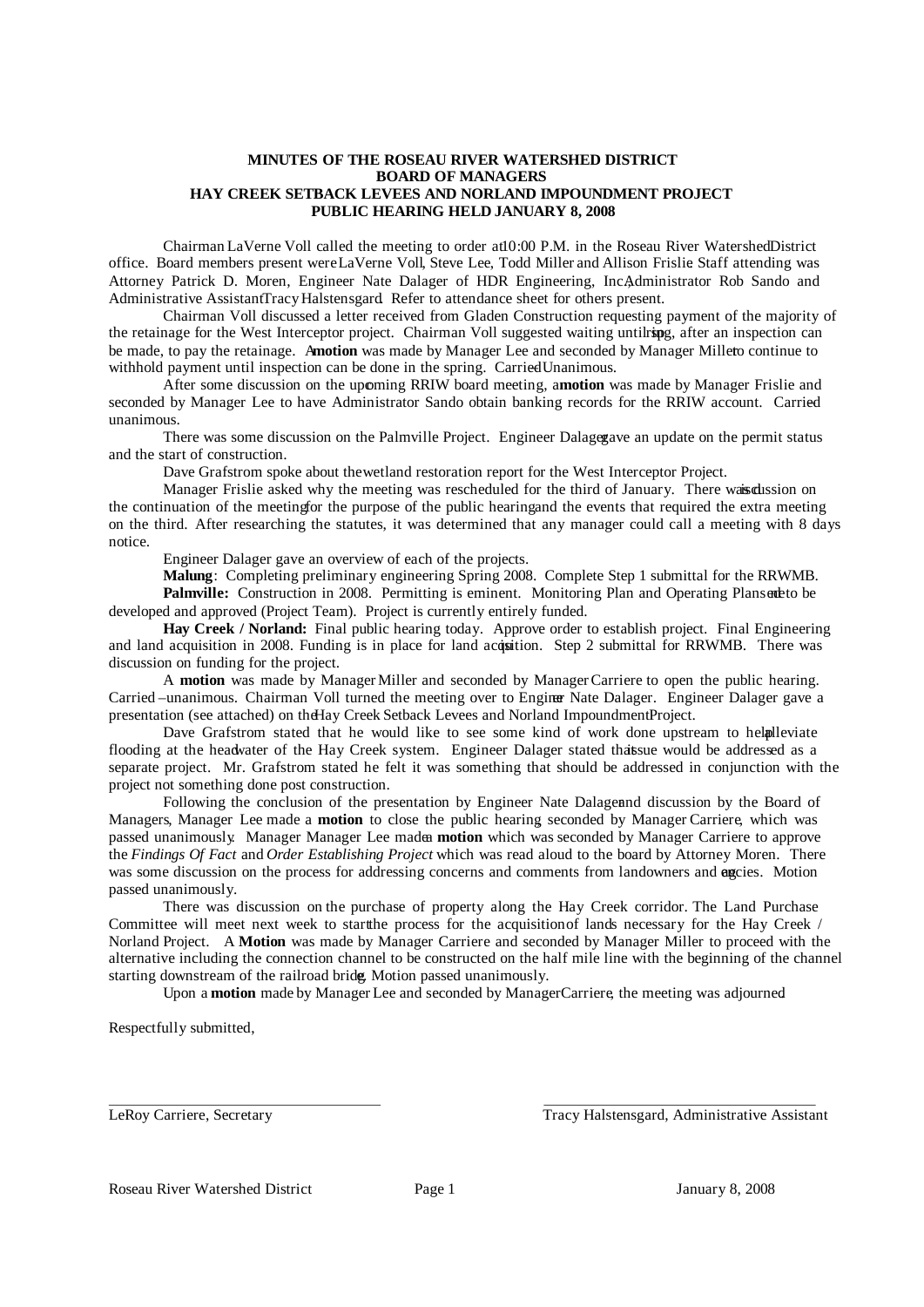**MINUTES OF THE ROSEAU RIVER WATERSHED DISTRICT**
**BOARD OF MANAGERS**
**HAY CREEK SETBACK LEVEES AND NORLAND IMPOUNDMENT PROJECT**
**PUBLIC HEARING HELD JANUARY 8, 2008**

Chairman LaVerne Voll called the meeting to order at 10:00 P.M. in the Roseau River Watershed District office. Board members present were LaVerne Voll, Steve Lee, Todd Miller and Allison Frislie Staff attending was Attorney Patrick D. Moren, Engineer Nate Dalager of HDR Engineering, Inc., Administrator Rob Sando and Administrative Assistant Tracy Halstensgard. Refer to attendance sheet for others present.

Chairman Voll discussed a letter received from Gladen Construction requesting payment of the majority of the retainage for the West Interceptor project. Chairman Voll suggested waiting until spring, after an inspection can be made, to pay the retainage. A **motion** was made by Manager Lee and seconded by Manager Miller to continue to withhold payment until inspection can be done in the spring. Carried–Unanimous.

After some discussion on the upcoming RRIW board meeting, a **motion** was made by Manager Frislie and seconded by Manager Lee to have Administrator Sando obtain banking records for the RRIW account. Carried–unanimous.

There was some discussion on the Palmville Project. Engineer Dalager gave an update on the permit status and the start of construction.

Dave Grafstrom spoke about the wetland restoration report for the West Interceptor Project.

Manager Frislie asked why the meeting was rescheduled for the third of January. There was discussion on the continuation of the meeting for the purpose of the public hearing and the events that required the extra meeting on the third. After researching the statutes, it was determined that any manager could call a meeting with 8 days notice.

Engineer Dalager gave an overview of each of the projects.

**Malung**: Completing preliminary engineering Spring 2008. Complete Step 1 submittal for the RRWMB.

**Palmville:** Construction in 2008. Permitting is eminent. Monitoring Plan and Operating Plans need to be developed and approved (Project Team). Project is currently entirely funded.

**Hay Creek / Norland:** Final public hearing today. Approve order to establish project. Final Engineering and land acquisition in 2008. Funding is in place for land acquisition. Step 2 submittal for RRWMB. There was discussion on funding for the project.

A **motion** was made by Manager Miller and seconded by Manager Carriere to open the public hearing. Carried –unanimous. Chairman Voll turned the meeting over to Engineer Nate Dalager. Engineer Dalager gave a presentation (see attached) on the Hay Creek Setback Levees and Norland Impoundment Project.

Dave Grafstrom stated that he would like to see some kind of work done upstream to help alleviate flooding at the headwater of the Hay Creek system. Engineer Dalager stated that issue would be addressed as a separate project. Mr. Grafstrom stated he felt it was something that should be addressed in conjunction with the project not something done post construction.

Following the conclusion of the presentation by Engineer Nate Dalager and discussion by the Board of Managers, Manager Lee made a **motion** to close the public hearing, seconded by Manager Carriere, which was passed unanimously. Manager Manager Lee made a **motion** which was seconded by Manager Carriere to approve the *Findings Of Fact* and *Order Establishing Project* which was read aloud to the board by Attorney Moren. There was some discussion on the process for addressing concerns and comments from landowners and agencies. Motion passed unanimously.

There was discussion on the purchase of property along the Hay Creek corridor. The Land Purchase Committee will meet next week to start the process for the acquisition of lands necessary for the Hay Creek / Norland Project. A **Motion** was made by Manager Carriere and seconded by Manager Miller to proceed with the alternative including the connection channel to be constructed on the half mile line with the beginning of the channel starting downstream of the railroad bridge. Motion passed unanimously.

Upon a **motion** made by Manager Lee and seconded by Manager Carriere, the meeting was adjourned.

Respectfully submitted,

\_\_\_\_\_\_\_\_\_\_\_\_\_\_\_\_\_\_\_\_\_\_\_\_\_\_\_\_\_\_\_\_\_\_\_\_
LeRoy Carriere, Secretary

\_\_\_\_\_\_\_\_\_\_\_\_\_\_\_\_\_\_\_\_\_\_\_\_\_\_\_\_\_\_\_\_\_\_\_\_
Tracy Halstensgard, Administrative Assistant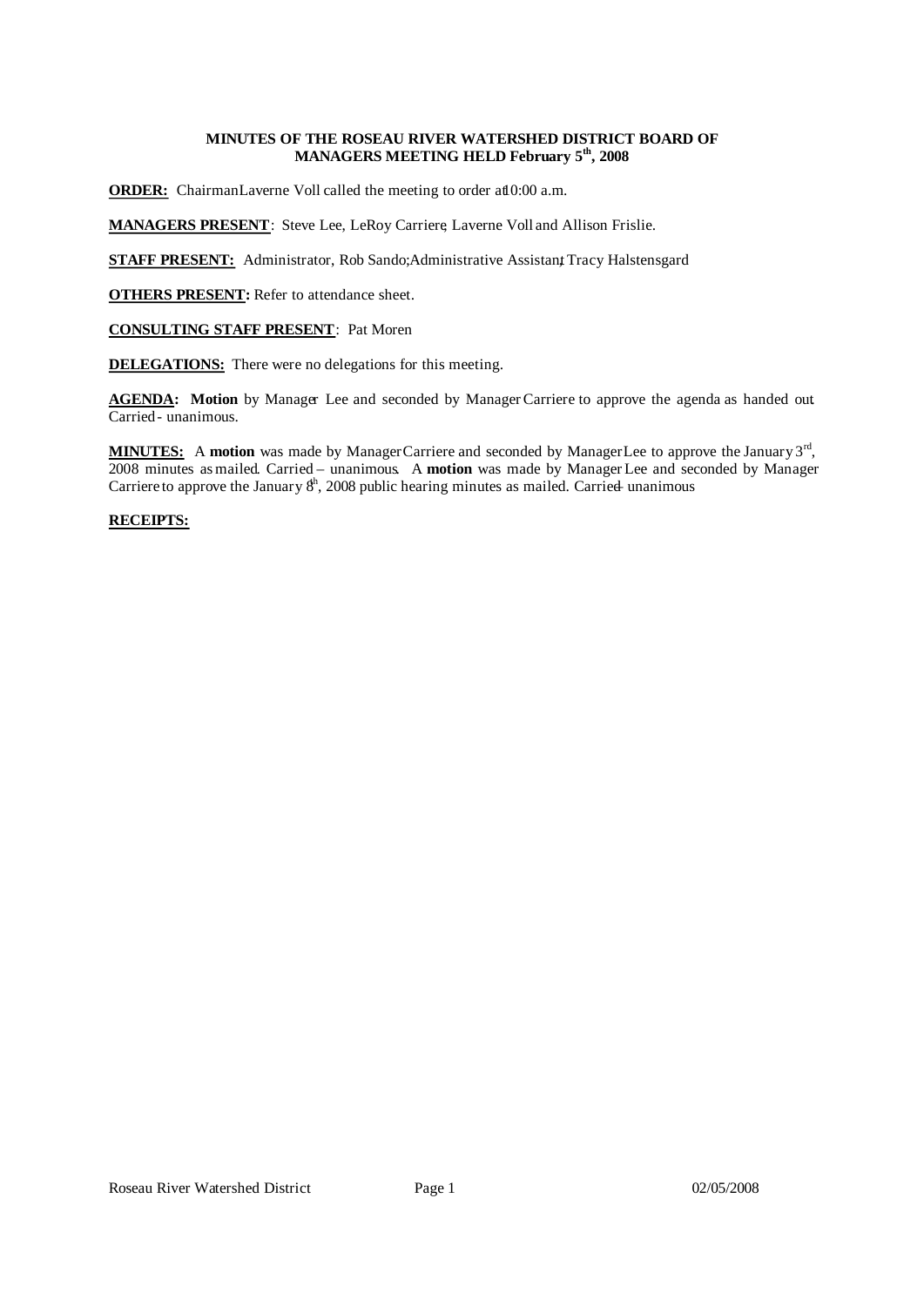**MINUTES OF THE ROSEAU RIVER WATERSHED DISTRICT BOARD OF MANAGERS MEETING HELD February 5th, 2008**

**ORDER:** Chairman Laverne Voll called the meeting to order at 10:00 a.m.

**MANAGERS PRESENT**: Steve Lee, LeRoy Carriere, Laverne Voll and Allison Frislie.

**STAFF PRESENT:** Administrator, Rob Sando; Administrative Assistant, Tracy Halstensgard

**OTHERS PRESENT:** Refer to attendance sheet.

**CONSULTING STAFF PRESENT**: Pat Moren

**DELEGATIONS:** There were no delegations for this meeting.

**AGENDA:** **Motion** by Manager Lee and seconded by Manager Carriere to approve the agenda as handed out. Carried - unanimous.

**MINUTES:** A **motion** was made by Manager Carriere and seconded by Manager Lee to approve the January 3rd, 2008 minutes as mailed. Carried – unanimous. A **motion** was made by Manager Lee and seconded by Manager Carriere to approve the January 8th, 2008 public hearing minutes as mailed. Carried – unanimous

**RECEIPTS:**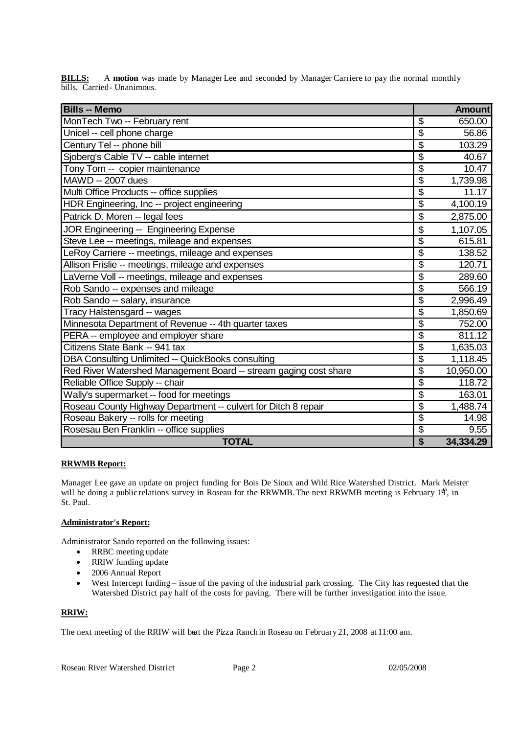**BILLS:** A **motion** was made by Manager Lee and seconded by Manager Carriere to pay the normal monthly bills. Carried- Unanimous.

| Bills -- Memo | | Amount |
|---|---|---|
| MonTech Two -- February rent | $ | 650.00 |
| Unicel -- cell phone charge | $ | 56.86 |
| Century Tel -- phone bill | $ | 103.29 |
| Sjoberg's Cable TV -- cable internet | $ | 40.67 |
| Tony Torn -- copier maintenance | $ | 10.47 |
| MAWD -- 2007 dues | $ | 1,739.98 |
| Multi Office Products -- office supplies | $ | 11.17 |
| HDR Engineering, Inc -- project engineering | $ | 4,100.19 |
| Patrick D. Moren -- legal fees | $ | 2,875.00 |
| JOR Engineering -- Engineering Expense | $ | 1,107.05 |
| Steve Lee -- meetings, mileage and expenses | $ | 615.81 |
| LeRoy Carriere -- meetings, mileage and expenses | $ | 138.52 |
| Allison Frislie -- meetings, mileage and expenses | $ | 120.71 |
| LaVerne Voll -- meetings, mileage and expenses | $ | 289.60 |
| Rob Sando -- expenses and mileage | $ | 566.19 |
| Rob Sando -- salary, insurance | $ | 2,996.49 |
| Tracy Halstensgard -- wages | $ | 1,850.69 |
| Minnesota Department of Revenue -- 4th quarter taxes | $ | 752.00 |
| PERA -- employee and employer share | $ | 811.12 |
| Citizens State Bank -- 941 tax | $ | 1,635.03 |
| DBA Consulting Unlimited -- QuickBooks consulting | $ | 1,118.45 |
| Red River Watershed Management Board -- stream gaging cost share | $ | 10,950.00 |
| Reliable Office Supply -- chair | $ | 118.72 |
| Wally's supermarket -- food for meetings | $ | 163.01 |
| Roseau County Highway Department -- culvert for Ditch 8 repair | $ | 1,488.74 |
| Roseau Bakery -- rolls for meeting | $ | 14.98 |
| Rosesau Ben Franklin -- office supplies | $ | 9.55 |
| **TOTAL** | **$** | **34,334.29** |

**RRWMB Report:**

Manager Lee gave an update on project funding for Bois De Sioux and Wild Rice Watershed District. Mark Meister will be doing a public relations survey in Roseau for the RRWMB. The next RRWMB meeting is February 19th, in St. Paul.

**Administrator's Report:**

Administrator Sando reported on the following issues:

- RRBC meeting update
- RRIW funding update
- 2006 Annual Report
- West Intercept funding – issue of the paving of the industrial park crossing. The City has requested that the Watershed District pay half of the costs for paving. There will be further investigation into the issue.

**RRIW:**

The next meeting of the RRIW will beat the Pizza Ranch in Roseau on February 21, 2008 at 11:00 am.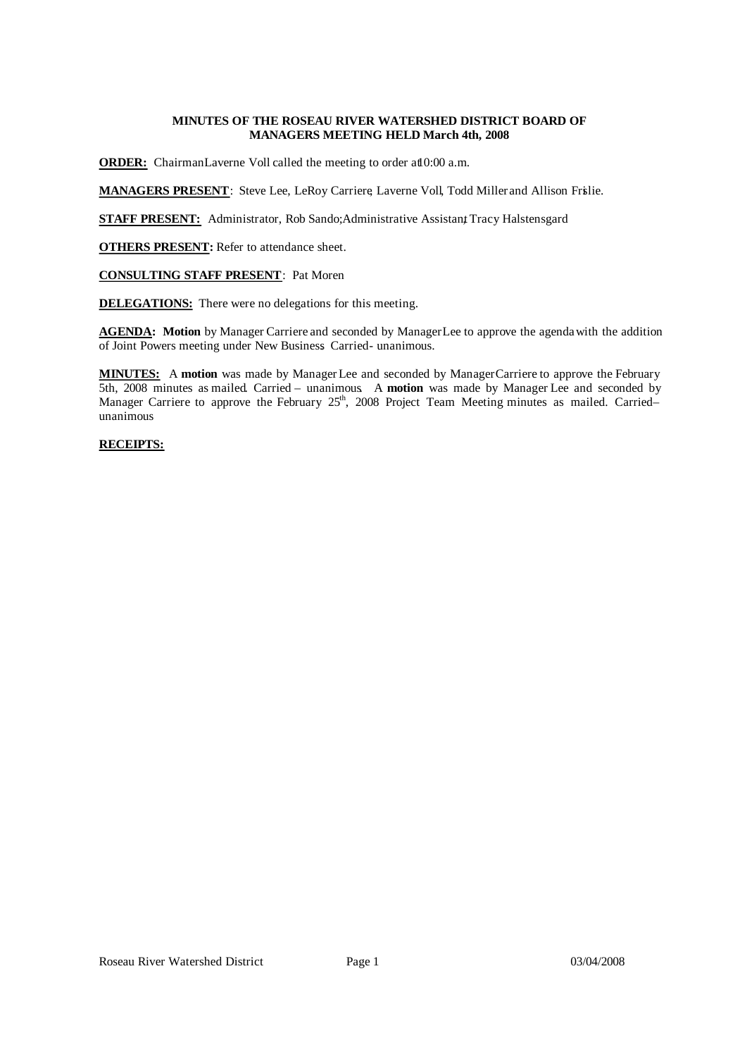**MINUTES OF THE ROSEAU RIVER WATERSHED DISTRICT BOARD OF MANAGERS MEETING HELD March 4th, 2008**

**ORDER:** Chairman Laverne Voll called the meeting to order at 10:00 a.m.

**MANAGERS PRESENT**: Steve Lee, LeRoy Carriere, Laverne Voll, Todd Miller and Allison Frislie.

**STAFF PRESENT:** Administrator, Rob Sando; Administrative Assistant, Tracy Halstensgard

**OTHERS PRESENT:** Refer to attendance sheet.

**CONSULTING STAFF PRESENT**: Pat Moren

**DELEGATIONS:** There were no delegations for this meeting.

**AGENDA: Motion** by Manager Carriere and seconded by Manager Lee to approve the agenda with the addition of Joint Powers meeting under New Business. Carried - unanimous.

**MINUTES:** A **motion** was made by Manager Lee and seconded by Manager Carriere to approve the February 5th, 2008 minutes as mailed. Carried – unanimous. A **motion** was made by Manager Lee and seconded by Manager Carriere to approve the February 25th, 2008 Project Team Meeting minutes as mailed. Carried– unanimous

**RECEIPTS:**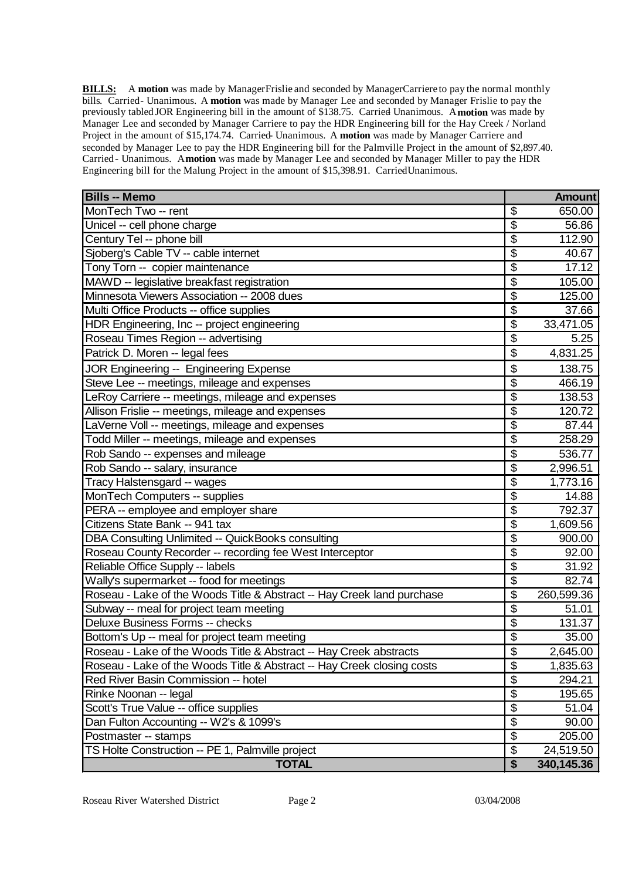**BILLS:** A **motion** was made by Manager Frislie and seconded by Manager Carriere to pay the normal monthly bills. Carried - Unanimous. A **motion** was made by Manager Lee and seconded by Manager Frislie to pay the previously tabled JOR Engineering bill in the amount of $138.75. Carried Unanimous. A **motion** was made by Manager Lee and seconded by Manager Carriere to pay the HDR Engineering bill for the Hay Creek / Norland Project in the amount of $15,174.74. Carried - Unanimous. A **motion** was made by Manager Carriere and seconded by Manager Lee to pay the HDR Engineering bill for the Palmville Project in the amount of $2,897.40. Carried - Unanimous. A **motion** was made by Manager Lee and seconded by Manager Miller to pay the HDR Engineering bill for the Malung Project in the amount of $15,398.91. Carried Unanimous.

| Bills -- Memo | | Amount |
|---|---|---|
| MonTech Two -- rent | $ | 650.00 |
| Unicel -- cell phone charge | $ | 56.86 |
| Century Tel -- phone bill | $ | 112.90 |
| Sjoberg's Cable TV -- cable internet | $ | 40.67 |
| Tony Torn -- copier maintenance | $ | 17.12 |
| MAWD -- legislative breakfast registration | $ | 105.00 |
| Minnesota Viewers Association -- 2008 dues | $ | 125.00 |
| Multi Office Products -- office supplies | $ | 37.66 |
| HDR Engineering, Inc -- project engineering | $ | 33,471.05 |
| Roseau Times Region -- advertising | $ | 5.25 |
| Patrick D. Moren -- legal fees | $ | 4,831.25 |
| JOR Engineering -- Engineering Expense | $ | 138.75 |
| Steve Lee -- meetings, mileage and expenses | $ | 466.19 |
| LeRoy Carriere -- meetings, mileage and expenses | $ | 138.53 |
| Allison Frislie -- meetings, mileage and expenses | $ | 120.72 |
| LaVerne Voll -- meetings, mileage and expenses | $ | 87.44 |
| Todd Miller -- meetings, mileage and expenses | $ | 258.29 |
| Rob Sando -- expenses and mileage | $ | 536.77 |
| Rob Sando -- salary, insurance | $ | 2,996.51 |
| Tracy Halstensgard -- wages | $ | 1,773.16 |
| MonTech Computers -- supplies | $ | 14.88 |
| PERA -- employee and employer share | $ | 792.37 |
| Citizens State Bank -- 941 tax | $ | 1,609.56 |
| DBA Consulting Unlimited -- QuickBooks consulting | $ | 900.00 |
| Roseau County Recorder -- recording fee West Interceptor | $ | 92.00 |
| Reliable Office Supply -- labels | $ | 31.92 |
| Wally's supermarket -- food for meetings | $ | 82.74 |
| Roseau - Lake of the Woods Title & Abstract -- Hay Creek land purchase | $ | 260,599.36 |
| Subway -- meal for project team meeting | $ | 51.01 |
| Deluxe Business Forms -- checks | $ | 131.37 |
| Bottom's Up -- meal for project team meeting | $ | 35.00 |
| Roseau - Lake of the Woods Title & Abstract -- Hay Creek abstracts | $ | 2,645.00 |
| Roseau - Lake of the Woods Title & Abstract -- Hay Creek closing costs | $ | 1,835.63 |
| Red River Basin Commission -- hotel | $ | 294.21 |
| Rinke Noonan -- legal | $ | 195.65 |
| Scott's True Value -- office supplies | $ | 51.04 |
| Dan Fulton Accounting -- W2's & 1099's | $ | 90.00 |
| Postmaster -- stamps | $ | 205.00 |
| TS Holte Construction -- PE 1, Palmville project | $ | 24,519.50 |
| **TOTAL** | **$** | **340,145.36** |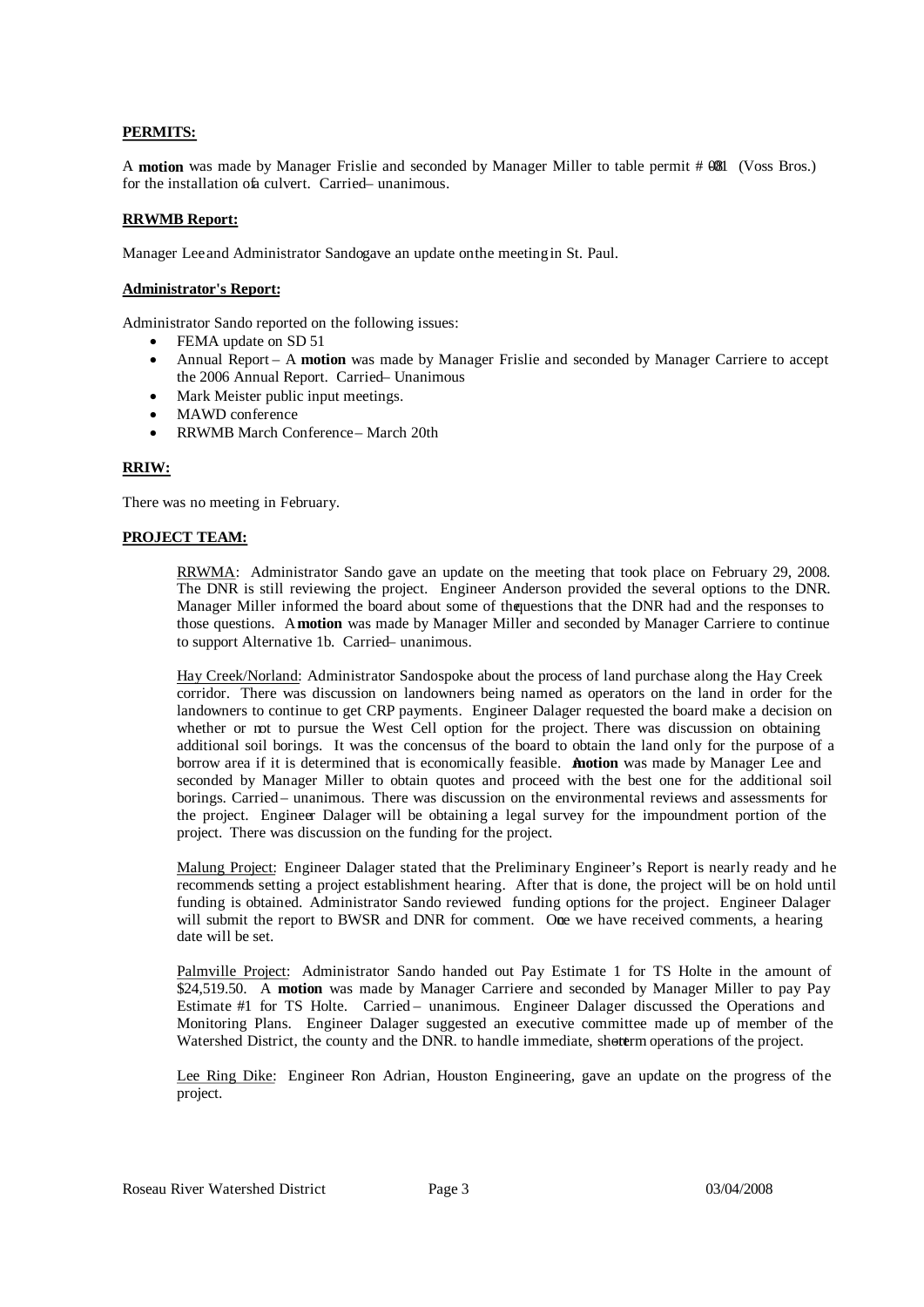**PERMITS:**

A **motion** was made by Manager Frislie and seconded by Manager Miller to table permit # 08-01 (Voss Bros.) for the installation of a culvert. Carried – unanimous.

**RRWMB Report:**

Manager Lee and Administrator Sando gave an update on the meeting in St. Paul.

**Administrator's Report:**

Administrator Sando reported on the following issues:

- FEMA update on SD 51
- Annual Report – A **motion** was made by Manager Frislie and seconded by Manager Carriere to accept the 2006 Annual Report. Carried – Unanimous
- Mark Meister public input meetings.
- MAWD conference
- RRWMB March Conference – March 20th

**RRIW:**

There was no meeting in February.

**PROJECT TEAM:**

RRWMA: Administrator Sando gave an update on the meeting that took place on February 29, 2008. The DNR is still reviewing the project. Engineer Anderson provided the several options to the DNR. Manager Miller informed the board about some of the questions that the DNR had and the responses to those questions. A **motion** was made by Manager Miller and seconded by Manager Carriere to continue to support Alternative 1b. Carried – unanimous.

Hay Creek/Norland: Administrator Sando spoke about the process of land purchase along the Hay Creek corridor. There was discussion on landowners being named as operators on the land in order for the landowners to continue to get CRP payments. Engineer Dalager requested the board make a decision on whether or not to pursue the West Cell option for the project. There was discussion on obtaining additional soil borings. It was the concensus of the board to obtain the land only for the purpose of a borrow area if it is determined that is economically feasible. A **motion** was made by Manager Lee and seconded by Manager Miller to obtain quotes and proceed with the best one for the additional soil borings. Carried – unanimous. There was discussion on the environmental reviews and assessments for the project. Engineer Dalager will be obtaining a legal survey for the impoundment portion of the project. There was discussion on the funding for the project.

Malung Project: Engineer Dalager stated that the Preliminary Engineer's Report is nearly ready and he recommends setting a project establishment hearing. After that is done, the project will be on hold until funding is obtained. Administrator Sando reviewed funding options for the project. Engineer Dalager will submit the report to BWSR and DNR for comment. Once we have received comments, a hearing date will be set.

Palmville Project: Administrator Sando handed out Pay Estimate 1 for TS Holte in the amount of $24,519.50. A **motion** was made by Manager Carriere and seconded by Manager Miller to pay Pay Estimate #1 for TS Holte. Carried – unanimous. Engineer Dalager discussed the Operations and Monitoring Plans. Engineer Dalager suggested an executive committee made up of member of the Watershed District, the county and the DNR. to handle immediate, short-term operations of the project.

Lee Ring Dike: Engineer Ron Adrian, Houston Engineering, gave an update on the progress of the project.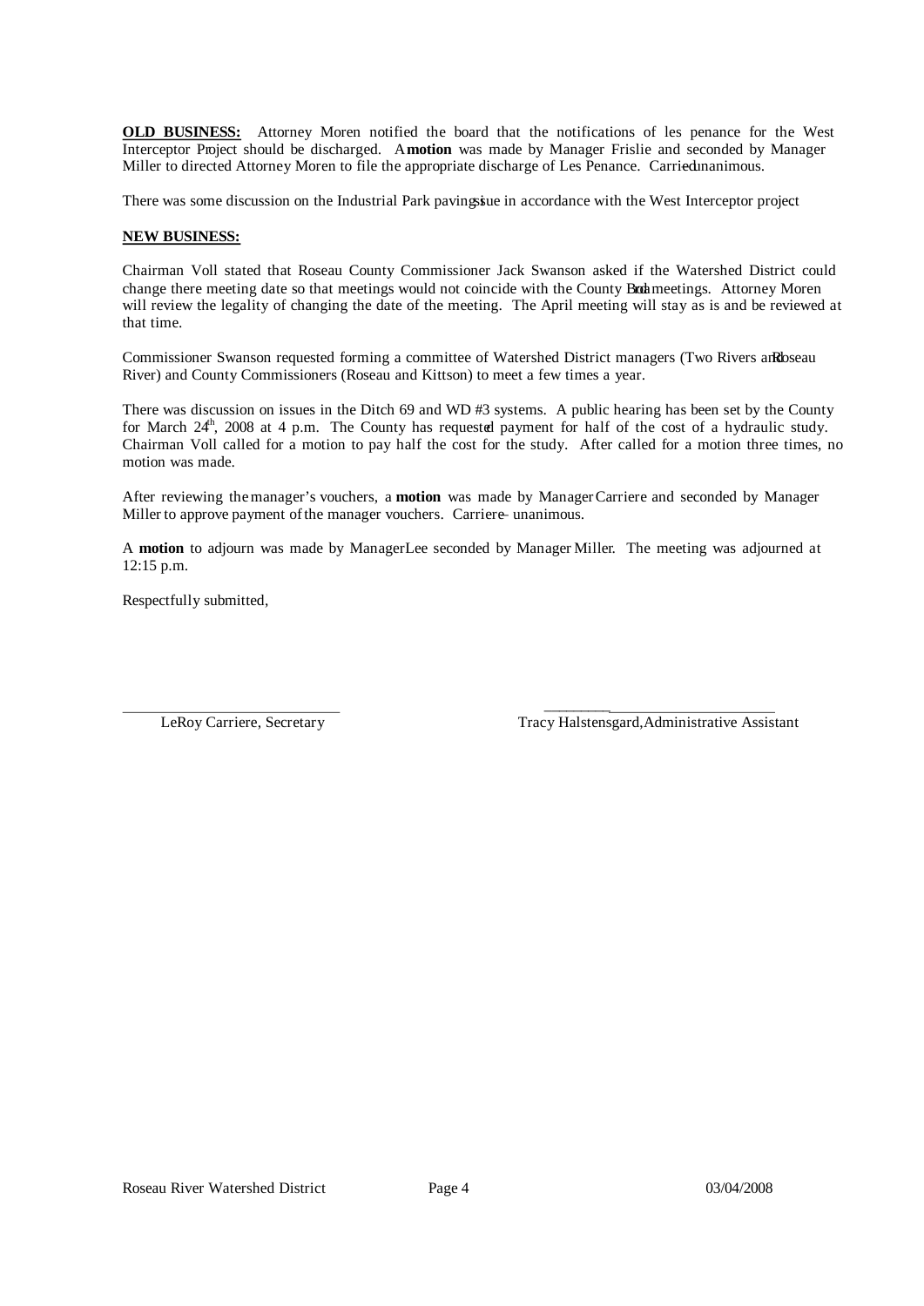**OLD BUSINESS:** Attorney Moren notified the board that the notifications of les penance for the West Interceptor Project should be discharged. A **motion** was made by Manager Frislie and seconded by Manager Miller to directed Attorney Moren to file the appropriate discharge of Les Penance. Carried unanimous.

There was some discussion on the Industrial Park paving issue in accordance with the West Interceptor project

**NEW BUSINESS:**

Chairman Voll stated that Roseau County Commissioner Jack Swanson asked if the Watershed District could change there meeting date so that meetings would not coincide with the County Board meetings. Attorney Moren will review the legality of changing the date of the meeting. The April meeting will stay as is and be reviewed at that time.

Commissioner Swanson requested forming a committee of Watershed District managers (Two Rivers and Roseau River) and County Commissioners (Roseau and Kittson) to meet a few times a year.

There was discussion on issues in the Ditch 69 and WD #3 systems. A public hearing has been set by the County for March 24th, 2008 at 4 p.m. The County has requested payment for half of the cost of a hydraulic study. Chairman Voll called for a motion to pay half the cost for the study. After called for a motion three times, no motion was made.

After reviewing the manager's vouchers, a **motion** was made by Manager Carriere and seconded by Manager Miller to approve payment of the manager vouchers. Carried – unanimous.

A **motion** to adjourn was made by Manager Lee seconded by Manager Miller. The meeting was adjourned at 12:15 p.m.

Respectfully submitted,

\_\_\_\_\_\_\_\_\_\_\_\_\_\_\_\_\_\_\_\_\_\_\_\_\_\_\_\_
LeRoy Carriere, Secretary

\_\_\_\_\_\_\_\_\_\_\_\_\_\_\_\_\_\_\_\_\_\_\_\_\_\_\_\_
Tracy Halstensgard, Administrative Assistant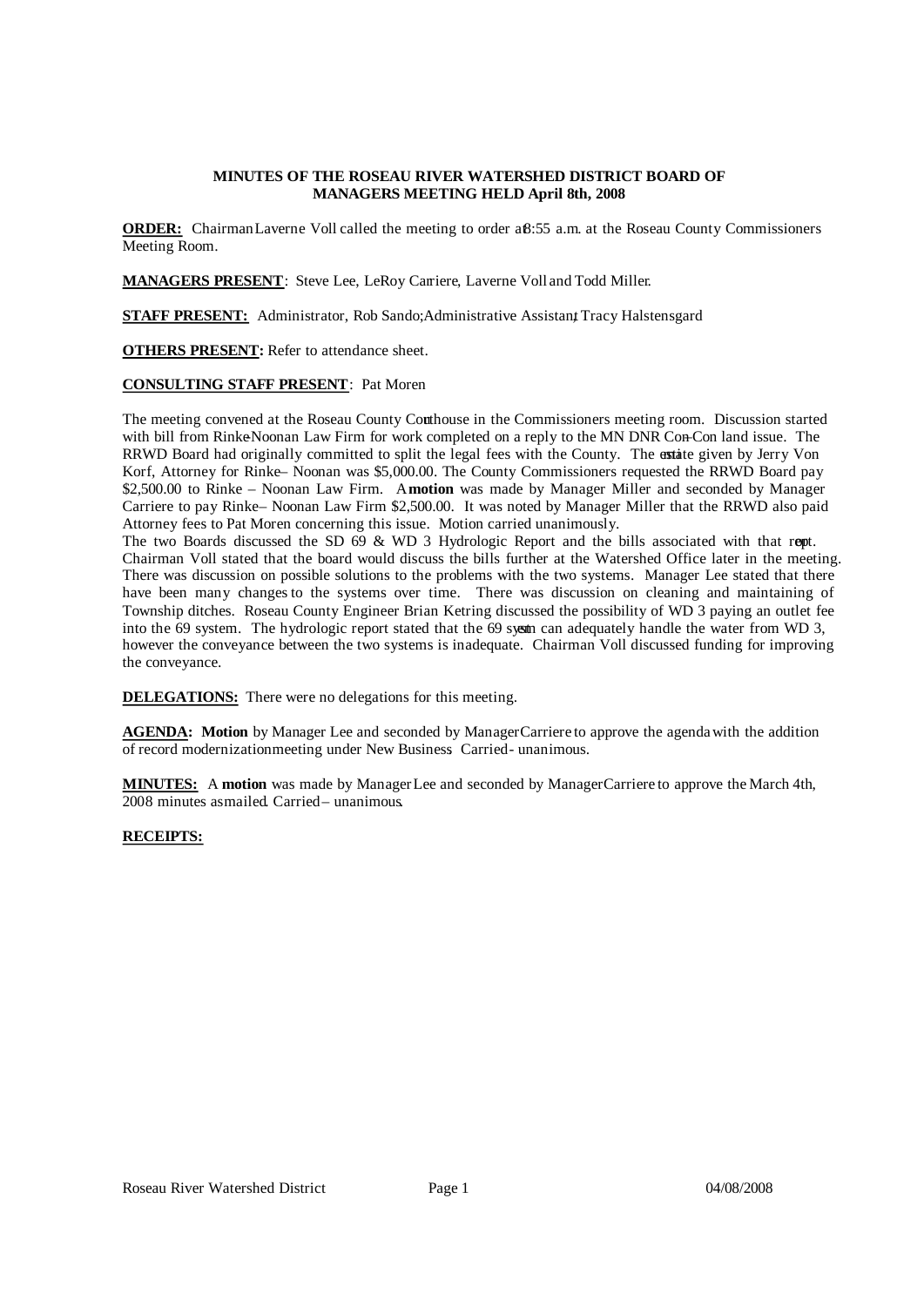**MINUTES OF THE ROSEAU RIVER WATERSHED DISTRICT BOARD OF MANAGERS MEETING HELD April 8th, 2008**

**ORDER:** Chairman Laverne Voll called the meeting to order at 8:55 a.m. at the Roseau County Commissioners Meeting Room.

**MANAGERS PRESENT**: Steve Lee, LeRoy Carriere, Laverne Voll and Todd Miller.

**STAFF PRESENT:** Administrator, Rob Sando; Administrative Assistant, Tracy Halstensgard

**OTHERS PRESENT:** Refer to attendance sheet.

**CONSULTING STAFF PRESENT**: Pat Moren

The meeting convened at the Roseau County Courthouse in the Commissioners meeting room. Discussion started with bill from Rinke-Noonan Law Firm for work completed on a reply to the MN DNR Con-Con land issue. The RRWD Board had originally committed to split the legal fees with the County. The estimate given by Jerry Von Korf, Attorney for Rinke– Noonan was $5,000.00. The County Commissioners requested the RRWD Board pay $2,500.00 to Rinke – Noonan Law Firm. A **motion** was made by Manager Miller and seconded by Manager Carriere to pay Rinke– Noonan Law Firm $2,500.00. It was noted by Manager Miller that the RRWD also paid Attorney fees to Pat Moren concerning this issue. Motion carried unanimously.

The two Boards discussed the SD 69 & WD 3 Hydrologic Report and the bills associated with that report. Chairman Voll stated that the board would discuss the bills further at the Watershed Office later in the meeting. There was discussion on possible solutions to the problems with the two systems. Manager Lee stated that there have been many changes to the systems over time. There was discussion on cleaning and maintaining of Township ditches. Roseau County Engineer Brian Ketring discussed the possibility of WD 3 paying an outlet fee into the 69 system. The hydrologic report stated that the 69 system can adequately handle the water from WD 3, however the conveyance between the two systems is inadequate. Chairman Voll discussed funding for improving the conveyance.

**DELEGATIONS:** There were no delegations for this meeting.

**AGENDA:** **Motion** by Manager Lee and seconded by Manager Carriere to approve the agenda with the addition of record modernization meeting under New Business. Carried - unanimous.

**MINUTES:** A **motion** was made by Manager Lee and seconded by Manager Carriere to approve the March 4th, 2008 minutes as mailed. Carried – unanimous.

**RECEIPTS:**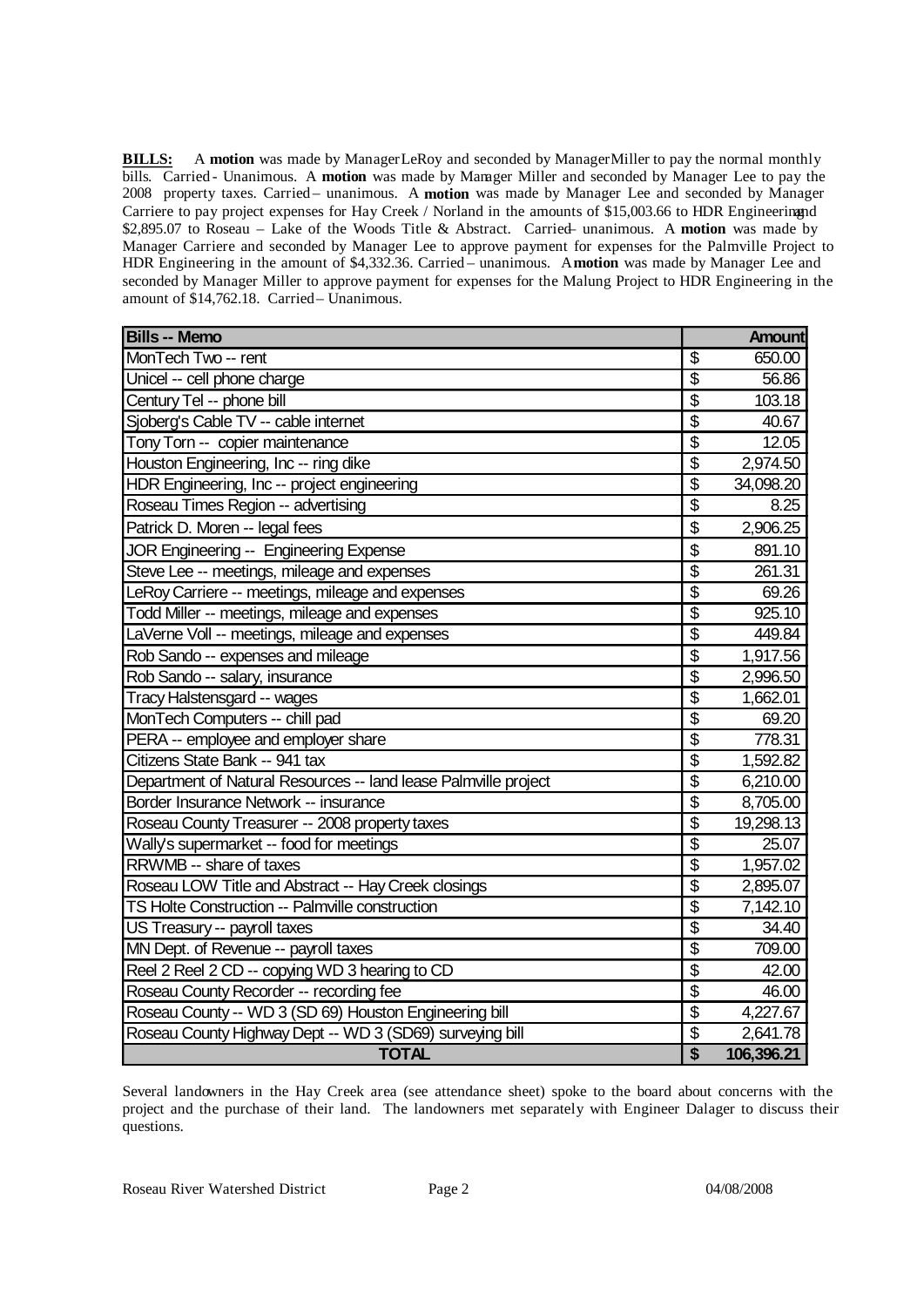**BILLS:** A **motion** was made by Manager LeRoy and seconded by Manager Miller to pay the normal monthly bills. Carried - Unanimous. A **motion** was made by Manager Miller and seconded by Manager Lee to pay the 2008 property taxes. Carried – unanimous. A **motion** was made by Manager Lee and seconded by Manager Carriere to pay project expenses for Hay Creek / Norland in the amounts of $15,003.66 to HDR Engineering and $2,895.07 to Roseau – Lake of the Woods Title & Abstract. Carried – unanimous. A **motion** was made by Manager Carriere and seconded by Manager Lee to approve payment for expenses for the Palmville Project to HDR Engineering in the amount of $4,332.36. Carried – unanimous. A **motion** was made by Manager Lee and seconded by Manager Miller to approve payment for expenses for the Malung Project to HDR Engineering in the amount of $14,762.18. Carried – Unanimous.

| Bills -- Memo | | Amount |
|---|---|---|
| MonTech Two -- rent | $ | 650.00 |
| Unicel -- cell phone charge | $ | 56.86 |
| Century Tel -- phone bill | $ | 103.18 |
| Sjoberg's Cable TV -- cable internet | $ | 40.67 |
| Tony Torn -- copier maintenance | $ | 12.05 |
| Houston Engineering, Inc -- ring dike | $ | 2,974.50 |
| HDR Engineering, Inc -- project engineering | $ | 34,098.20 |
| Roseau Times Region -- advertising | $ | 8.25 |
| Patrick D. Moren -- legal fees | $ | 2,906.25 |
| JOR Engineering -- Engineering Expense | $ | 891.10 |
| Steve Lee -- meetings, mileage and expenses | $ | 261.31 |
| LeRoy Carriere -- meetings, mileage and expenses | $ | 69.26 |
| Todd Miller -- meetings, mileage and expenses | $ | 925.10 |
| LaVerne Voll -- meetings, mileage and expenses | $ | 449.84 |
| Rob Sando -- expenses and mileage | $ | 1,917.56 |
| Rob Sando -- salary, insurance | $ | 2,996.50 |
| Tracy Halstensgard -- wages | $ | 1,662.01 |
| MonTech Computers -- chill pad | $ | 69.20 |
| PERA -- employee and employer share | $ | 778.31 |
| Citizens State Bank -- 941 tax | $ | 1,592.82 |
| Department of Natural Resources -- land lease Palmville project | $ | 6,210.00 |
| Border Insurance Network -- insurance | $ | 8,705.00 |
| Roseau County Treasurer -- 2008 property taxes | $ | 19,298.13 |
| Wally's supermarket -- food for meetings | $ | 25.07 |
| RRWMB -- share of taxes | $ | 1,957.02 |
| Roseau LOW Title and Abstract -- Hay Creek closings | $ | 2,895.07 |
| TS Holte Construction -- Palmville construction | $ | 7,142.10 |
| US Treasury -- payroll taxes | $ | 34.40 |
| MN Dept. of Revenue -- payroll taxes | $ | 709.00 |
| Reel 2 Reel 2 CD -- copying WD 3 hearing to CD | $ | 42.00 |
| Roseau County Recorder -- recording fee | $ | 46.00 |
| Roseau County -- WD 3 (SD 69) Houston Engineering bill | $ | 4,227.67 |
| Roseau County Highway Dept -- WD 3 (SD69) surveying bill | $ | 2,641.78 |
| **TOTAL** | **$** | **106,396.21** |

Several landowners in the Hay Creek area (see attendance sheet) spoke to the board about concerns with the project and the purchase of their land. The landowners met separately with Engineer Dalager to discuss their questions.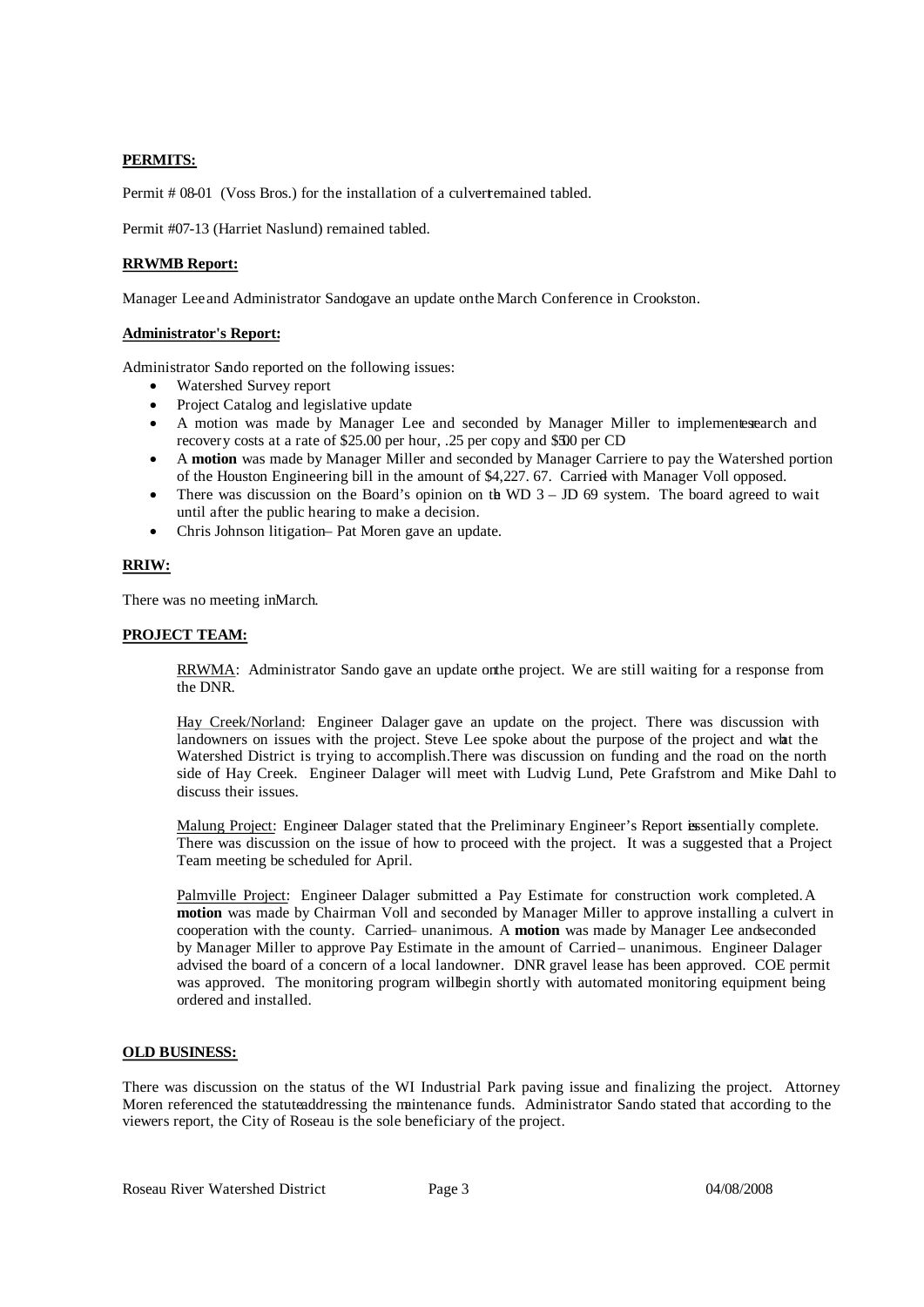**PERMITS:**

Permit # 08-01 (Voss Bros.) for the installation of a culvert remained tabled.

Permit #07-13 (Harriet Naslund) remained tabled.

**RRWMB Report:**

Manager Lee and Administrator Sando gave an update on the March Conference in Crookston.

**Administrator's Report:**

Administrator Sando reported on the following issues:

- Watershed Survey report
- Project Catalog and legislative update
- A motion was made by Manager Lee and seconded by Manager Miller to implement research and recovery costs at a rate of $25.00 per hour, .25 per copy and $5.00 per CD
- A **motion** was made by Manager Miller and seconded by Manager Carriere to pay the Watershed portion of the Houston Engineering bill in the amount of $4,227. 67. Carried – with Manager Voll opposed.
- There was discussion on the Board's opinion on the WD 3 – JD 69 system. The board agreed to wait until after the public hearing to make a decision.
- Chris Johnson litigation – Pat Moren gave an update.

**RRIW:**

There was no meeting in March.

**PROJECT TEAM:**

RRWMA: Administrator Sando gave an update on the project. We are still waiting for a response from the DNR.

Hay Creek/Norland: Engineer Dalager gave an update on the project. There was discussion with landowners on issues with the project. Steve Lee spoke about the purpose of the project and what the Watershed District is trying to accomplish. There was discussion on funding and the road on the north side of Hay Creek. Engineer Dalager will meet with Ludvig Lund, Pete Grafstrom and Mike Dahl to discuss their issues.

Malung Project: Engineer Dalager stated that the Preliminary Engineer's Report is essentially complete. There was discussion on the issue of how to proceed with the project. It was a suggested that a Project Team meeting be scheduled for April.

Palmville Project: Engineer Dalager submitted a Pay Estimate for construction work completed. A **motion** was made by Chairman Voll and seconded by Manager Miller to approve installing a culvert in cooperation with the county. Carried – unanimous. A **motion** was made by Manager Lee and seconded by Manager Miller to approve Pay Estimate in the amount of Carried – unanimous. Engineer Dalager advised the board of a concern of a local landowner. DNR gravel lease has been approved. COE permit was approved. The monitoring program will begin shortly with automated monitoring equipment being ordered and installed.

**OLD BUSINESS:**

There was discussion on the status of the WI Industrial Park paving issue and finalizing the project. Attorney Moren referenced the statute addressing the maintenance funds. Administrator Sando stated that according to the viewers report, the City of Roseau is the sole beneficiary of the project.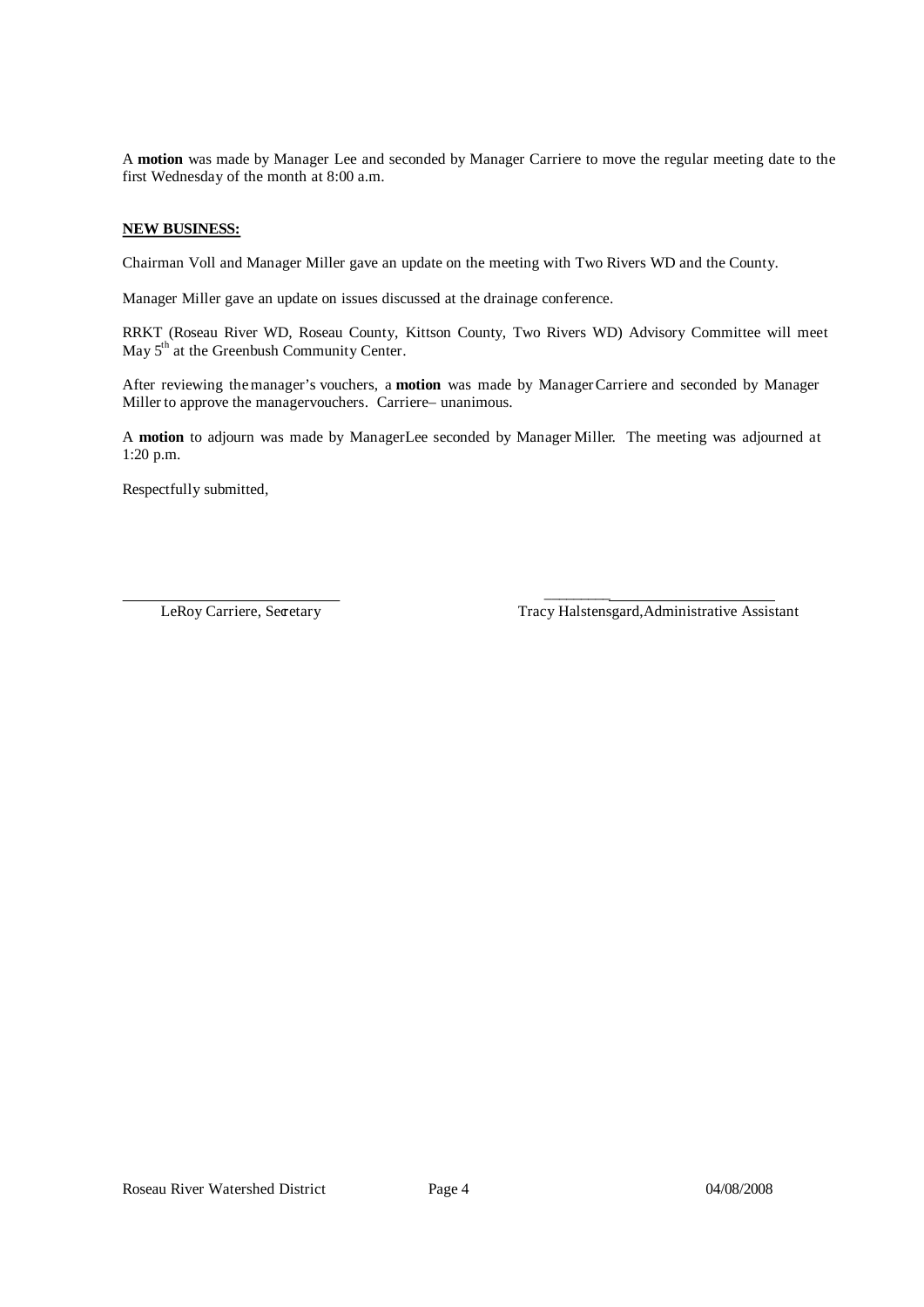A **motion** was made by Manager Lee and seconded by Manager Carriere to move the regular meeting date to the first Wednesday of the month at 8:00 a.m.

**NEW BUSINESS:**

Chairman Voll and Manager Miller gave an update on the meeting with Two Rivers WD and the County.

Manager Miller gave an update on issues discussed at the drainage conference.

RRKT (Roseau River WD, Roseau County, Kittson County, Two Rivers WD) Advisory Committee will meet May 5th at the Greenbush Community Center.

After reviewing the manager's vouchers, a **motion** was made by Manager Carriere and seconded by Manager Miller to approve the manager vouchers. Carriere– unanimous.

A **motion** to adjourn was made by Manager Lee seconded by Manager Miller. The meeting was adjourned at 1:20 p.m.

Respectfully submitted,

LeRoy Carriere, Secretary

Tracy Halstensgard, Administrative Assistant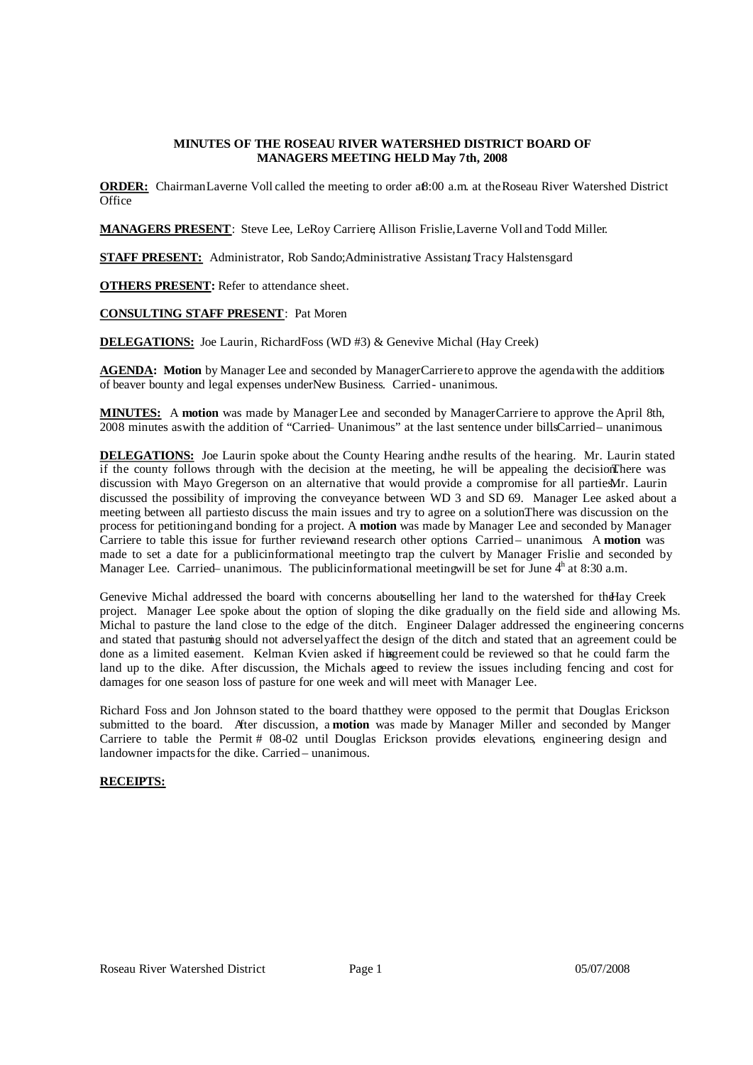**MINUTES OF THE ROSEAU RIVER WATERSHED DISTRICT BOARD OF MANAGERS MEETING HELD May 7th, 2008**

**ORDER:** Chairman Laverne Voll called the meeting to order at 8:00 a.m. at the Roseau River Watershed District Office

**MANAGERS PRESENT**: Steve Lee, LeRoy Carriere, Allison Frislie, Laverne Voll and Todd Miller.

**STAFF PRESENT:** Administrator, Rob Sando; Administrative Assistant, Tracy Halstensgard

**OTHERS PRESENT:** Refer to attendance sheet.

**CONSULTING STAFF PRESENT**: Pat Moren

**DELEGATIONS:** Joe Laurin, Richard Foss (WD #3) & Genevive Michal (Hay Creek)

**AGENDA: Motion** by Manager Lee and seconded by Manager Carriere to approve the agenda with the additions of beaver bounty and legal expenses under New Business. Carried - unanimous.

**MINUTES:** A **motion** was made by Manager Lee and seconded by Manager Carriere to approve the April 8th, 2008 minutes as with the addition of "Carried – Unanimous" at the last sentence under bills. Carried – unanimous.

**DELEGATIONS:** Joe Laurin spoke about the County Hearing and the results of the hearing. Mr. Laurin stated if the county follows through with the decision at the meeting, he will be appealing the decision. There was discussion with Mayo Gregerson on an alternative that would provide a compromise for all parties. Mr. Laurin discussed the possibility of improving the conveyance between WD 3 and SD 69. Manager Lee asked about a meeting between all parties to discuss the main issues and try to agree on a solution. There was discussion on the process for petitioning and bonding for a project. A **motion** was made by Manager Lee and seconded by Manager Carriere to table this issue for further review and research other options. Carried – unanimous. A **motion** was made to set a date for a public informational meeting to trap the culvert by Manager Frislie and seconded by Manager Lee. Carried – unanimous. The public informational meeting will be set for June 4th at 8:30 a.m.

Genevive Michal addressed the board with concerns about selling her land to the watershed for the Hay Creek project. Manager Lee spoke about the option of sloping the dike gradually on the field side and allowing Ms. Michal to pasture the land close to the edge of the ditch. Engineer Dalager addressed the engineering concerns and stated that pasturing should not adversely affect the design of the ditch and stated that an agreement could be done as a limited easement. Kelman Kvien asked if his agreement could be reviewed so that he could farm the land up to the dike. After discussion, the Michals agreed to review the issues including fencing and cost for damages for one season loss of pasture for one week and will meet with Manager Lee.

Richard Foss and Jon Johnson stated to the board that they were opposed to the permit that Douglas Erickson submitted to the board. After discussion, a **motion** was made by Manager Miller and seconded by Manger Carriere to table the Permit # 08-02 until Douglas Erickson provides elevations, engineering design and landowner impacts for the dike. Carried – unanimous.

**RECEIPTS:**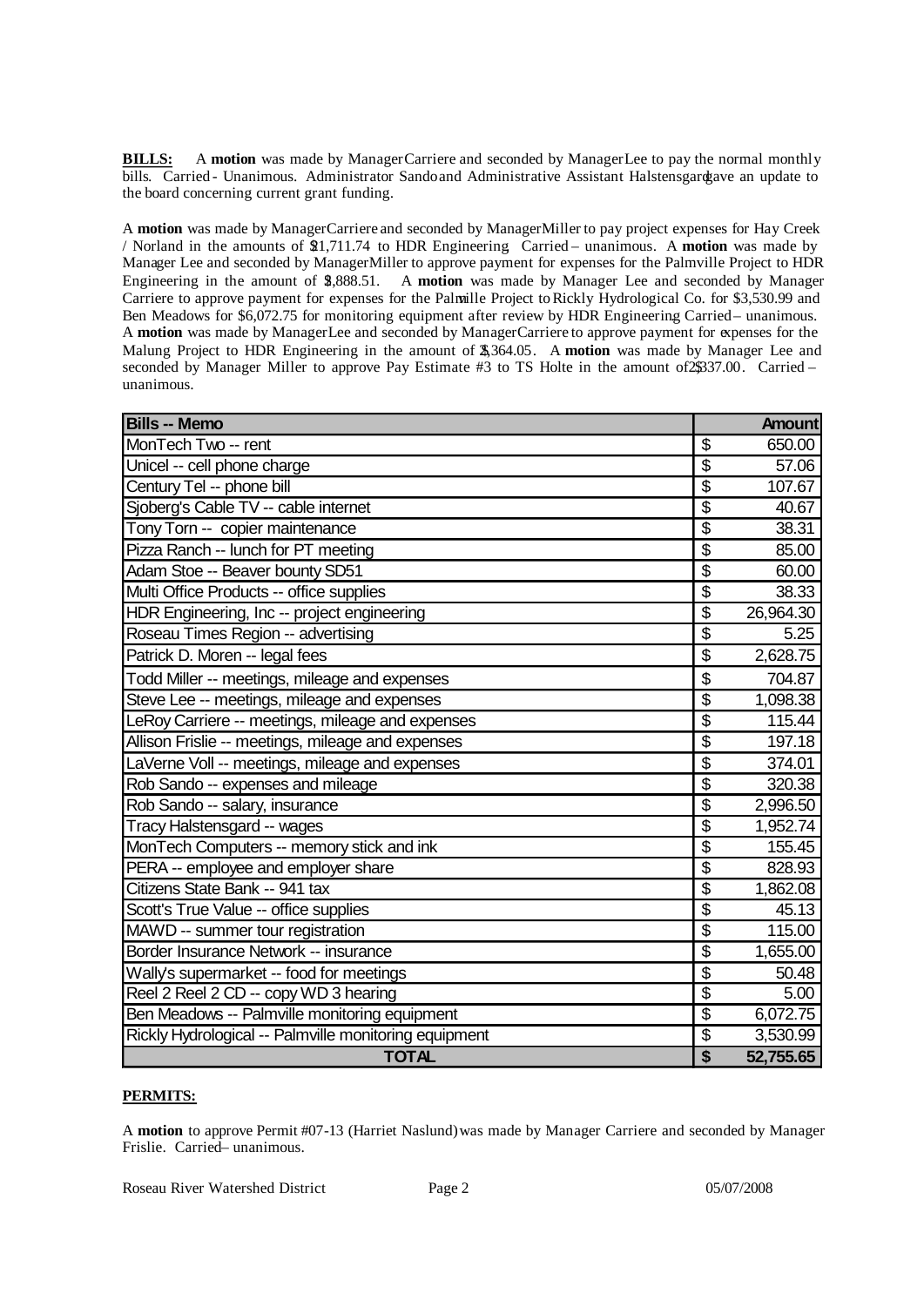**BILLS:** A **motion** was made by Manager Carriere and seconded by Manager Lee to pay the normal monthly bills. Carried - Unanimous. Administrator Sando and Administrative Assistant Halstensgard gave an update to the board concerning current grant funding.

A **motion** was made by Manager Carriere and seconded by Manager Miller to pay project expenses for Hay Creek / Norland in the amounts of $21,711.74 to HDR Engineering Carried – unanimous. A **motion** was made by Manager Lee and seconded by Manager Miller to approve payment for expenses for the Palmville Project to HDR Engineering in the amount of $2,888.51. A **motion** was made by Manager Lee and seconded by Manager Carriere to approve payment for expenses for the Palmville Project to Rickly Hydrological Co. for $3,530.99 and Ben Meadows for $6,072.75 for monitoring equipment after review by HDR Engineering Carried – unanimous. A **motion** was made by Manager Lee and seconded by Manager Carriere to approve payment for expenses for the Malung Project to HDR Engineering in the amount of $2,364.05. A **motion** was made by Manager Lee and seconded by Manager Miller to approve Pay Estimate #3 to TS Holte in the amount of $2,337.00. Carried – unanimous.

| Bills -- Memo | | Amount |
|---|---|---|
| MonTech Two -- rent | $ | 650.00 |
| Unicel -- cell phone charge | $ | 57.06 |
| Century Tel -- phone bill | $ | 107.67 |
| Sjoberg's Cable TV -- cable internet | $ | 40.67 |
| Tony Torn -- copier maintenance | $ | 38.31 |
| Pizza Ranch -- lunch for PT meeting | $ | 85.00 |
| Adam Stoe -- Beaver bounty SD51 | $ | 60.00 |
| Multi Office Products -- office supplies | $ | 38.33 |
| HDR Engineering, Inc -- project engineering | $ | 26,964.30 |
| Roseau Times Region -- advertising | $ | 5.25 |
| Patrick D. Moren -- legal fees | $ | 2,628.75 |
| Todd Miller -- meetings, mileage and expenses | $ | 704.87 |
| Steve Lee -- meetings, mileage and expenses | $ | 1,098.38 |
| LeRoy Carriere -- meetings, mileage and expenses | $ | 115.44 |
| Allison Frislie -- meetings, mileage and expenses | $ | 197.18 |
| LaVerne Voll -- meetings, mileage and expenses | $ | 374.01 |
| Rob Sando -- expenses and mileage | $ | 320.38 |
| Rob Sando -- salary, insurance | $ | 2,996.50 |
| Tracy Halstensgard -- wages | $ | 1,952.74 |
| MonTech Computers -- memory stick and ink | $ | 155.45 |
| PERA -- employee and employer share | $ | 828.93 |
| Citizens State Bank -- 941 tax | $ | 1,862.08 |
| Scott's True Value -- office supplies | $ | 45.13 |
| MAWD -- summer tour registration | $ | 115.00 |
| Border Insurance Network -- insurance | $ | 1,655.00 |
| Wally's supermarket -- food for meetings | $ | 50.48 |
| Reel 2 Reel 2 CD -- copy WD 3 hearing | $ | 5.00 |
| Ben Meadows -- Palmville monitoring equipment | $ | 6,072.75 |
| Rickly Hydrological -- Palmville monitoring equipment | $ | 3,530.99 |
| **TOTAL** | **$** | **52,755.65** |

**PERMITS:**

A **motion** to approve Permit #07-13 (Harriet Naslund) was made by Manager Carriere and seconded by Manager Frislie. Carried – unanimous.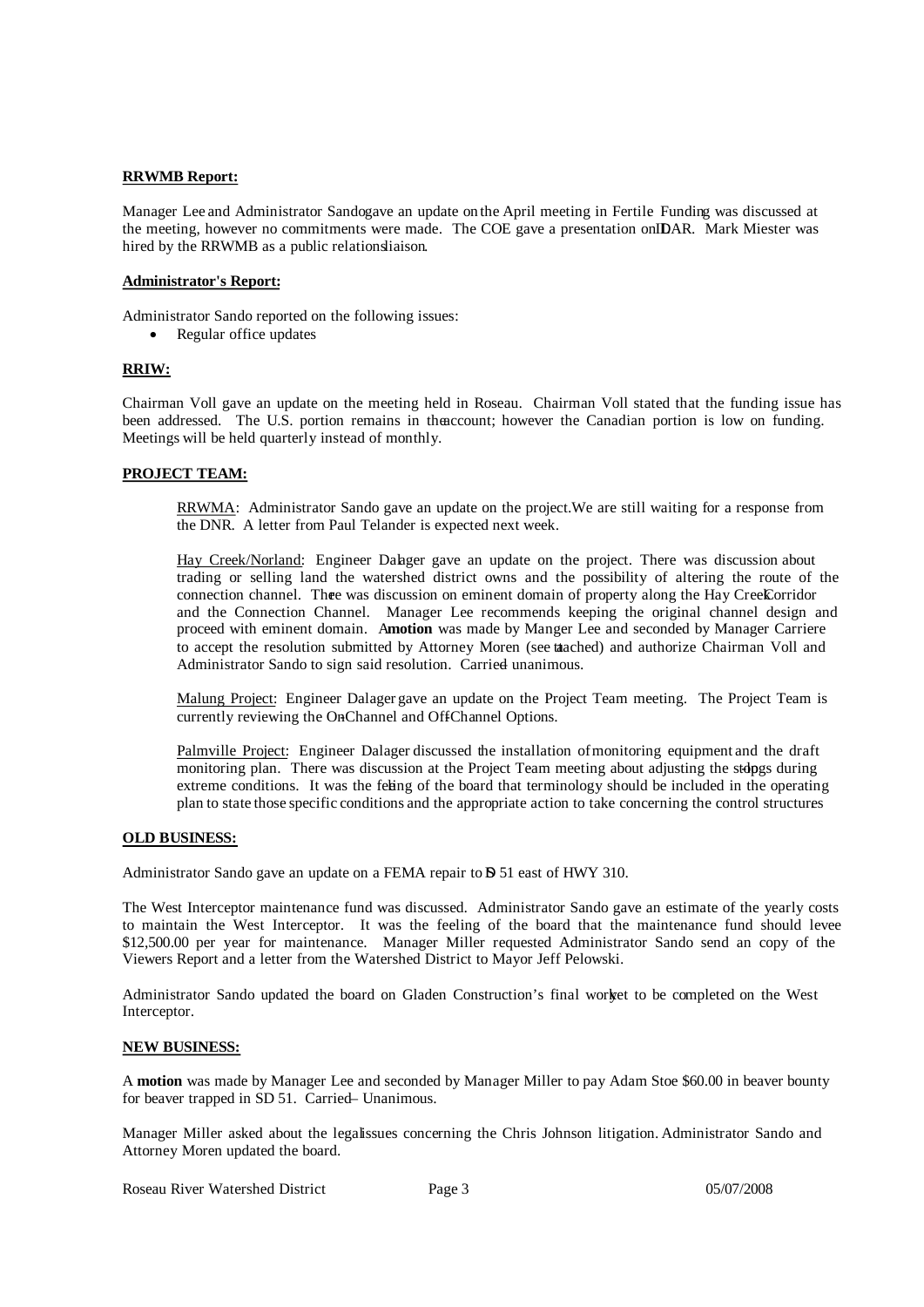**RRWMB Report:**

Manager Lee and Administrator Sando gave an update on the April meeting in Fertile. Funding was discussed at the meeting, however no commitments were made. The COE gave a presentation on LIDAR. Mark Miester was hired by the RRWMB as a public relations liaison.

**Administrator's Report:**

Administrator Sando reported on the following issues:

- Regular office updates

**RRIW:**

Chairman Voll gave an update on the meeting held in Roseau. Chairman Voll stated that the funding issue has been addressed. The U.S. portion remains in the account; however the Canadian portion is low on funding. Meetings will be held quarterly instead of monthly.

**PROJECT TEAM:**

RRWMA: Administrator Sando gave an update on the project. We are still waiting for a response from the DNR. A letter from Paul Telander is expected next week.

Hay Creek/Norland: Engineer Dalager gave an update on the project. There was discussion about trading or selling land the watershed district owns and the possibility of altering the route of the connection channel. There was discussion on eminent domain of property along the Hay Creek Corridor and the Connection Channel. Manager Lee recommends keeping the original channel design and proceed with eminent domain. A **motion** was made by Manger Lee and seconded by Manager Carriere to accept the resolution submitted by Attorney Moren (see attached) and authorize Chairman Voll and Administrator Sando to sign said resolution. Carried – unanimous.

Malung Project: Engineer Dalager gave an update on the Project Team meeting. The Project Team is currently reviewing the On-Channel and Off-Channel Options.

Palmville Project: Engineer Dalager discussed the installation of monitoring equipment and the draft monitoring plan. There was discussion at the Project Team meeting about adjusting the stoplogs during extreme conditions. It was the feeling of the board that terminology should be included in the operating plan to state those specific conditions and the appropriate action to take concerning the control structures.

**OLD BUSINESS:**

Administrator Sando gave an update on a FEMA repair to SD 51 east of HWY 310.

The West Interceptor maintenance fund was discussed. Administrator Sando gave an estimate of the yearly costs to maintain the West Interceptor. It was the feeling of the board that the maintenance fund should levee $12,500.00 per year for maintenance. Manager Miller requested Administrator Sando send an copy of the Viewers Report and a letter from the Watershed District to Mayor Jeff Pelowski.

Administrator Sando updated the board on Gladen Construction's final work yet to be completed on the West Interceptor.

**NEW BUSINESS:**

A **motion** was made by Manager Lee and seconded by Manager Miller to pay Adam Stoe $60.00 in beaver bounty for beaver trapped in SD 51. Carried – Unanimous.

Manager Miller asked about the legal issues concerning the Chris Johnson litigation. Administrator Sando and Attorney Moren updated the board.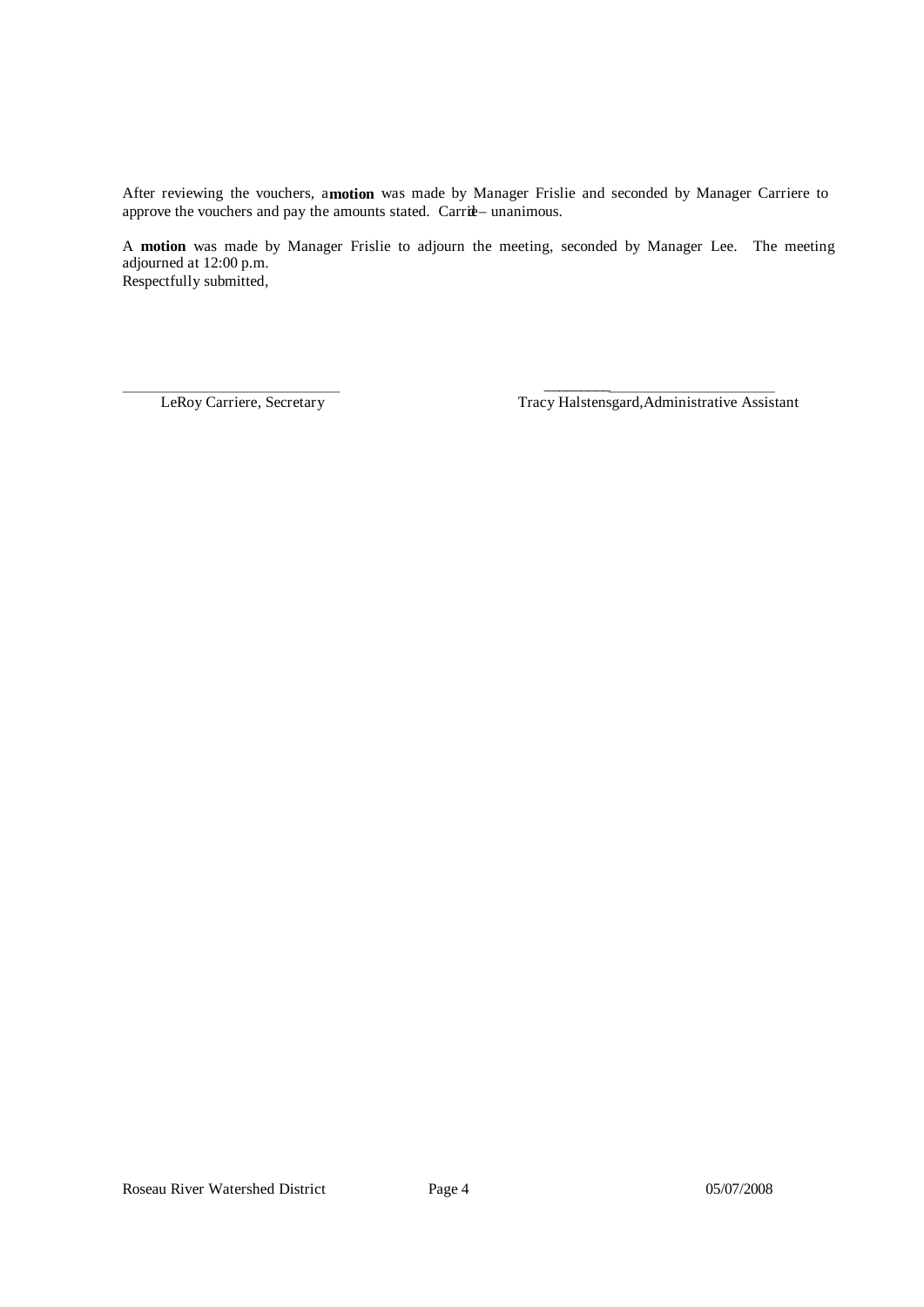After reviewing the vouchers, a **motion** was made by Manager Frislie and seconded by Manager Carriere to approve the vouchers and pay the amounts stated. Carried – unanimous.

A **motion** was made by Manager Frislie to adjourn the meeting, seconded by Manager Lee. The meeting adjourned at 12:00 p.m.

Respectfully submitted,

\_\_\_\_\_\_\_\_\_\_\_\_\_\_\_\_\_\_\_\_\_\_\_\_\_\_\_\_\_\_ \_\_\_\_\_\_\_\_\_\_\_\_\_\_\_\_\_\_\_\_\_\_\_\_\_\_\_\_\_\_\_\_\_\_\_

LeRoy Carriere, Secretary Tracy Halstensgard, Administrative Assistant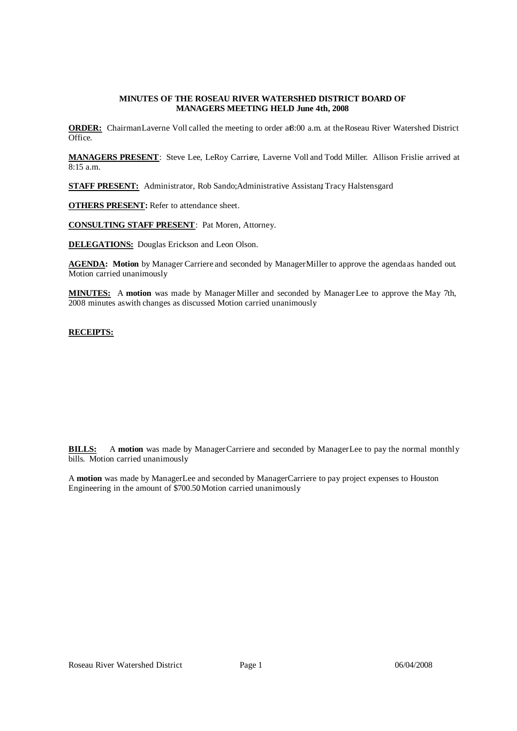**MINUTES OF THE ROSEAU RIVER WATERSHED DISTRICT BOARD OF MANAGERS MEETING HELD June 4th, 2008**

**ORDER:** Chairman Laverne Voll called the meeting to order at 8:00 a.m. at the Roseau River Watershed District Office.

**MANAGERS PRESENT**: Steve Lee, LeRoy Carriere, Laverne Voll and Todd Miller. Allison Frislie arrived at 8:15 a.m.

**STAFF PRESENT:** Administrator, Rob Sando; Administrative Assistant, Tracy Halstensgard

**OTHERS PRESENT:** Refer to attendance sheet.

**CONSULTING STAFF PRESENT**: Pat Moren, Attorney.

**DELEGATIONS:** Douglas Erickson and Leon Olson.

**AGENDA:** **Motion** by Manager Carriere and seconded by Manager Miller to approve the agenda as handed out. Motion carried unanimously

**MINUTES:** A **motion** was made by Manager Miller and seconded by Manager Lee to approve the May 7th, 2008 minutes as with changes as discussed. Motion carried unanimously

**RECEIPTS:**

**BILLS:** A **motion** was made by Manager Carriere and seconded by Manager Lee to pay the normal monthly bills. Motion carried unanimously

A **motion** was made by Manager Lee and seconded by Manager Carriere to pay project expenses to Houston Engineering in the amount of $700.50 Motion carried unanimously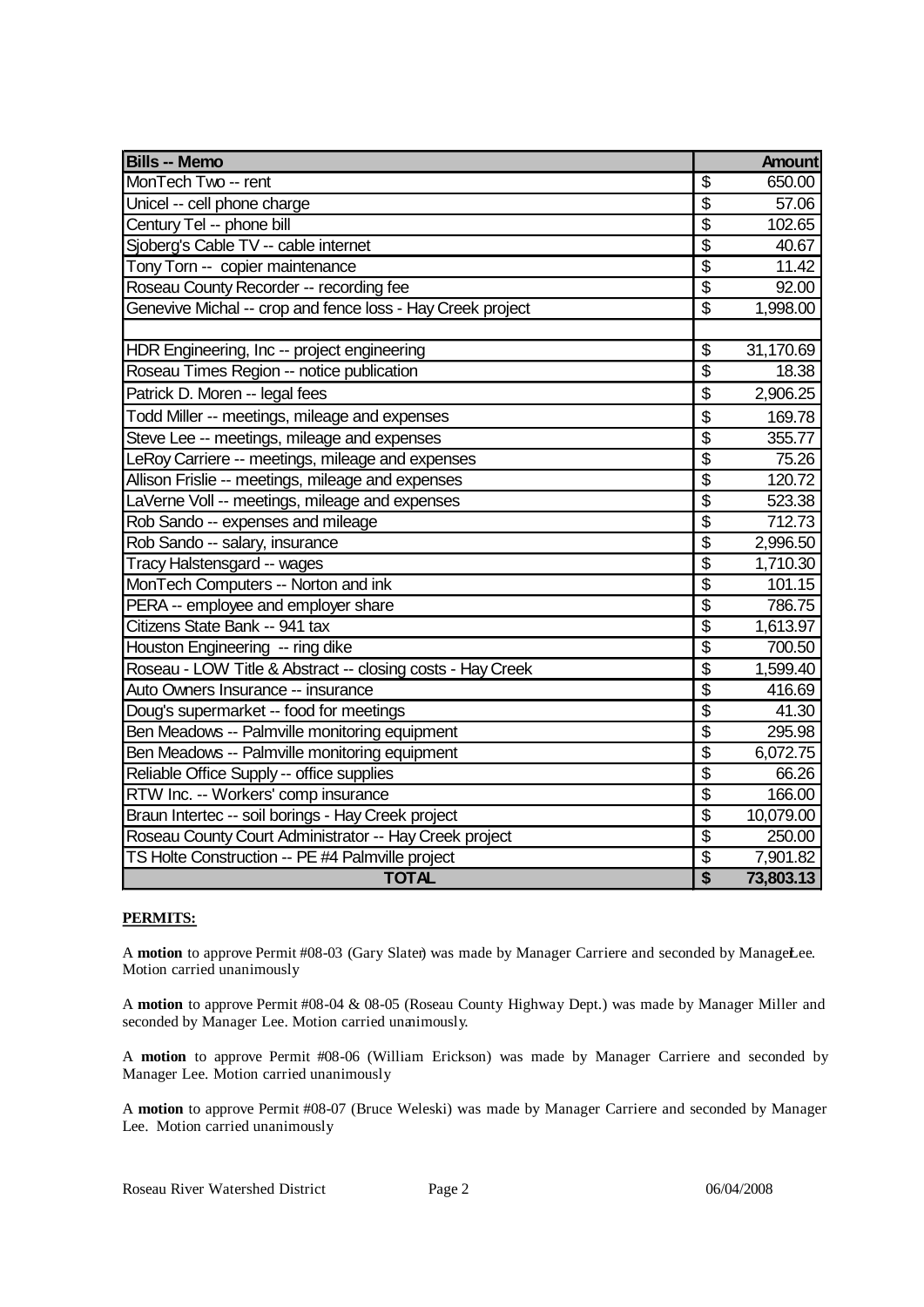| Bills -- Memo | Amount |
|---|---|
| MonTech Two -- rent | $ 650.00 |
| Unicel -- cell phone charge | $ 57.06 |
| Century Tel -- phone bill | $ 102.65 |
| Sjoberg's Cable TV -- cable internet | $ 40.67 |
| Tony Torn -- copier maintenance | $ 11.42 |
| Roseau County Recorder -- recording fee | $ 92.00 |
| Genevive Michal -- crop and fence loss - Hay Creek project | $ 1,998.00 |
| | |
| HDR Engineering, Inc -- project engineering | $ 31,170.69 |
| Roseau Times Region -- notice publication | $ 18.38 |
| Patrick D. Moren -- legal fees | $ 2,906.25 |
| Todd Miller -- meetings, mileage and expenses | $ 169.78 |
| Steve Lee -- meetings, mileage and expenses | $ 355.77 |
| LeRoy Carriere -- meetings, mileage and expenses | $ 75.26 |
| Allison Frislie -- meetings, mileage and expenses | $ 120.72 |
| LaVerne Voll -- meetings, mileage and expenses | $ 523.38 |
| Rob Sando -- expenses and mileage | $ 712.73 |
| Rob Sando -- salary, insurance | $ 2,996.50 |
| Tracy Halstensgard -- wages | $ 1,710.30 |
| MonTech Computers -- Norton and ink | $ 101.15 |
| PERA -- employee and employer share | $ 786.75 |
| Citizens State Bank -- 941 tax | $ 1,613.97 |
| Houston Engineering -- ring dike | $ 700.50 |
| Roseau - LOW Title & Abstract -- closing costs - Hay Creek | $ 1,599.40 |
| Auto Owners Insurance -- insurance | $ 416.69 |
| Doug's supermarket -- food for meetings | $ 41.30 |
| Ben Meadows -- Palmville monitoring equipment | $ 295.98 |
| Ben Meadows -- Palmville monitoring equipment | $ 6,072.75 |
| Reliable Office Supply -- office supplies | $ 66.26 |
| RTW Inc. -- Workers' comp insurance | $ 166.00 |
| Braun Intertec -- soil borings - Hay Creek project | $ 10,079.00 |
| Roseau County Court Administrator -- Hay Creek project | $ 250.00 |
| TS Holte Construction -- PE #4 Palmville project | $ 7,901.82 |
| **TOTAL** | **$ 73,803.13** |

**PERMITS:**

A **motion** to approve Permit #08-03 (Gary Slater) was made by Manager Carriere and seconded by Manager Lee. Motion carried unanimously

A **motion** to approve Permit #08-04 & 08-05 (Roseau County Highway Dept.) was made by Manager Miller and seconded by Manager Lee. Motion carried unanimously.

A **motion** to approve Permit #08-06 (William Erickson) was made by Manager Carriere and seconded by Manager Lee. Motion carried unanimously

A **motion** to approve Permit #08-07 (Bruce Weleski) was made by Manager Carriere and seconded by Manager Lee. Motion carried unanimously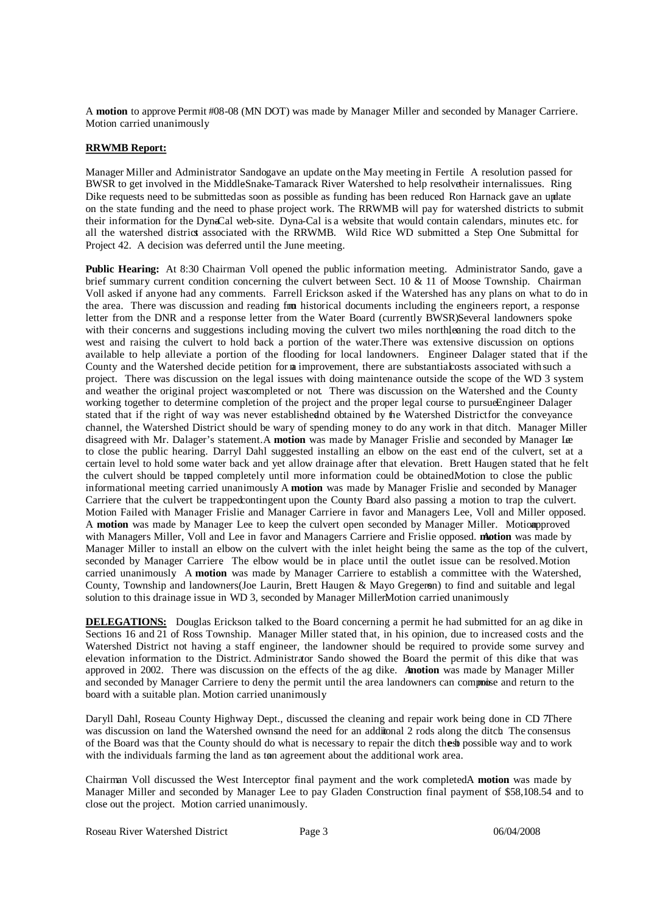A **motion** to approve Permit #08-08 (MN DOT) was made by Manager Miller and seconded by Manager Carriere. Motion carried unanimously

**RRWMB Report:**

Manager Miller and Administrator Sando gave an update on the May meeting in Fertile. A resolution passed for BWSR to get involved in the Middle Snake-Tamarack River Watershed to help resolve their internal issues. Ring Dike requests need to be submitted as soon as possible as funding has been reduced. Ron Harnack gave an update on the state funding and the need to phase project work. The RRWMB will pay for watershed districts to submit their information for the Dyna-Cal web-site. Dyna-Cal is a website that would contain calendars, minutes etc. for all the watershed districts associated with the RRWMB. Wild Rice WD submitted a Step One Submittal for Project 42. A decision was deferred until the June meeting.

**Public Hearing:** At 8:30 Chairman Voll opened the public information meeting. Administrator Sando, gave a brief summary current condition concerning the culvert between Sect. 10 & 11 of Moose Township. Chairman Voll asked if anyone had any comments. Farrell Erickson asked if the Watershed has any plans on what to do in the area. There was discussion and reading from historical documents including the engineers report, a response letter from the DNR and a response letter from the Water Board (currently BWSR). Several landowners spoke with their concerns and suggestions including moving the culvert two miles north, leaning the road ditch to the west and raising the culvert to hold back a portion of the water. There was extensive discussion on options available to help alleviate a portion of the flooding for local landowners. Engineer Dalager stated that if the County and the Watershed decide petition for an improvement, there are substantial costs associated with such a project. There was discussion on the legal issues with doing maintenance outside the scope of the WD 3 system and weather the original project was completed or not. There was discussion on the Watershed and the County working together to determine completion of the project and the proper legal course to pursue. Engineer Dalager stated that if the right of way was never established and obtained by the Watershed District for the conveyance channel, the Watershed District should be wary of spending money to do any work in that ditch. Manager Miller disagreed with Mr. Dalager's statement. A **motion** was made by Manager Frislie and seconded by Manager Lee to close the public hearing. Darryl Dahl suggested installing an elbow on the east end of the culvert, set at a certain level to hold some water back and yet allow drainage after that elevation. Brett Haugen stated that he felt the culvert should be trapped completely until more information could be obtained. Motion to close the public informational meeting carried unanimously. A **motion** was made by Manager Frislie and seconded by Manager Carriere that the culvert be trapped contingent upon the County Board also passing a motion to trap the culvert. Motion Failed with Manager Frislie and Manager Carriere in favor and Managers Lee, Voll and Miller opposed. A **motion** was made by Manager Lee to keep the culvert open seconded by Manager Miller. Motion approved with Managers Miller, Voll and Lee in favor and Managers Carriere and Frislie opposed. A **motion** was made by Manager Miller to install an elbow on the culvert with the inlet height being the same as the top of the culvert, seconded by Manager Carriere. The elbow would be in place until the outlet issue can be resolved. Motion carried unanimously. A **motion** was made by Manager Carriere to establish a committee with the Watershed, County, Township and landowners (Joe Laurin, Brett Haugen & Mayo Gregerson) to find and suitable and legal solution to this drainage issue in WD 3, seconded by Manager Miller. Motion carried unanimously

**DELEGATIONS:** Douglas Erickson talked to the Board concerning a permit he had submitted for an ag dike in Sections 16 and 21 of Ross Township. Manager Miller stated that, in his opinion, due to increased costs and the Watershed District not having a staff engineer, the landowner should be required to provide some survey and elevation information to the District. Administrator Sando showed the Board the permit of this dike that was approved in 2002. There was discussion on the effects of the ag dike. A **motion** was made by Manager Miller and seconded by Manager Carriere to deny the permit until the area landowners can compromise and return to the board with a suitable plan. Motion carried unanimously

Daryll Dahl, Roseau County Highway Dept., discussed the cleaning and repair work being done in CD 7. There was discussion on land the Watershed owns and the need for an additional 2 rods along the ditch. The consensus of the Board was that the County should do what is necessary to repair the ditch the best possible way and to work with the individuals farming the land as to an agreement about the additional work area.

Chairman Voll discussed the West Interceptor final payment and the work completed. A **motion** was made by Manager Miller and seconded by Manager Lee to pay Gladen Construction final payment of $58,108.54 and to close out the project. Motion carried unanimously.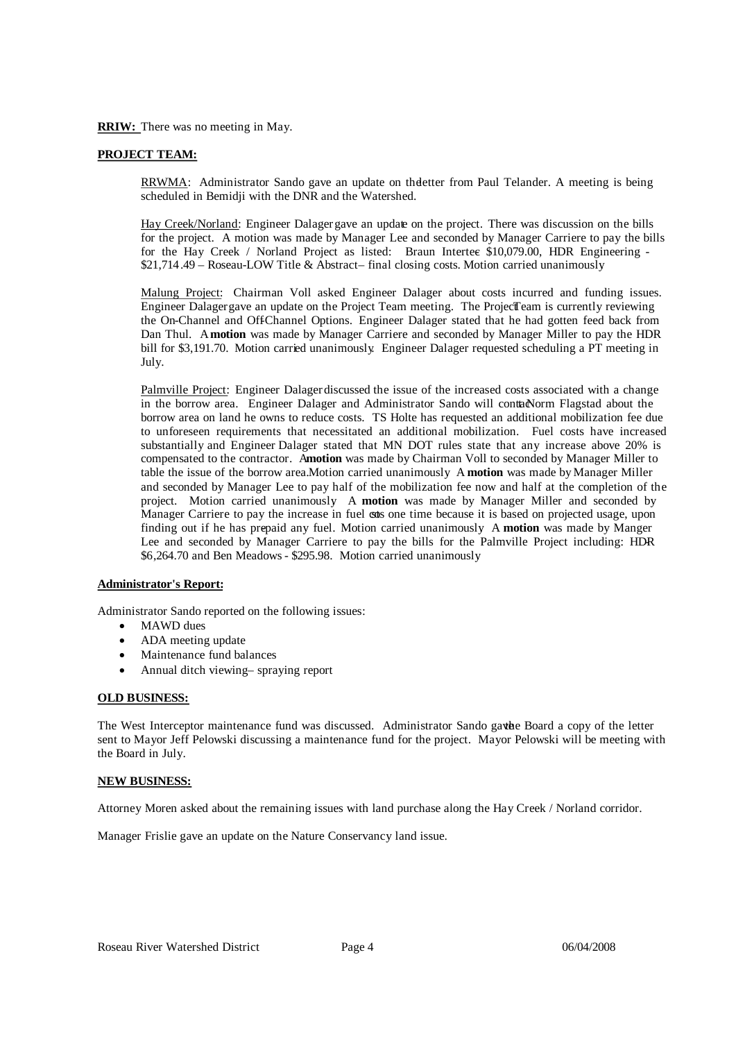**RRIW:** There was no meeting in May.

**PROJECT TEAM:**

RRWMA: Administrator Sando gave an update on the letter from Paul Telander. A meeting is being scheduled in Bemidji with the DNR and the Watershed.

Hay Creek/Norland: Engineer Dalager gave an update on the project. There was discussion on the bills for the project. A motion was made by Manager Lee and seconded by Manager Carriere to pay the bills for the Hay Creek / Norland Project as listed: Braun Intertec $10,079.00, HDR Engineering - $21,714.49 – Roseau-LOW Title & Abstract– final closing costs. Motion carried unanimously

Malung Project: Chairman Voll asked Engineer Dalager about costs incurred and funding issues. Engineer Dalager gave an update on the Project Team meeting. The Project Team is currently reviewing the On-Channel and Off-Channel Options. Engineer Dalager stated that he had gotten feed back from Dan Thul. A **motion** was made by Manager Carriere and seconded by Manager Miller to pay the HDR bill for $3,191.70. Motion carried unanimously. Engineer Dalager requested scheduling a PT meeting in July.

Palmville Project: Engineer Dalager discussed the issue of the increased costs associated with a change in the borrow area. Engineer Dalager and Administrator Sando will contact Norm Flagstad about the borrow area on land he owns to reduce costs. TS Holte has requested an additional mobilization fee due to unforeseen requirements that necessitated an additional mobilization. Fuel costs have increased substantially and Engineer Dalager stated that MN DOT rules state that any increase above 20% is compensated to the contractor. A **motion** was made by Chairman Voll to seconded by Manager Miller to table the issue of the borrow area. Motion carried unanimously A **motion** was made by Manager Miller and seconded by Manager Lee to pay half of the mobilization fee now and half at the completion of the project. Motion carried unanimously A **motion** was made by Manager Miller and seconded by Manager Carriere to pay the increase in fuel costs one time because it is based on projected usage, upon finding out if he has prepaid any fuel. Motion carried unanimously A **motion** was made by Manger Lee and seconded by Manager Carriere to pay the bills for the Palmville Project including: HDR $6,264.70 and Ben Meadows - $295.98. Motion carried unanimously

**Administrator's Report:**

Administrator Sando reported on the following issues:

- MAWD dues
- ADA meeting update
- Maintenance fund balances
- Annual ditch viewing– spraying report

**OLD BUSINESS:**

The West Interceptor maintenance fund was discussed. Administrator Sando gave the Board a copy of the letter sent to Mayor Jeff Pelowski discussing a maintenance fund for the project. Mayor Pelowski will be meeting with the Board in July.

**NEW BUSINESS:**

Attorney Moren asked about the remaining issues with land purchase along the Hay Creek / Norland corridor.

Manager Frislie gave an update on the Nature Conservancy land issue.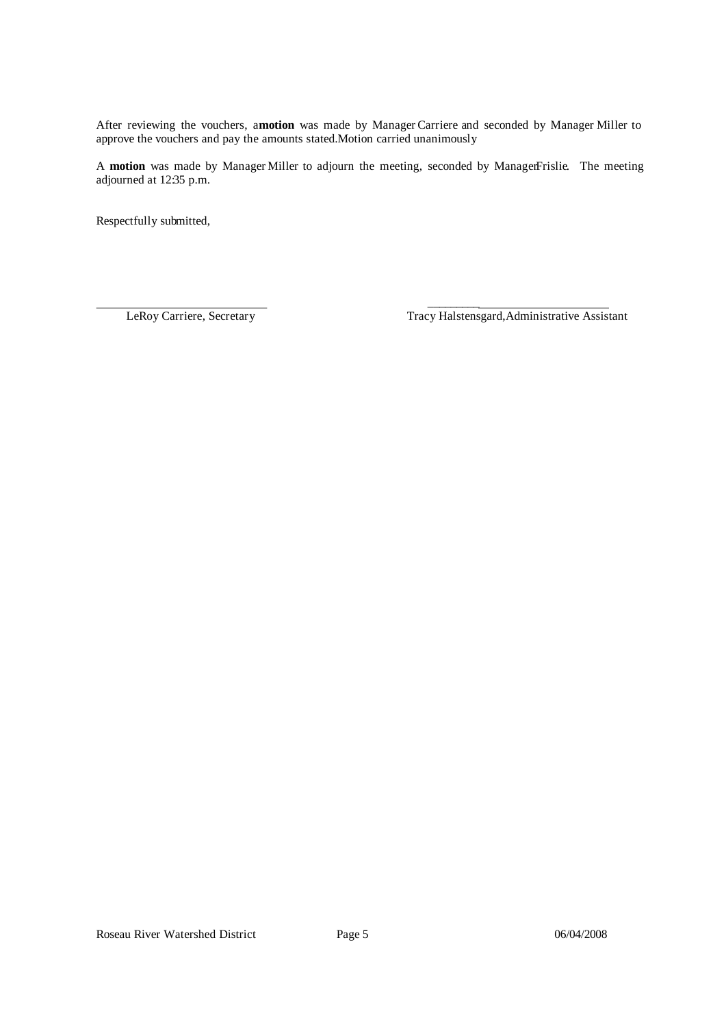After reviewing the vouchers, a **motion** was made by Manager Carriere and seconded by Manager Miller to approve the vouchers and pay the amounts stated. Motion carried unanimously

A **motion** was made by Manager Miller to adjourn the meeting, seconded by Manager Frislie. The meeting adjourned at 12:35 p.m.

Respectfully submitted,

\_\_\_\_\_\_\_\_\_\_\_\_\_\_\_\_\_\_\_\_\_\_\_\_\_\_\_\_\_\_ \_\_\_\_\_\_\_\_\_\_\_\_\_\_\_\_\_\_\_\_\_\_\_\_\_\_\_\_\_\_\_\_

LeRoy Carriere, Secretary Tracy Halstensgard, Administrative Assistant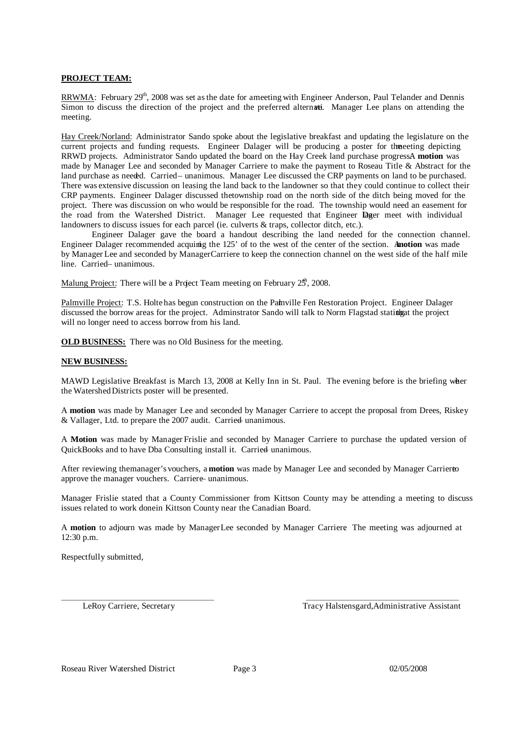**PROJECT TEAM:**

RRWMA: February 29th, 2008 was set as the date for a meeting with Engineer Anderson, Paul Telander and Dennis Simon to discuss the direction of the project and the preferred alternate. Manager Lee plans on attending the meeting.

Hay Creek/Norland: Administrator Sando spoke about the legislative breakfast and updating the legislature on the current projects and funding requests. Engineer Dalager will be producing a poster for the meeting depicting RRWD projects. Administrator Sando updated the board on the Hay Creek land purchase progress. A **motion** was made by Manager Lee and seconded by Manager Carriere to make the payment to Roseau Title & Abstract for the land purchase as needed. Carried – unanimous. Manager Lee discussed the CRP payments on land to be purchased. There was extensive discussion on leasing the land back to the landowner so that they could continue to collect their CRP payments. Engineer Dalager discussed the township road on the north side of the ditch being moved for the project. There was discussion on who would be responsible for the road. The township would need an easement for the road from the Watershed District. Manager Lee requested that Engineer Dalager meet with individual landowners to discuss issues for each parcel (ie. culverts & traps, collector ditch, etc.).

Engineer Dalager gave the board a handout describing the land needed for the connection channel. Engineer Dalager recommended acquiring the 125' of to the west of the center of the section. A **motion** was made by Manager Lee and seconded by Manager Carriere to keep the connection channel on the west side of the half mile line. Carried – unanimous.

Malung Project: There will be a Project Team meeting on February 25th, 2008.

Palmville Project: T.S. Holte has begun construction on the Palmville Fen Restoration Project. Engineer Dalager discussed the borrow areas for the project. Adminstrator Sando will talk to Norm Flagstad stating that the project will no longer need to access borrow from his land.

**OLD BUSINESS:** There was no Old Business for the meeting.

**NEW BUSINESS:**

MAWD Legislative Breakfast is March 13, 2008 at Kelly Inn in St. Paul. The evening before is the briefing where the Watershed Districts poster will be presented.

A **motion** was made by Manager Lee and seconded by Manager Carriere to accept the proposal from Drees, Riskey & Vallager, Ltd. to prepare the 2007 audit. Carried – unanimous.

A **Motion** was made by Manager Frislie and seconded by Manager Carriere to purchase the updated version of QuickBooks and to have Dba Consulting install it. Carried – unanimous.

After reviewing the manager's vouchers, a **motion** was made by Manager Lee and seconded by Manager Carriere to approve the manager vouchers. Carriere – unanimous.

Manager Frislie stated that a County Commissioner from Kittson County may be attending a meeting to discuss issues related to work done in Kittson County near the Canadian Board.

A **motion** to adjourn was made by Manager Lee seconded by Manager Carriere. The meeting was adjourned at 12:30 p.m.

Respectfully submitted,

LeRoy Carriere, Secretary

Tracy Halstensgard, Administrative Assistant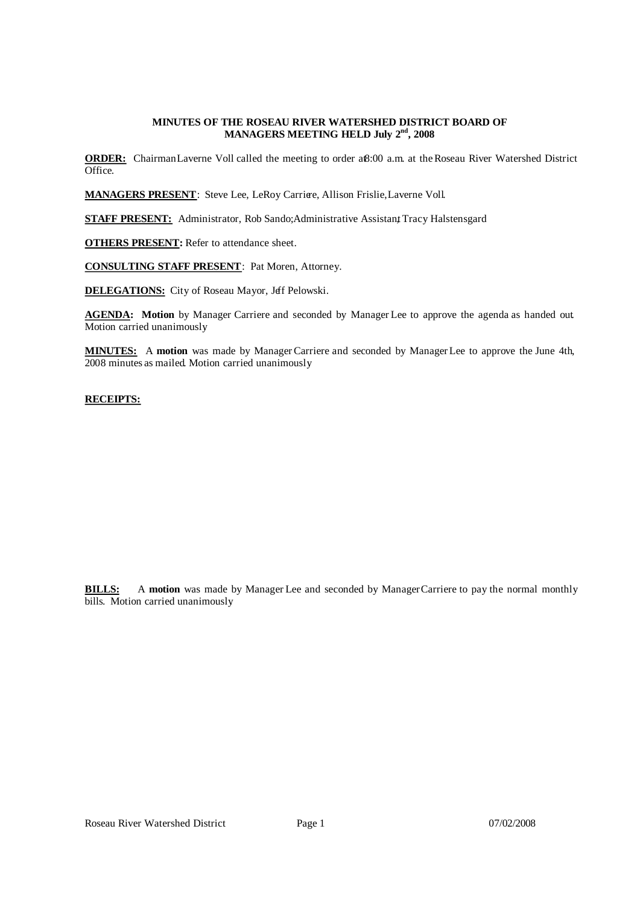**MINUTES OF THE ROSEAU RIVER WATERSHED DISTRICT BOARD OF MANAGERS MEETING HELD July 2nd, 2008**

**ORDER:** Chairman Laverne Voll called the meeting to order at 8:00 a.m. at the Roseau River Watershed District Office.

**MANAGERS PRESENT**: Steve Lee, LeRoy Carriere, Allison Frislie, Laverne Voll.

**STAFF PRESENT:** Administrator, Rob Sando; Administrative Assistant, Tracy Halstensgard

**OTHERS PRESENT:** Refer to attendance sheet.

**CONSULTING STAFF PRESENT**: Pat Moren, Attorney.

**DELEGATIONS:** City of Roseau Mayor, Jeff Pelowski.

**AGENDA: Motion** by Manager Carriere and seconded by Manager Lee to approve the agenda as handed out. Motion carried unanimously

**MINUTES:** A **motion** was made by Manager Carriere and seconded by Manager Lee to approve the June 4th, 2008 minutes as mailed. Motion carried unanimously

**RECEIPTS:**

**BILLS:** A **motion** was made by Manager Lee and seconded by Manager Carriere to pay the normal monthly bills. Motion carried unanimously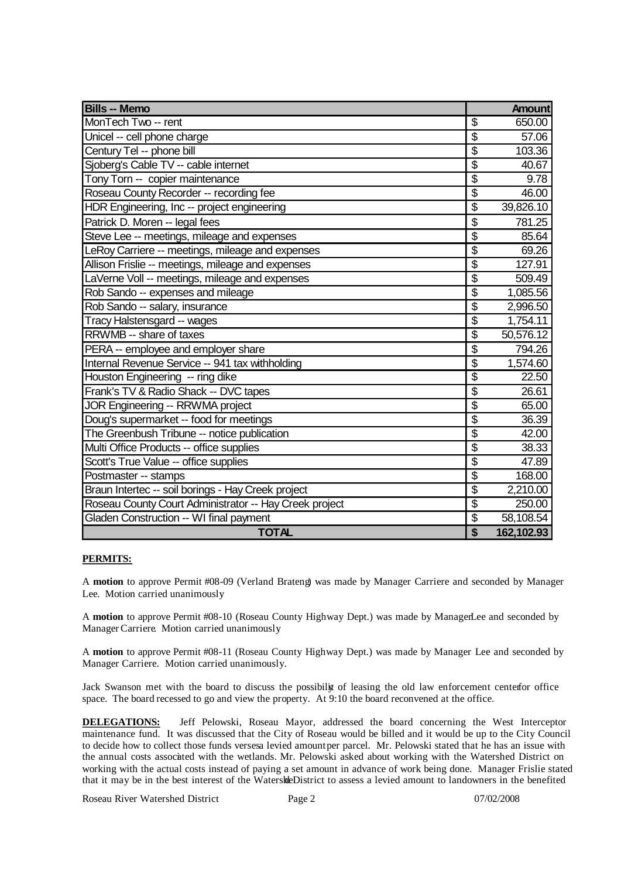| Bills -- Memo | Amount |
|---|---|
| MonTech Two -- rent | $ 650.00 |
| Unicel -- cell phone charge | $ 57.06 |
| Century Tel -- phone bill | $ 103.36 |
| Sjoberg's Cable TV -- cable internet | $ 40.67 |
| Tony Torn -- copier maintenance | $ 9.78 |
| Roseau County Recorder -- recording fee | $ 46.00 |
| HDR Engineering, Inc -- project engineering | $ 39,826.10 |
| Patrick D. Moren -- legal fees | $ 781.25 |
| Steve Lee -- meetings, mileage and expenses | $ 85.64 |
| LeRoy Carriere -- meetings, mileage and expenses | $ 69.26 |
| Allison Frislie -- meetings, mileage and expenses | $ 127.91 |
| LaVerne Voll -- meetings, mileage and expenses | $ 509.49 |
| Rob Sando -- expenses and mileage | $ 1,085.56 |
| Rob Sando -- salary, insurance | $ 2,996.50 |
| Tracy Halstensgard -- wages | $ 1,754.11 |
| RRWMB -- share of taxes | $ 50,576.12 |
| PERA -- employee and employer share | $ 794.26 |
| Internal Revenue Service -- 941 tax withholding | $ 1,574.60 |
| Houston Engineering -- ring dike | $ 22.50 |
| Frank's TV & Radio Shack -- DVC tapes | $ 26.61 |
| JOR Engineering -- RRWMA project | $ 65.00 |
| Doug's supermarket -- food for meetings | $ 36.39 |
| The Greenbush Tribune -- notice publication | $ 42.00 |
| Multi Office Products -- office supplies | $ 38.33 |
| Scott's True Value -- office supplies | $ 47.89 |
| Postmaster -- stamps | $ 168.00 |
| Braun Intertec -- soil borings - Hay Creek project | $ 2,210.00 |
| Roseau County Court Administrator -- Hay Creek project | $ 250.00 |
| Gladen Construction -- WI final payment | $ 58,108.54 |
| **TOTAL** | **$ 162,102.93** |

**PERMITS:**

A **motion** to approve Permit #08-09 (Verland Brateng) was made by Manager Carriere and seconded by Manager Lee. Motion carried unanimously

A **motion** to approve Permit #08-10 (Roseau County Highway Dept.) was made by Manager Lee and seconded by Manager Carriere. Motion carried unanimously

A **motion** to approve Permit #08-11 (Roseau County Highway Dept.) was made by Manager Lee and seconded by Manager Carriere. Motion carried unanimously.

Jack Swanson met with the board to discuss the possibility of leasing the old law enforcement center for office space. The board recessed to go and view the property. At 9:10 the board reconvened at the office.

**DELEGATIONS:** Jeff Pelowski, Roseau Mayor, addressed the board concerning the West Interceptor maintenance fund. It was discussed that the City of Roseau would be billed and it would be up to the City Council to decide how to collect those funds verses a levied amount per parcel. Mr. Pelowski stated that he has an issue with the annual costs associated with the wetlands. Mr. Pelowski asked about working with the Watershed District on working with the actual costs instead of paying a set amount in advance of work being done. Manager Frislie stated that it may be in the best interest of the Watershed District to assess a levied amount to landowners in the benefited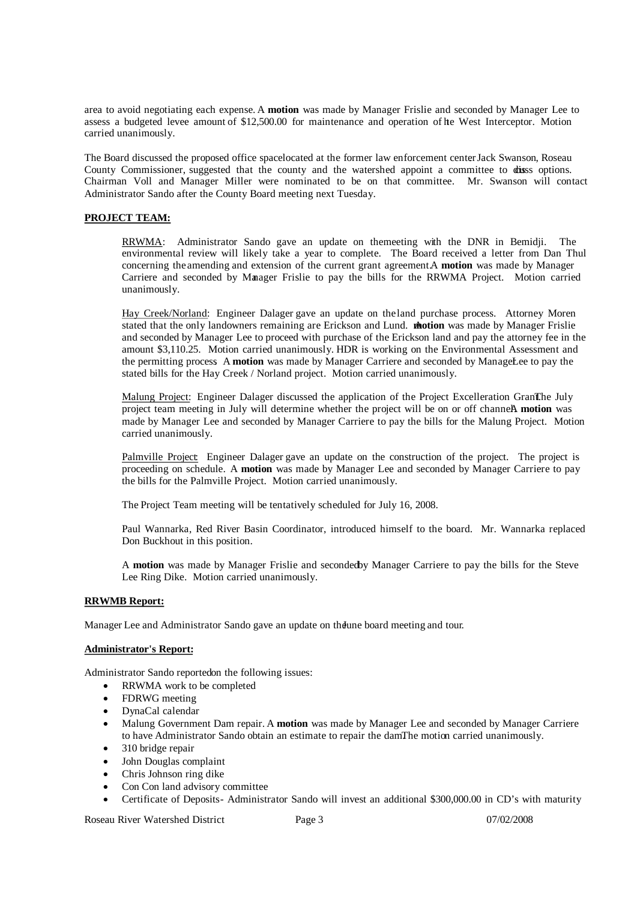area to avoid negotiating each expense. A **motion** was made by Manager Frislie and seconded by Manager Lee to assess a budgeted levee amount of $12,500.00 for maintenance and operation of the West Interceptor. Motion carried unanimously.

The Board discussed the proposed office space located at the former law enforcement center. Jack Swanson, Roseau County Commissioner, suggested that the county and the watershed appoint a committee to discuss options. Chairman Voll and Manager Miller were nominated to be on that committee. Mr. Swanson will contact Administrator Sando after the County Board meeting next Tuesday.

**PROJECT TEAM:**

RRWMA: Administrator Sando gave an update on the meeting with the DNR in Bemidji. The environmental review will likely take a year to complete. The Board received a letter from Dan Thul concerning the amending and extension of the current grant agreement. A **motion** was made by Manager Carriere and seconded by Manager Frislie to pay the bills for the RRWMA Project. Motion carried unanimously.

Hay Creek/Norland: Engineer Dalager gave an update on the land purchase process. Attorney Moren stated that the only landowners remaining are Erickson and Lund. A **motion** was made by Manager Frislie and seconded by Manager Lee to proceed with purchase of the Erickson land and pay the attorney fee in the amount $3,110.25. Motion carried unanimously. HDR is working on the Environmental Assessment and the permitting process. A **motion** was made by Manager Carriere and seconded by Manager Lee to pay the stated bills for the Hay Creek / Norland project. Motion carried unanimously.

Malung Project: Engineer Dalager discussed the application of the Project Excelleration Grant. The July project team meeting in July will determine whether the project will be on or off channel. A **motion** was made by Manager Lee and seconded by Manager Carriere to pay the bills for the Malung Project. Motion carried unanimously.

Palmville Project: Engineer Dalager gave an update on the construction of the project. The project is proceeding on schedule. A **motion** was made by Manager Lee and seconded by Manager Carriere to pay the bills for the Palmville Project. Motion carried unanimously.

The Project Team meeting will be tentatively scheduled for July 16, 2008.

Paul Wannarka, Red River Basin Coordinator, introduced himself to the board. Mr. Wannarka replaced Don Buckhout in this position.

A **motion** was made by Manager Frislie and seconded by Manager Carriere to pay the bills for the Steve Lee Ring Dike. Motion carried unanimously.

**RRWMB Report:**

Manager Lee and Administrator Sando gave an update on the June board meeting and tour.

**Administrator's Report:**

Administrator Sando reported on the following issues:

- RRWMA work to be completed
- FDRWG meeting
- DynaCal calendar
- Malung Government Dam repair. A **motion** was made by Manager Lee and seconded by Manager Carriere to have Administrator Sando obtain an estimate to repair the dam. The motion carried unanimously.
- 310 bridge repair
- John Douglas complaint
- Chris Johnson ring dike
- Con Con land advisory committee
- Certificate of Deposits- Administrator Sando will invest an additional $300,000.00 in CD's with maturity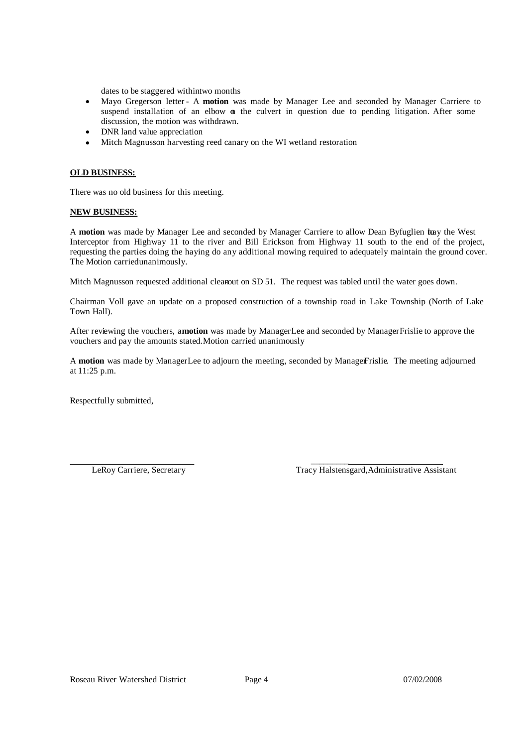dates to be staggered within two months

- Mayo Gregerson letter - A **motion** was made by Manager Lee and seconded by Manager Carriere to suspend installation of an elbow on the culvert in question due to pending litigation. After some discussion, the motion was withdrawn.
- DNR land value appreciation
- Mitch Magnusson harvesting reed canary on the WI wetland restoration

**OLD BUSINESS:**

There was no old business for this meeting.

**NEW BUSINESS:**

A **motion** was made by Manager Lee and seconded by Manager Carriere to allow Dean Byfuglien to hay the West Interceptor from Highway 11 to the river and Bill Erickson from Highway 11 south to the end of the project, requesting the parties doing the haying do any additional mowing required to adequately maintain the ground cover. The Motion carried unanimously.

Mitch Magnusson requested additional clean-out on SD 51. The request was tabled until the water goes down.

Chairman Voll gave an update on a proposed construction of a township road in Lake Township (North of Lake Town Hall).

After reviewing the vouchers, a **motion** was made by Manager Lee and seconded by Manager Frislie to approve the vouchers and pay the amounts stated. Motion carried unanimously

A **motion** was made by Manager Lee to adjourn the meeting, seconded by Manager Frislie. The meeting adjourned at 11:25 p.m.

Respectfully submitted,

LeRoy Carriere, Secretary

Tracy Halstensgard, Administrative Assistant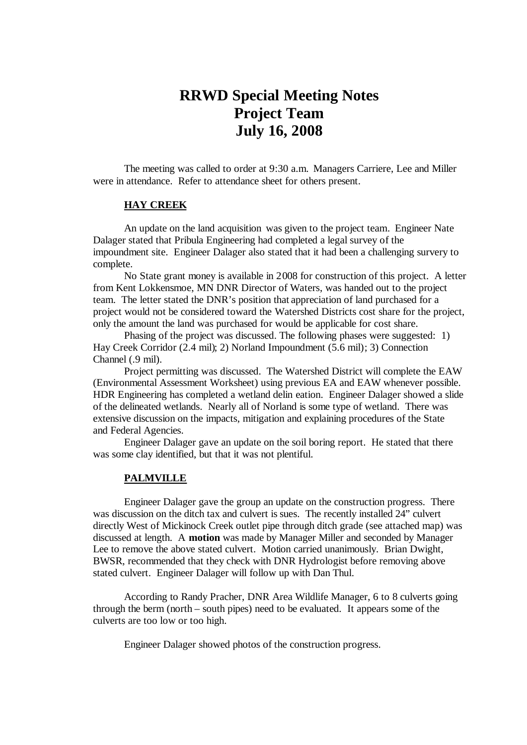# RRWD Special Meeting Notes
# Project Team
# July 16, 2008

The meeting was called to order at 9:30 a.m. Managers Carriere, Lee and Miller were in attendance. Refer to attendance sheet for others present.

**HAY CREEK**

An update on the land acquisition was given to the project team. Engineer Nate Dalager stated that Pribula Engineering had completed a legal survey of the impoundment site. Engineer Dalager also stated that it had been a challenging survery to complete.

No State grant money is available in 2008 for construction of this project. A letter from Kent Lokkensmoe, MN DNR Director of Waters, was handed out to the project team. The letter stated the DNR's position that appreciation of land purchased for a project would not be considered toward the Watershed Districts cost share for the project, only the amount the land was purchased for would be applicable for cost share.

Phasing of the project was discussed. The following phases were suggested: 1) Hay Creek Corridor (2.4 mil); 2) Norland Impoundment (5.6 mil); 3) Connection Channel (.9 mil).

Project permitting was discussed. The Watershed District will complete the EAW (Environmental Assessment Worksheet) using previous EA and EAW whenever possible. HDR Engineering has completed a wetland delin eation. Engineer Dalager showed a slide of the delineated wetlands. Nearly all of Norland is some type of wetland. There was extensive discussion on the impacts, mitigation and explaining procedures of the State and Federal Agencies.

Engineer Dalager gave an update on the soil boring report. He stated that there was some clay identified, but that it was not plentiful.

**PALMVILLE**

Engineer Dalager gave the group an update on the construction progress. There was discussion on the ditch tax and culvert is sues. The recently installed 24" culvert directly West of Mickinock Creek outlet pipe through ditch grade (see attached map) was discussed at length. A **motion** was made by Manager Miller and seconded by Manager Lee to remove the above stated culvert. Motion carried unanimously. Brian Dwight, BWSR, recommended that they check with DNR Hydrologist before removing above stated culvert. Engineer Dalager will follow up with Dan Thul.

According to Randy Pracher, DNR Area Wildlife Manager, 6 to 8 culverts going through the berm (north – south pipes) need to be evaluated. It appears some of the culverts are too low or too high.

Engineer Dalager showed photos of the construction progress.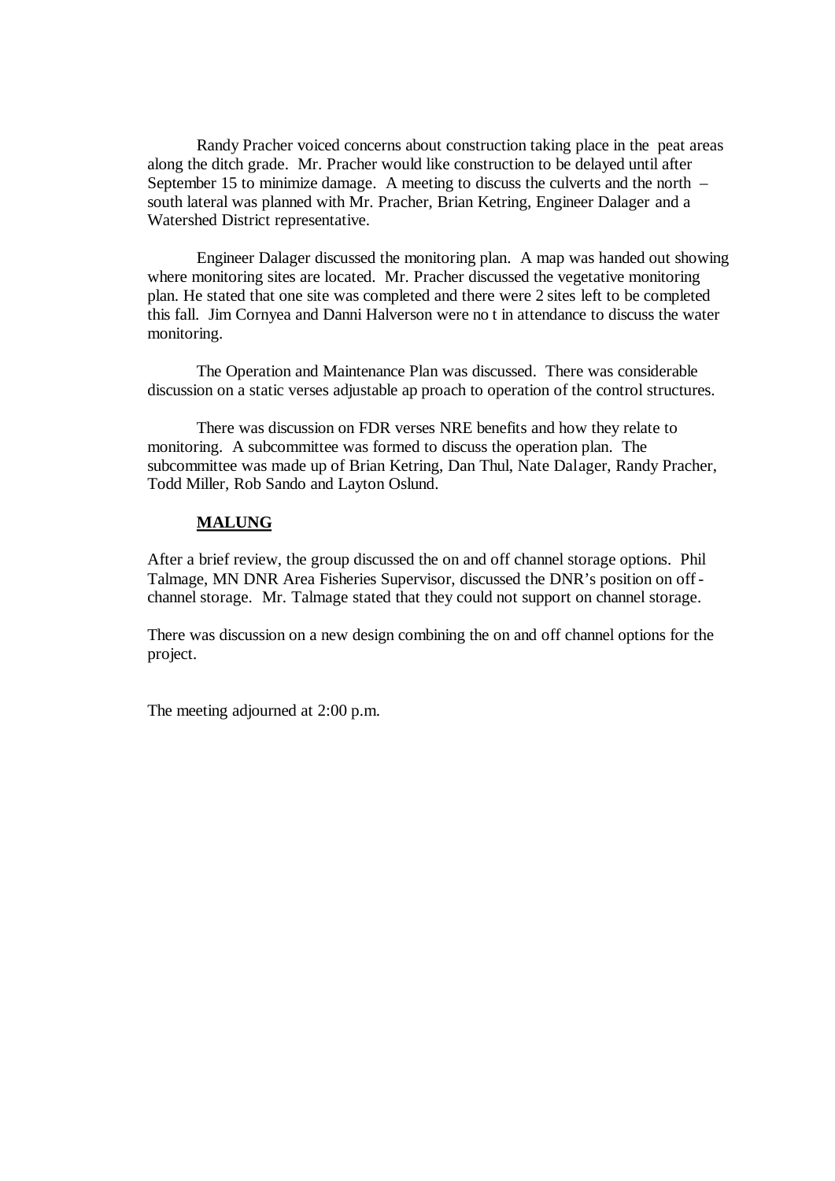Randy Pracher voiced concerns about construction taking place in the peat areas along the ditch grade. Mr. Pracher would like construction to be delayed until after September 15 to minimize damage. A meeting to discuss the culverts and the north – south lateral was planned with Mr. Pracher, Brian Ketring, Engineer Dalager and a Watershed District representative.

Engineer Dalager discussed the monitoring plan. A map was handed out showing where monitoring sites are located. Mr. Pracher discussed the vegetative monitoring plan. He stated that one site was completed and there were 2 sites left to be completed this fall. Jim Cornyea and Danni Halverson were no t in attendance to discuss the water monitoring.

The Operation and Maintenance Plan was discussed. There was considerable discussion on a static verses adjustable ap proach to operation of the control structures.

There was discussion on FDR verses NRE benefits and how they relate to monitoring. A subcommittee was formed to discuss the operation plan. The subcommittee was made up of Brian Ketring, Dan Thul, Nate Dalager, Randy Pracher, Todd Miller, Rob Sando and Layton Oslund.

**MALUNG**

After a brief review, the group discussed the on and off channel storage options. Phil Talmage, MN DNR Area Fisheries Supervisor, discussed the DNR's position on off-channel storage. Mr. Talmage stated that they could not support on channel storage.

There was discussion on a new design combining the on and off channel options for the project.

The meeting adjourned at 2:00 p.m.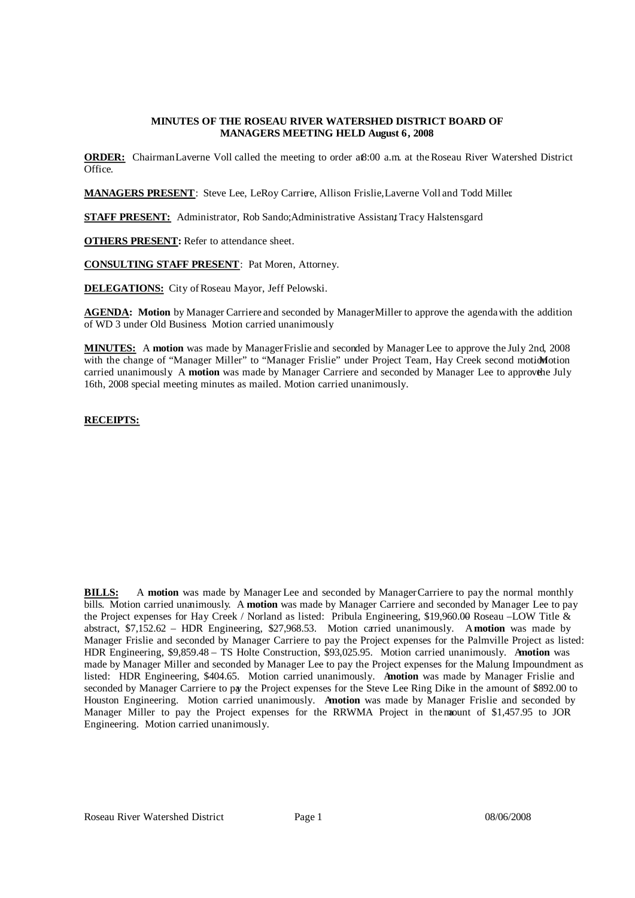**MINUTES OF THE ROSEAU RIVER WATERSHED DISTRICT BOARD OF MANAGERS MEETING HELD August 6, 2008**

**ORDER:** Chairman Laverne Voll called the meeting to order at 8:00 a.m. at the Roseau River Watershed District Office.

**MANAGERS PRESENT**: Steve Lee, LeRoy Carriere, Allison Frislie, Laverne Voll and Todd Miller.

**STAFF PRESENT:** Administrator, Rob Sando; Administrative Assistant, Tracy Halstensgard

**OTHERS PRESENT:** Refer to attendance sheet.

**CONSULTING STAFF PRESENT**: Pat Moren, Attorney.

**DELEGATIONS:** City of Roseau Mayor, Jeff Pelowski.

**AGENDA: Motion** by Manager Carriere and seconded by Manager Miller to approve the agenda with the addition of WD 3 under Old Business. Motion carried unanimously.

**MINUTES:** A **motion** was made by Manager Frislie and seconded by Manager Lee to approve the July 2nd, 2008 with the change of "Manager Miller" to "Manager Frislie" under Project Team, Hay Creek second motion. Motion carried unanimously. A **motion** was made by Manager Carriere and seconded by Manager Lee to approve the July 16th, 2008 special meeting minutes as mailed. Motion carried unanimously.

**RECEIPTS:**

**BILLS:** A **motion** was made by Manager Lee and seconded by Manager Carriere to pay the normal monthly bills. Motion carried unanimously. A **motion** was made by Manager Carriere and seconded by Manager Lee to pay the Project expenses for Hay Creek / Norland as listed: Pribula Engineering, $19,960.00 – Roseau –LOW Title & abstract, $7,152.62 – HDR Engineering, $27,968.53. Motion carried unanimously. A **motion** was made by Manager Frislie and seconded by Manager Carriere to pay the Project expenses for the Palmville Project as listed: HDR Engineering, $9,859.48 – TS Holte Construction, $93,025.95. Motion carried unanimously. A **motion** was made by Manager Miller and seconded by Manager Lee to pay the Project expenses for the Malung Impoundment as listed: HDR Engineering, $404.65. Motion carried unanimously. A **motion** was made by Manager Frislie and seconded by Manager Carriere to pay the Project expenses for the Steve Lee Ring Dike in the amount of $892.00 to Houston Engineering. Motion carried unanimously. A **motion** was made by Manager Frislie and seconded by Manager Miller to pay the Project expenses for the RRWMA Project in the amount of $1,457.95 to JOR Engineering. Motion carried unanimously.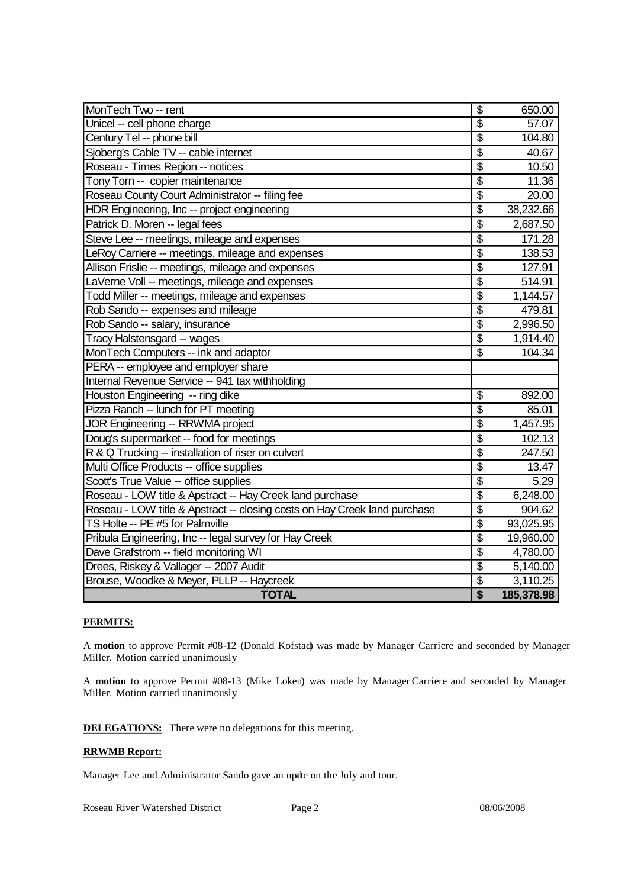| | |
|---|---|
| MonTech Two -- rent | $ 650.00 |
| Unicel -- cell phone charge | $ 57.07 |
| Century Tel -- phone bill | $ 104.80 |
| Sjoberg's Cable TV -- cable internet | $ 40.67 |
| Roseau - Times Region -- notices | $ 10.50 |
| Tony Torn -- copier maintenance | $ 11.36 |
| Roseau County Court Administrator -- filing fee | $ 20.00 |
| HDR Engineering, Inc -- project engineering | $ 38,232.66 |
| Patrick D. Moren -- legal fees | $ 2,687.50 |
| Steve Lee -- meetings, mileage and expenses | $ 171.28 |
| LeRoy Carriere -- meetings, mileage and expenses | $ 138.53 |
| Allison Frislie -- meetings, mileage and expenses | $ 127.91 |
| LaVerne Voll -- meetings, mileage and expenses | $ 514.91 |
| Todd Miller -- meetings, mileage and expenses | $ 1,144.57 |
| Rob Sando -- expenses and mileage | $ 479.81 |
| Rob Sando -- salary, insurance | $ 2,996.50 |
| Tracy Halstensgard -- wages | $ 1,914.40 |
| MonTech Computers -- ink and adaptor | $ 104.34 |
| PERA -- employee and employer share | |
| Internal Revenue Service -- 941 tax withholding | |
| Houston Engineering -- ring dike | $ 892.00 |
| Pizza Ranch -- lunch for PT meeting | $ 85.01 |
| JOR Engineering -- RRWMA project | $ 1,457.95 |
| Doug's supermarket -- food for meetings | $ 102.13 |
| R & Q Trucking -- installation of riser on culvert | $ 247.50 |
| Multi Office Products -- office supplies | $ 13.47 |
| Scott's True Value -- office supplies | $ 5.29 |
| Roseau - LOW title & Apstract -- Hay Creek land purchase | $ 6,248.00 |
| Roseau - LOW title & Apstract -- closing costs on Hay Creek land purchase | $ 904.62 |
| TS Holte -- PE #5 for Palmville | $ 93,025.95 |
| Pribula Engineering, Inc -- legal survey for Hay Creek | $ 19,960.00 |
| Dave Grafstrom -- field monitoring WI | $ 4,780.00 |
| Drees, Riskey & Vallager -- 2007 Audit | $ 5,140.00 |
| Brouse, Woodke & Meyer, PLLP -- Haycreek | $ 3,110.25 |
| **TOTAL** | **$ 185,378.98** |

**PERMITS:**

A **motion** to approve Permit #08-12 (Donald Kofstad) was made by Manager Carriere and seconded by Manager Miller. Motion carried unanimously

A **motion** to approve Permit #08-13 (Mike Loken) was made by Manager Carriere and seconded by Manager Miller. Motion carried unanimously

**DELEGATIONS:** There were no delegations for this meeting.

**RRWMB Report:**

Manager Lee and Administrator Sando gave an update on the July and tour.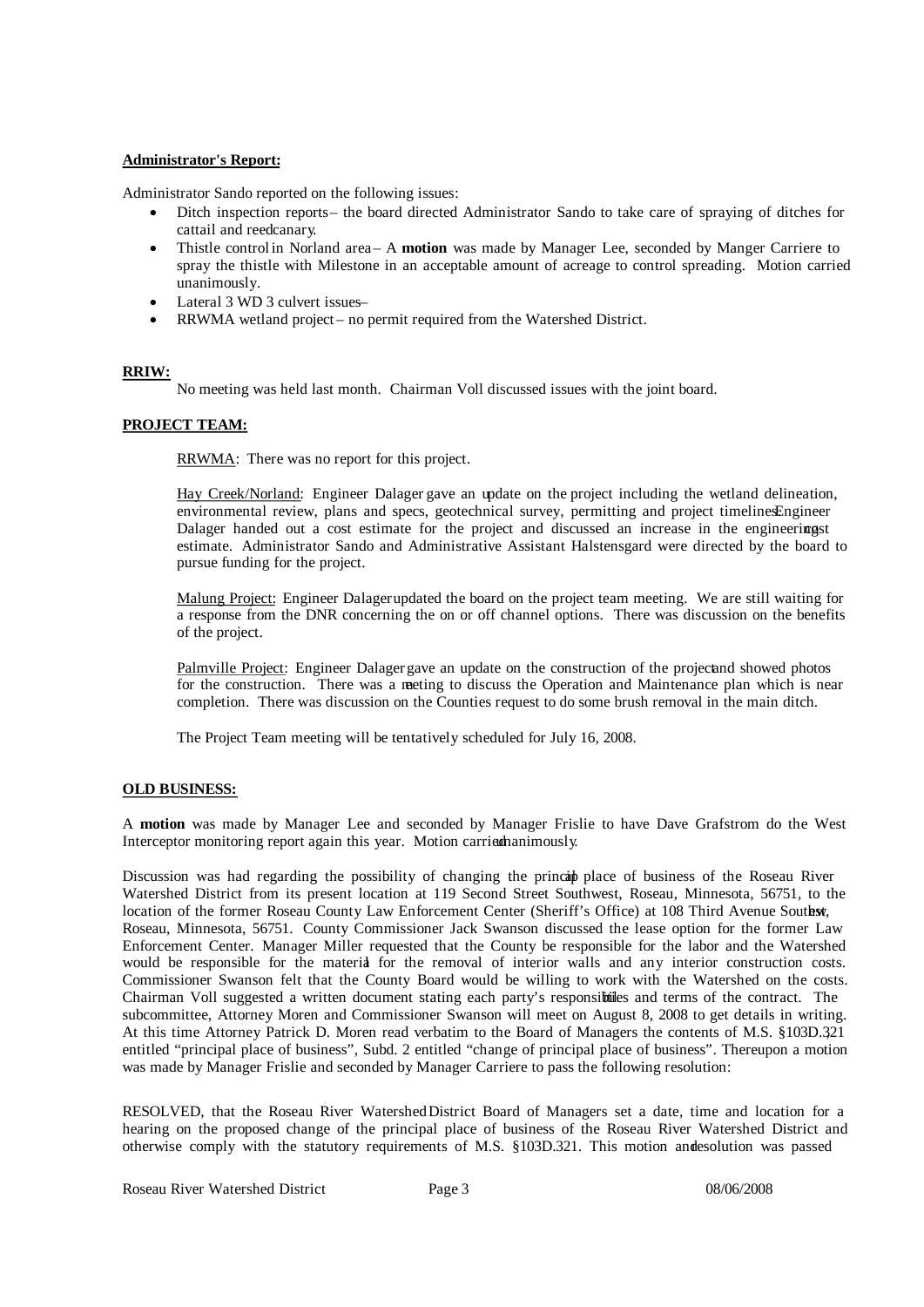**Administrator's Report:**

Administrator Sando reported on the following issues:

- Ditch inspection reports – the board directed Administrator Sando to take care of spraying of ditches for cattail and reedcanary.
- Thistle control in Norland area – A **motion** was made by Manager Lee, seconded by Manger Carriere to spray the thistle with Milestone in an acceptable amount of acreage to control spreading. Motion carried unanimously.
- Lateral 3 WD 3 culvert issues –
- RRWMA wetland project – no permit required from the Watershed District.

**RRIW:**

No meeting was held last month. Chairman Voll discussed issues with the joint board.

**PROJECT TEAM:**

RRWMA: There was no report for this project.

Hay Creek/Norland: Engineer Dalager gave an update on the project including the wetland delineation, environmental review, plans and specs, geotechnical survey, permitting and project timelines. Engineer Dalager handed out a cost estimate for the project and discussed an increase in the engineering cost estimate. Administrator Sando and Administrative Assistant Halstensgard were directed by the board to pursue funding for the project.

Malung Project: Engineer Dalager updated the board on the project team meeting. We are still waiting for a response from the DNR concerning the on or off channel options. There was discussion on the benefits of the project.

Palmville Project: Engineer Dalager gave an update on the construction of the project and showed photos for the construction. There was a meeting to discuss the Operation and Maintenance plan which is near completion. There was discussion on the Counties request to do some brush removal in the main ditch.

The Project Team meeting will be tentatively scheduled for July 16, 2008.

**OLD BUSINESS:**

A **motion** was made by Manager Lee and seconded by Manager Frislie to have Dave Grafstrom do the West Interceptor monitoring report again this year. Motion carried unanimously.

Discussion was had regarding the possibility of changing the principal place of business of the Roseau River Watershed District from its present location at 119 Second Street Southwest, Roseau, Minnesota, 56751, to the location of the former Roseau County Law Enforcement Center (Sheriff's Office) at 108 Third Avenue Southwest, Roseau, Minnesota, 56751. County Commissioner Jack Swanson discussed the lease option for the former Law Enforcement Center. Manager Miller requested that the County be responsible for the labor and the Watershed would be responsible for the material for the removal of interior walls and any interior construction costs. Commissioner Swanson felt that the County Board would be willing to work with the Watershed on the costs. Chairman Voll suggested a written document stating each party's responsibilities and terms of the contract. The subcommittee, Attorney Moren and Commissioner Swanson will meet on August 8, 2008 to get details in writing. At this time Attorney Patrick D. Moren read verbatim to the Board of Managers the contents of M.S. §103D.321 entitled "principal place of business", Subd. 2 entitled "change of principal place of business". Thereupon a motion was made by Manager Frislie and seconded by Manager Carriere to pass the following resolution:

RESOLVED, that the Roseau River Watershed District Board of Managers set a date, time and location for a hearing on the proposed change of the principal place of business of the Roseau River Watershed District and otherwise comply with the statutory requirements of M.S. §103D.321. This motion and resolution was passed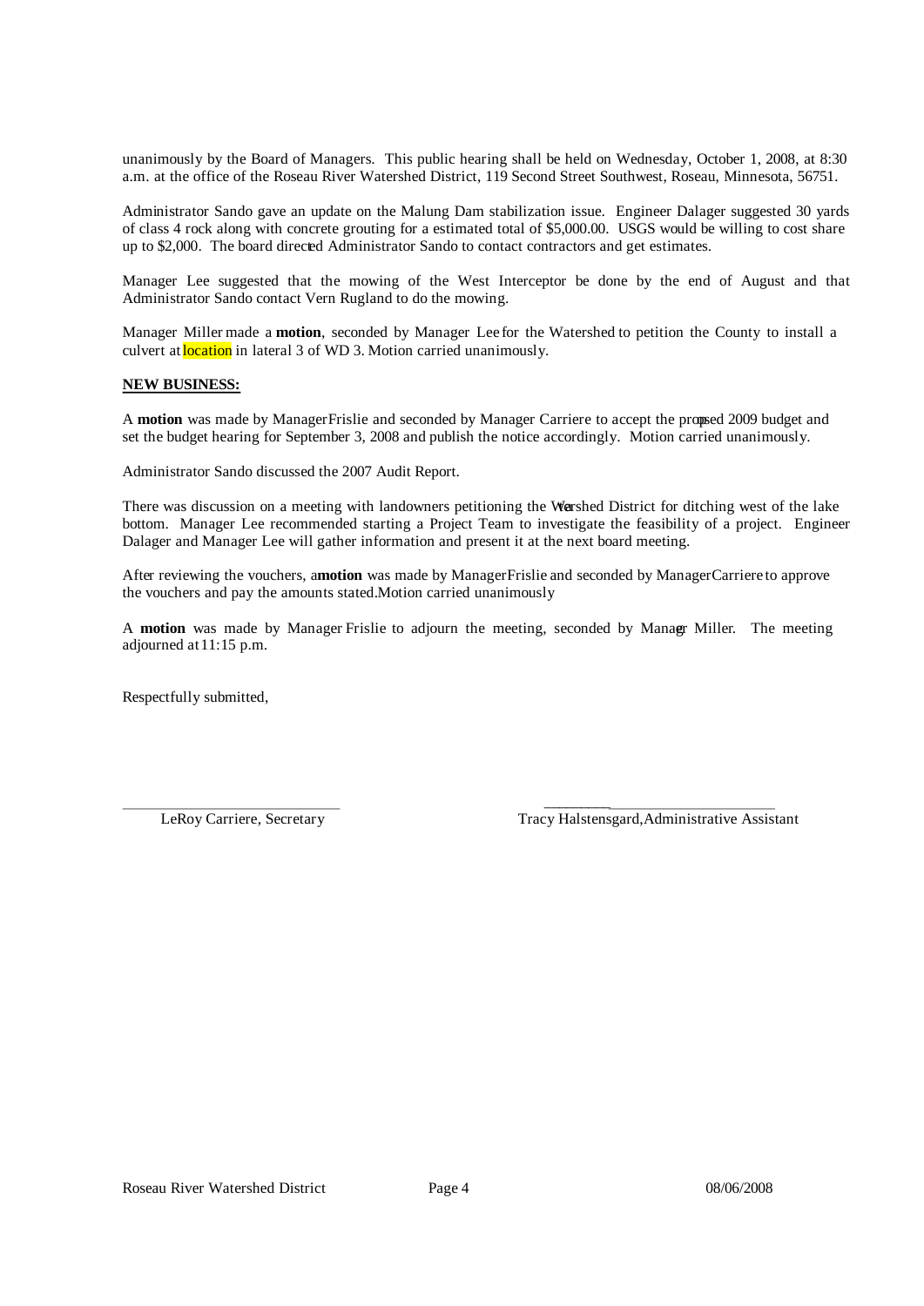unanimously by the Board of Managers. This public hearing shall be held on Wednesday, October 1, 2008, at 8:30 a.m. at the office of the Roseau River Watershed District, 119 Second Street Southwest, Roseau, Minnesota, 56751.

Administrator Sando gave an update on the Malung Dam stabilization issue. Engineer Dalager suggested 30 yards of class 4 rock along with concrete grouting for a estimated total of $5,000.00. USGS would be willing to cost share up to $2,000. The board directed Administrator Sando to contact contractors and get estimates.

Manager Lee suggested that the mowing of the West Interceptor be done by the end of August and that Administrator Sando contact Vern Rugland to do the mowing.

Manager Miller made a **motion**, seconded by Manager Lee for the Watershed to petition the County to install a culvert at location in lateral 3 of WD 3. Motion carried unanimously.

**NEW BUSINESS:**

A **motion** was made by Manager Frislie and seconded by Manager Carriere to accept the proposed 2009 budget and set the budget hearing for September 3, 2008 and publish the notice accordingly. Motion carried unanimously.

Administrator Sando discussed the 2007 Audit Report.

There was discussion on a meeting with landowners petitioning the Watershed District for ditching west of the lake bottom. Manager Lee recommended starting a Project Team to investigate the feasibility of a project. Engineer Dalager and Manager Lee will gather information and present it at the next board meeting.

After reviewing the vouchers, a **motion** was made by Manager Frislie and seconded by Manager Carriere to approve the vouchers and pay the amounts stated. Motion carried unanimously

A **motion** was made by Manager Frislie to adjourn the meeting, seconded by Manager Miller. The meeting adjourned at 11:15 p.m.

Respectfully submitted,

\_\_\_\_\_\_\_\_\_\_\_\_\_\_\_\_\_\_\_\_\_\_\_\_\_\_\_\_ \_\_\_\_\_\_\_\_\_\_\_\_\_\_\_\_\_\_\_\_\_\_\_\_\_\_\_\_

LeRoy Carriere, Secretary Tracy Halstensgard, Administrative Assistant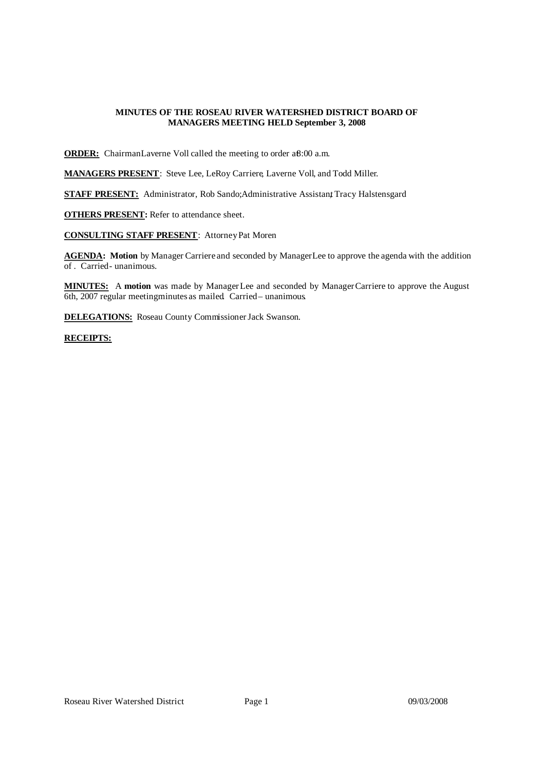**MINUTES OF THE ROSEAU RIVER WATERSHED DISTRICT BOARD OF MANAGERS MEETING HELD September 3, 2008**

**ORDER:** Chairman Laverne Voll called the meeting to order at 8:00 a.m.

**MANAGERS PRESENT**: Steve Lee, LeRoy Carriere, Laverne Voll, and Todd Miller.

**STAFF PRESENT:** Administrator, Rob Sando; Administrative Assistant, Tracy Halstensgard

**OTHERS PRESENT:** Refer to attendance sheet.

**CONSULTING STAFF PRESENT**: Attorney Pat Moren

**AGENDA: Motion** by Manager Carriere and seconded by Manager Lee to approve the agenda with the addition of . Carried - unanimous.

**MINUTES:** A **motion** was made by Manager Lee and seconded by Manager Carriere to approve the August 6th, 2007 regular meeting minutes as mailed. Carried – unanimous.

**DELEGATIONS:** Roseau County Commissioner Jack Swanson.

**RECEIPTS:**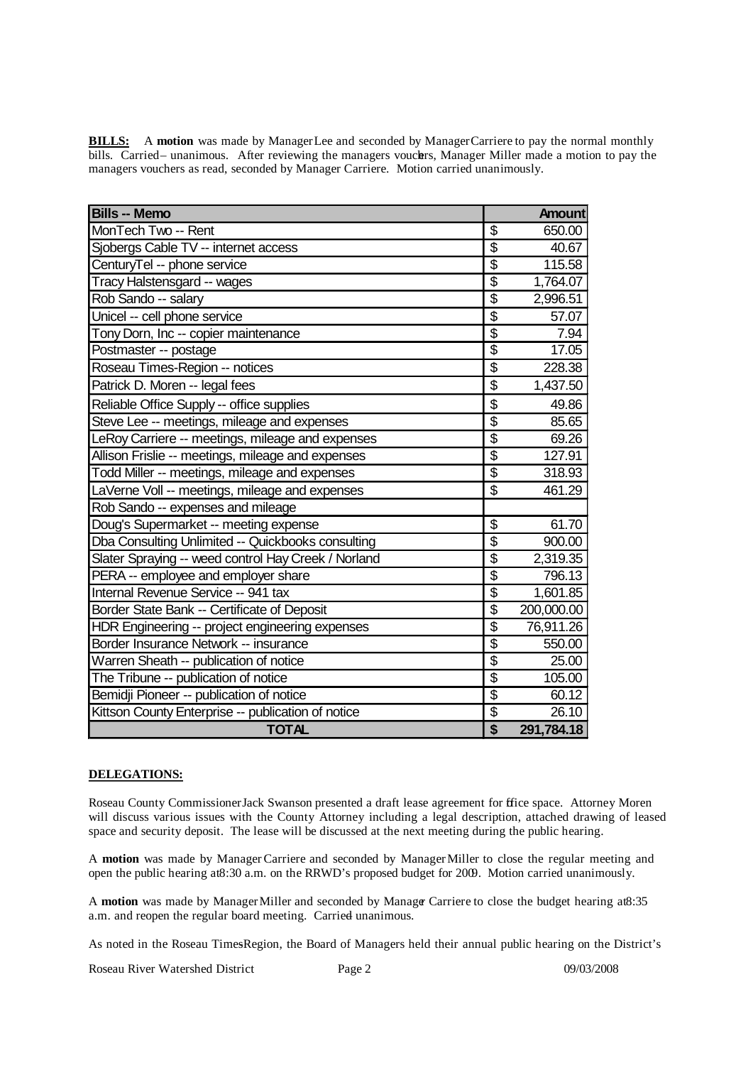**BILLS:** A **motion** was made by Manager Lee and seconded by Manager Carriere to pay the normal monthly bills. Carried – unanimous. After reviewing the managers vouchers, Manager Miller made a motion to pay the managers vouchers as read, seconded by Manager Carriere. Motion carried unanimously.

| Bills -- Memo | Amount |
|---|---|
| MonTech Two -- Rent | $ 650.00 |
| Sjobergs Cable TV -- internet access | $ 40.67 |
| CenturyTel -- phone service | $ 115.58 |
| Tracy Halstensgard -- wages | $ 1,764.07 |
| Rob Sando -- salary | $ 2,996.51 |
| Unicel -- cell phone service | $ 57.07 |
| Tony Dorn, Inc -- copier maintenance | $ 7.94 |
| Postmaster -- postage | $ 17.05 |
| Roseau Times-Region -- notices | $ 228.38 |
| Patrick D. Moren -- legal fees | $ 1,437.50 |
| Reliable Office Supply -- office supplies | $ 49.86 |
| Steve Lee -- meetings, mileage and expenses | $ 85.65 |
| LeRoy Carriere -- meetings, mileage and expenses | $ 69.26 |
| Allison Frislie -- meetings, mileage and expenses | $ 127.91 |
| Todd Miller -- meetings, mileage and expenses | $ 318.93 |
| LaVerne Voll -- meetings, mileage and expenses | $ 461.29 |
| Rob Sando -- expenses and mileage | |
| Doug's Supermarket -- meeting expense | $ 61.70 |
| Dba Consulting Unlimited -- Quickbooks consulting | $ 900.00 |
| Slater Spraying -- weed control Hay Creek / Norland | $ 2,319.35 |
| PERA -- employee and employer share | $ 796.13 |
| Internal Revenue Service -- 941 tax | $ 1,601.85 |
| Border State Bank -- Certificate of Deposit | $ 200,000.00 |
| HDR Engineering -- project engineering expenses | $ 76,911.26 |
| Border Insurance Network -- insurance | $ 550.00 |
| Warren Sheath -- publication of notice | $ 25.00 |
| The Tribune -- publication of notice | $ 105.00 |
| Bemidji Pioneer -- publication of notice | $ 60.12 |
| Kittson County Enterprise -- publication of notice | $ 26.10 |
| **TOTAL** | **$ 291,784.18** |

**DELEGATIONS:**

Roseau County Commissioner Jack Swanson presented a draft lease agreement for office space. Attorney Moren will discuss various issues with the County Attorney including a legal description, attached drawing of leased space and security deposit. The lease will be discussed at the next meeting during the public hearing.

A **motion** was made by Manager Carriere and seconded by Manager Miller to close the regular meeting and open the public hearing at 8:30 a.m. on the RRWD's proposed budget for 2009. Motion carried unanimously.

A **motion** was made by Manager Miller and seconded by Manager Carriere to close the budget hearing at 8:35 a.m. and reopen the regular board meeting. Carried – unanimous.

As noted in the Roseau Times-Region, the Board of Managers held their annual public hearing on the District's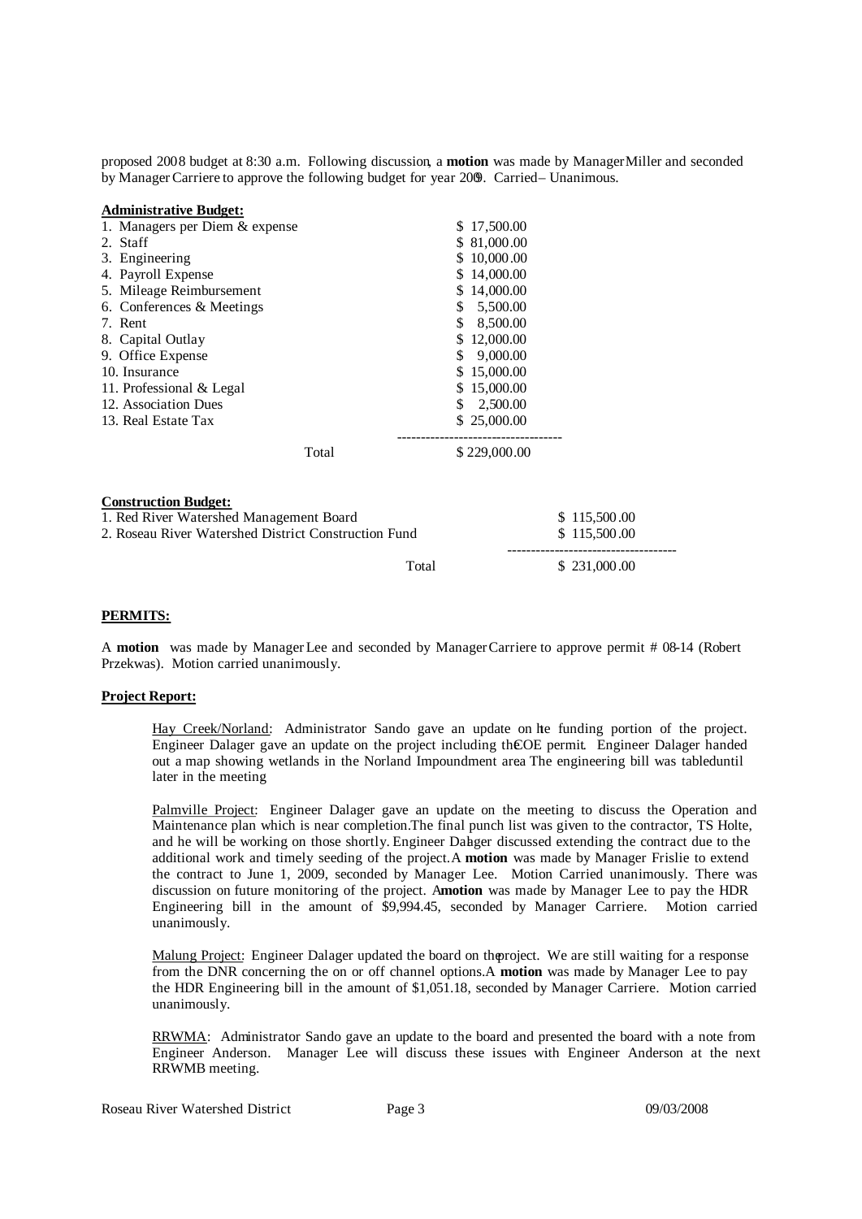proposed 2008 budget at 8:30 a.m. Following discussion, a **motion** was made by Manager Miller and seconded by Manager Carriere to approve the following budget for year 2009. Carried – Unanimous.

**Administrative Budget:**

| | |
|---|---|
| 1. Managers per Diem & expense | $ 17,500.00 |
| 2. Staff | $ 81,000.00 |
| 3. Engineering | $ 10,000.00 |
| 4. Payroll Expense | $ 14,000.00 |
| 5. Mileage Reimbursement | $ 14,000.00 |
| 6. Conferences & Meetings | $ 5,500.00 |
| 7. Rent | $ 8,500.00 |
| 8. Capital Outlay | $ 12,000.00 |
| 9. Office Expense | $ 9,000.00 |
| 10. Insurance | $ 15,000.00 |
| 11. Professional & Legal | $ 15,000.00 |
| 12. Association Dues | $ 2,500.00 |
| 13. Real Estate Tax | $ 25,000.00 |
| Total | $ 229,000.00 |

**Construction Budget:**

| | |
|---|---|
| 1. Red River Watershed Management Board | $ 115,500.00 |
| 2. Roseau River Watershed District Construction Fund | $ 115,500.00 |
| Total | $ 231,000.00 |

**PERMITS:**

A **motion** was made by Manager Lee and seconded by Manager Carriere to approve permit # 08-14 (Robert Przekwas). Motion carried unanimously.

**Project Report:**

Hay Creek/Norland: Administrator Sando gave an update on the funding portion of the project. Engineer Dalager gave an update on the project including the COE permit. Engineer Dalager handed out a map showing wetlands in the Norland Impoundment area. The engineering bill was tabled until later in the meeting

Palmville Project: Engineer Dalager gave an update on the meeting to discuss the Operation and Maintenance plan which is near completion. The final punch list was given to the contractor, TS Holte, and he will be working on those shortly. Engineer Dalager discussed extending the contract due to the additional work and timely seeding of the project. A **motion** was made by Manager Frislie to extend the contract to June 1, 2009, seconded by Manager Lee. Motion Carried unanimously. There was discussion on future monitoring of the project. A **motion** was made by Manager Lee to pay the HDR Engineering bill in the amount of $9,994.45, seconded by Manager Carriere. Motion carried unanimously.

Malung Project: Engineer Dalager updated the board on the project. We are still waiting for a response from the DNR concerning the on or off channel options. A **motion** was made by Manager Lee to pay the HDR Engineering bill in the amount of $1,051.18, seconded by Manager Carriere. Motion carried unanimously.

RRWMA: Administrator Sando gave an update to the board and presented the board with a note from Engineer Anderson. Manager Lee will discuss these issues with Engineer Anderson at the next RRWMB meeting.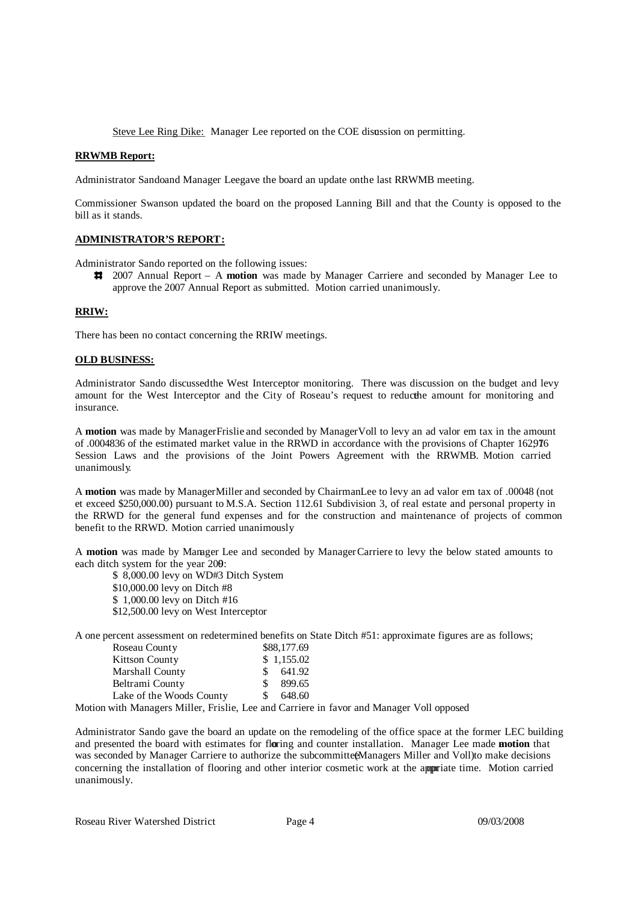Steve Lee Ring Dike: Manager Lee reported on the COE discussion on permitting.

**RRWMB Report:**

Administrator Sando and Manager Lee gave the board an update on the last RRWMB meeting.

Commissioner Swanson updated the board on the proposed Lanning Bill and that the County is opposed to the bill as it stands.

**ADMINISTRATOR'S REPORT:**

Administrator Sando reported on the following issues:

- 2007 Annual Report – A **motion** was made by Manager Carriere and seconded by Manager Lee to approve the 2007 Annual Report as submitted. Motion carried unanimously.

**RRIW:**

There has been no contact concerning the RRIW meetings.

**OLD BUSINESS:**

Administrator Sando discussed the West Interceptor monitoring. There was discussion on the budget and levy amount for the West Interceptor and the City of Roseau's request to reduce the amount for monitoring and insurance.

A **motion** was made by Manager Frislie and seconded by Manager Voll to levy an ad valor em tax in the amount of .0004836 of the estimated market value in the RRWD in accordance with the provisions of Chapter 162, 1976 Session Laws and the provisions of the Joint Powers Agreement with the RRWMB. Motion carried unanimously.

A **motion** was made by Manager Miller and seconded by Chairman Lee to levy an ad valor em tax of .00048 (not et exceed $250,000.00) pursuant to M.S.A. Section 112.61 Subdivision 3, of real estate and personal property in the RRWD for the general fund expenses and for the construction and maintenance of projects of common benefit to the RRWD. Motion carried unanimously

A **motion** was made by Manager Lee and seconded by Manager Carriere to levy the below stated amounts to each ditch system for the year 2009:

$ 8,000.00 levy on WD#3 Ditch System
$10,000.00 levy on Ditch #8
$ 1,000.00 levy on Ditch #16
$12,500.00 levy on West Interceptor

A one percent assessment on redetermined benefits on State Ditch #51: approximate figures are as follows;

| | |
|---|---|
| Roseau County | $88,177.69 |
| Kittson County | $ 1,155.02 |
| Marshall County | $ 641.92 |
| Beltrami County | $ 899.65 |
| Lake of the Woods County | $ 648.60 |

Motion with Managers Miller, Frislie, Lee and Carriere in favor and Manager Voll opposed

Administrator Sando gave the board an update on the remodeling of the office space at the former LEC building and presented the board with estimates for flooring and counter installation. Manager Lee made a **motion** that was seconded by Manager Carriere to authorize the subcommittee (Managers Miller and Voll) to make decisions concerning the installation of flooring and other interior cosmetic work at the appropriate time. Motion carried unanimously.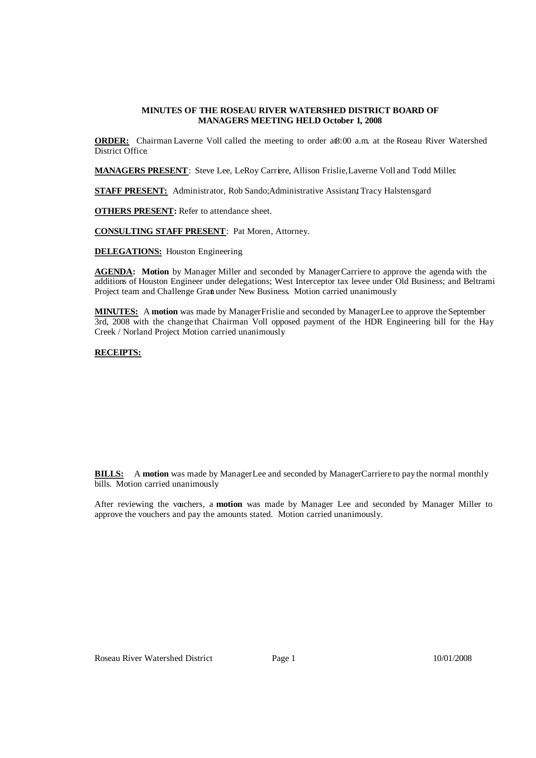**MINUTES OF THE ROSEAU RIVER WATERSHED DISTRICT BOARD OF MANAGERS MEETING HELD October 1, 2008**

**ORDER:** Chairman Laverne Voll called the meeting to order at 8:00 a.m. at the Roseau River Watershed District Office.

**MANAGERS PRESENT**: Steve Lee, LeRoy Carriere, Allison Frislie, Laverne Voll and Todd Miller.

**STAFF PRESENT:** Administrator, Rob Sando; Administrative Assistant, Tracy Halstensgard

**OTHERS PRESENT:** Refer to attendance sheet.

**CONSULTING STAFF PRESENT**: Pat Moren, Attorney.

**DELEGATIONS:** Houston Engineering

**AGENDA: Motion** by Manager Miller and seconded by Manager Carriere to approve the agenda with the additions of Houston Engineer under delegations; West Interceptor tax levee under Old Business; and Beltrami Project team and Challenge Grant under New Business. Motion carried unanimously

**MINUTES:** A **motion** was made by Manager Frislie and seconded by Manager Lee to approve the September 3rd, 2008 with the change that Chairman Voll opposed payment of the HDR Engineering bill for the Hay Creek / Norland Project. Motion carried unanimously

**RECEIPTS:**

**BILLS:** A **motion** was made by Manager Lee and seconded by Manager Carriere to pay the normal monthly bills. Motion carried unanimously

After reviewing the vouchers, a **motion** was made by Manager Lee and seconded by Manager Miller to approve the vouchers and pay the amounts stated. Motion carried unanimously.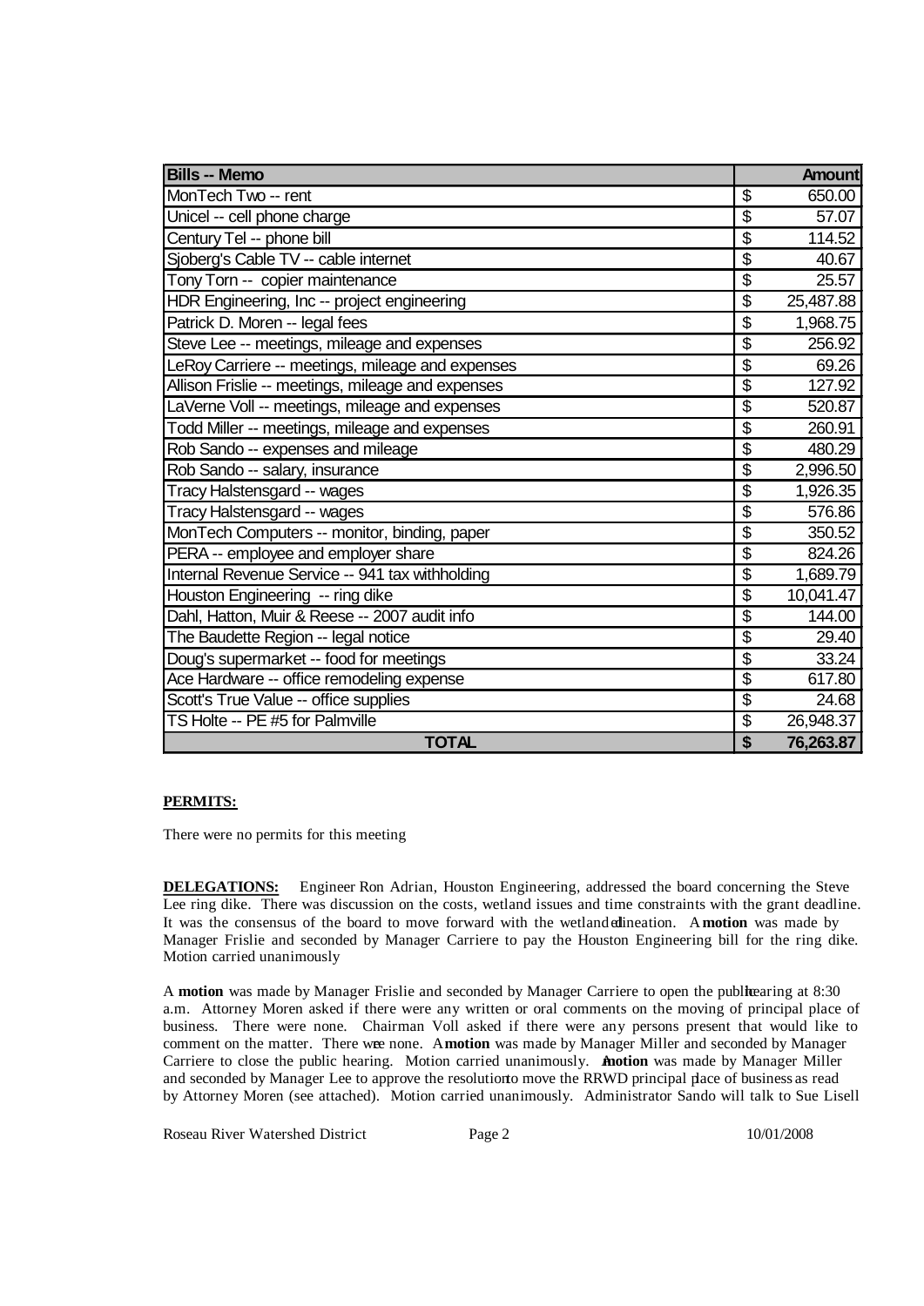| **Bills -- Memo** | **Amount** |
|---|---|
| MonTech Two -- rent | $ 650.00 |
| Unicel -- cell phone charge | $ 57.07 |
| Century Tel -- phone bill | $ 114.52 |
| Sjoberg's Cable TV -- cable internet | $ 40.67 |
| Tony Torn -- copier maintenance | $ 25.57 |
| HDR Engineering, Inc -- project engineering | $ 25,487.88 |
| Patrick D. Moren -- legal fees | $ 1,968.75 |
| Steve Lee -- meetings, mileage and expenses | $ 256.92 |
| LeRoy Carriere -- meetings, mileage and expenses | $ 69.26 |
| Allison Frislie -- meetings, mileage and expenses | $ 127.92 |
| LaVerne Voll -- meetings, mileage and expenses | $ 520.87 |
| Todd Miller -- meetings, mileage and expenses | $ 260.91 |
| Rob Sando -- expenses and mileage | $ 480.29 |
| Rob Sando -- salary, insurance | $ 2,996.50 |
| Tracy Halstensgard -- wages | $ 1,926.35 |
| Tracy Halstensgard -- wages | $ 576.86 |
| MonTech Computers -- monitor, binding, paper | $ 350.52 |
| PERA -- employee and employer share | $ 824.26 |
| Internal Revenue Service -- 941 tax withholding | $ 1,689.79 |
| Houston Engineering -- ring dike | $ 10,041.47 |
| Dahl, Hatton, Muir & Reese -- 2007 audit info | $ 144.00 |
| The Baudette Region -- legal notice | $ 29.40 |
| Doug's supermarket -- food for meetings | $ 33.24 |
| Ace Hardware -- office remodeling expense | $ 617.80 |
| Scott's True Value -- office supplies | $ 24.68 |
| TS Holte -- PE #5 for Palmville | $ 26,948.37 |
| **TOTAL** | **$ 76,263.87** |

**PERMITS:**

There were no permits for this meeting

**DELEGATIONS:** Engineer Ron Adrian, Houston Engineering, addressed the board concerning the Steve Lee ring dike. There was discussion on the costs, wetland issues and time constraints with the grant deadline. It was the consensus of the board to move forward with the wetland delineation. A **motion** was made by Manager Frislie and seconded by Manager Carriere to pay the Houston Engineering bill for the ring dike. Motion carried unanimously

A **motion** was made by Manager Frislie and seconded by Manager Carriere to open the public hearing at 8:30 a.m. Attorney Moren asked if there were any written or oral comments on the moving of principal place of business. There were none. Chairman Voll asked if there were any persons present that would like to comment on the matter. There were none. A **motion** was made by Manager Miller and seconded by Manager Carriere to close the public hearing. Motion carried unanimously. A **motion** was made by Manager Miller and seconded by Manager Lee to approve the resolution to move the RRWD principal place of business as read by Attorney Moren (see attached). Motion carried unanimously. Administrator Sando will talk to Sue Lisell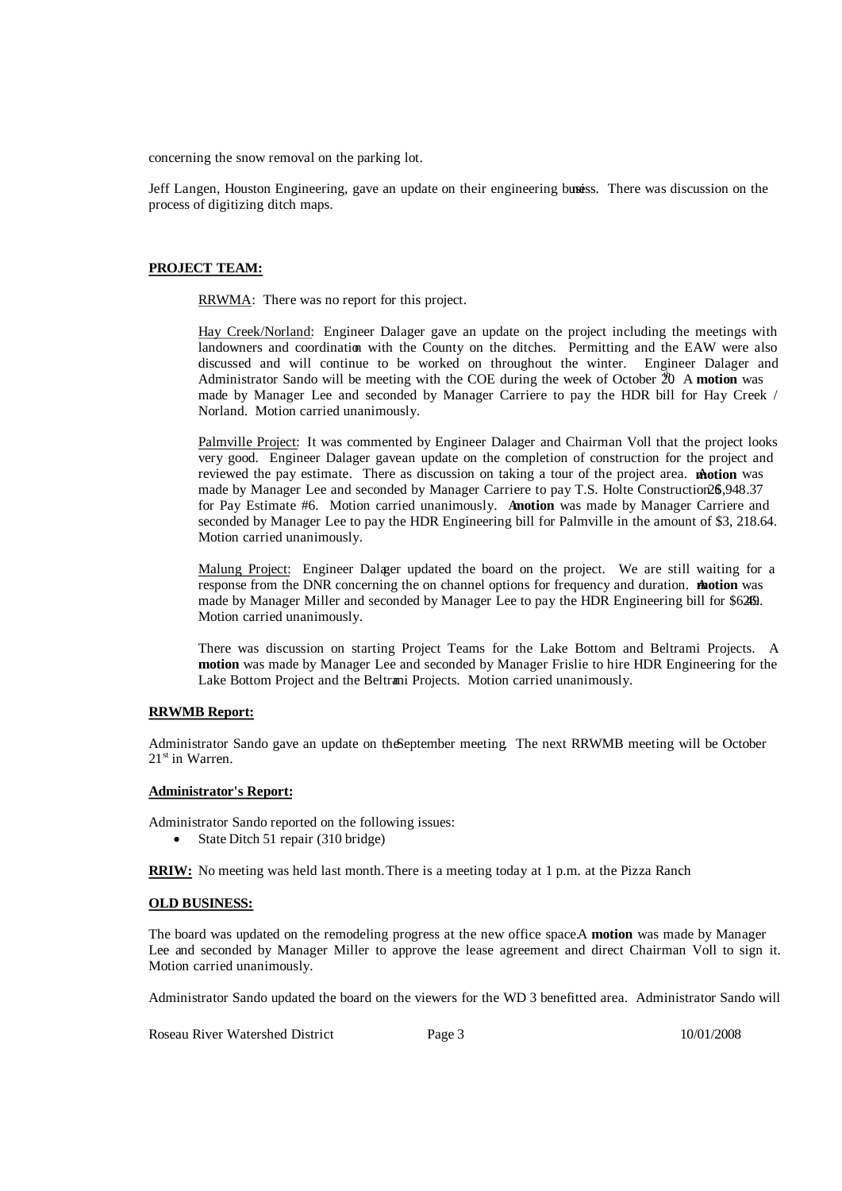concerning the snow removal on the parking lot.

Jeff Langen, Houston Engineering, gave an update on their engineering business. There was discussion on the process of digitizing ditch maps.

**PROJECT TEAM:**

RRWMA: There was no report for this project.

Hay Creek/Norland: Engineer Dalager gave an update on the project including the meetings with landowners and coordination with the County on the ditches. Permitting and the EAW were also discussed and will continue to be worked on throughout the winter. Engineer Dalager and Administrator Sando will be meeting with the COE during the week of October 20th. A **motion** was made by Manager Lee and seconded by Manager Carriere to pay the HDR bill for Hay Creek / Norland. Motion carried unanimously.

Palmville Project: It was commented by Engineer Dalager and Chairman Voll that the project looks very good. Engineer Dalager gave an update on the completion of construction for the project and reviewed the pay estimate. There was discussion on taking a tour of the project area. A **motion** was made by Manager Lee and seconded by Manager Carriere to pay T.S. Holte Construction $26,948.37 for Pay Estimate #6. Motion carried unanimously. A **motion** was made by Manager Carriere and seconded by Manager Lee to pay the HDR Engineering bill for Palmville in the amount of $3, 218.64. Motion carried unanimously.

Malung Project: Engineer Dalager updated the board on the project. We are still waiting for a response from the DNR concerning the on channel options for frequency and duration. A **motion** was made by Manager Miller and seconded by Manager Lee to pay the HDR Engineering bill for $626.49. Motion carried unanimously.

There was discussion on starting Project Teams for the Lake Bottom and Beltrami Projects. A **motion** was made by Manager Lee and seconded by Manager Frislie to hire HDR Engineering for the Lake Bottom Project and the Beltrami Projects. Motion carried unanimously.

**RRWMB Report:**

Administrator Sando gave an update on the September meeting. The next RRWMB meeting will be October 21st in Warren.

**Administrator's Report:**

Administrator Sando reported on the following issues:

- State Ditch 51 repair (310 bridge)

**RRIW:** No meeting was held last month. There is a meeting today at 1 p.m. at the Pizza Ranch

**OLD BUSINESS:**

The board was updated on the remodeling progress at the new office space. A **motion** was made by Manager Lee and seconded by Manager Miller to approve the lease agreement and direct Chairman Voll to sign it. Motion carried unanimously.

Administrator Sando updated the board on the viewers for the WD 3 benefitted area. Administrator Sando will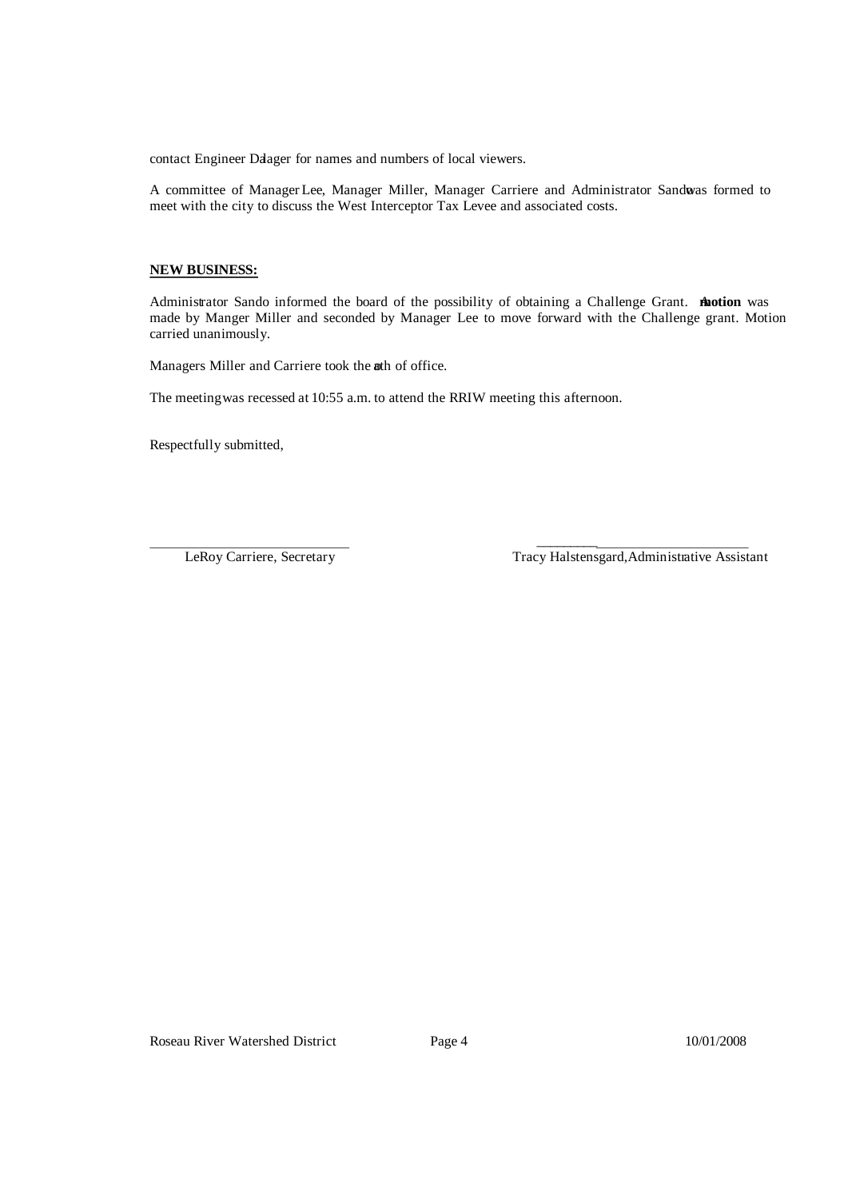contact Engineer Dalager for names and numbers of local viewers.

A committee of Manager Lee, Manager Miller, Manager Carriere and Administrator Sando was formed to meet with the city to discuss the West Interceptor Tax Levee and associated costs.

**NEW BUSINESS:**

Administrator Sando informed the board of the possibility of obtaining a Challenge Grant. A **motion** was made by Manger Miller and seconded by Manager Lee to move forward with the Challenge grant. Motion carried unanimously.

Managers Miller and Carriere took the oath of office.

The meeting was recessed at 10:55 a.m. to attend the RRIW meeting this afternoon.

Respectfully submitted,

\_\_\_\_\_\_\_\_\_\_\_\_\_\_\_\_\_\_\_\_\_\_\_\_\_\_\_\_ \_\_\_\_\_\_\_\_\_\_\_\_\_\_\_\_\_\_\_\_\_\_\_\_\_\_\_\_\_\_
LeRoy Carriere, Secretary Tracy Halstensgard, Administrative Assistant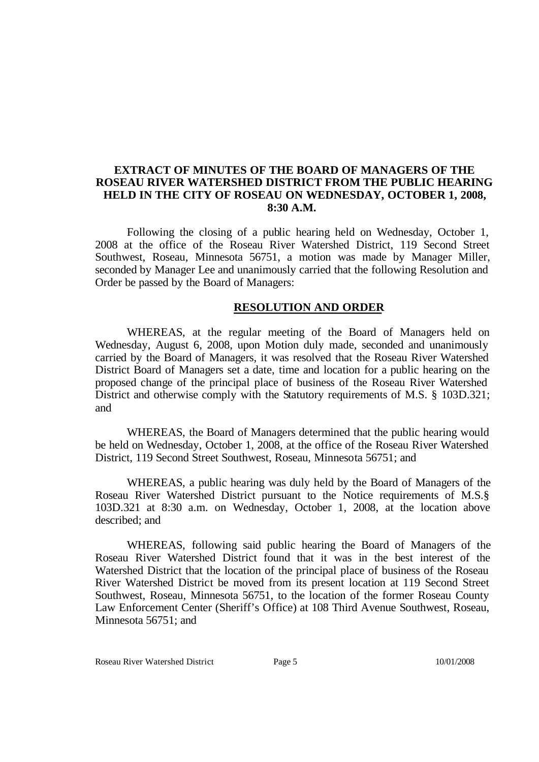**EXTRACT OF MINUTES OF THE BOARD OF MANAGERS OF THE ROSEAU RIVER WATERSHED DISTRICT FROM THE PUBLIC HEARING HELD IN THE CITY OF ROSEAU ON WEDNESDAY, OCTOBER 1, 2008, 8:30 A.M.**

Following the closing of a public hearing held on Wednesday, October 1, 2008 at the office of the Roseau River Watershed District, 119 Second Street Southwest, Roseau, Minnesota 56751, a motion was made by Manager Miller, seconded by Manager Lee and unanimously carried that the following Resolution and Order be passed by the Board of Managers:

**RESOLUTION AND ORDER**

WHEREAS, at the regular meeting of the Board of Managers held on Wednesday, August 6, 2008, upon Motion duly made, seconded and unanimously carried by the Board of Managers, it was resolved that the Roseau River Watershed District Board of Managers set a date, time and location for a public hearing on the proposed change of the principal place of business of the Roseau River Watershed District and otherwise comply with the Statutory requirements of M.S. § 103D.321; and

WHEREAS, the Board of Managers determined that the public hearing would be held on Wednesday, October 1, 2008, at the office of the Roseau River Watershed District, 119 Second Street Southwest, Roseau, Minnesota 56751; and

WHEREAS, a public hearing was duly held by the Board of Managers of the Roseau River Watershed District pursuant to the Notice requirements of M.S.§ 103D.321 at 8:30 a.m. on Wednesday, October 1, 2008, at the location above described; and

WHEREAS, following said public hearing the Board of Managers of the Roseau River Watershed District found that it was in the best interest of the Watershed District that the location of the principal place of business of the Roseau River Watershed District be moved from its present location at 119 Second Street Southwest, Roseau, Minnesota 56751, to the location of the former Roseau County Law Enforcement Center (Sheriff's Office) at 108 Third Avenue Southwest, Roseau, Minnesota 56751; and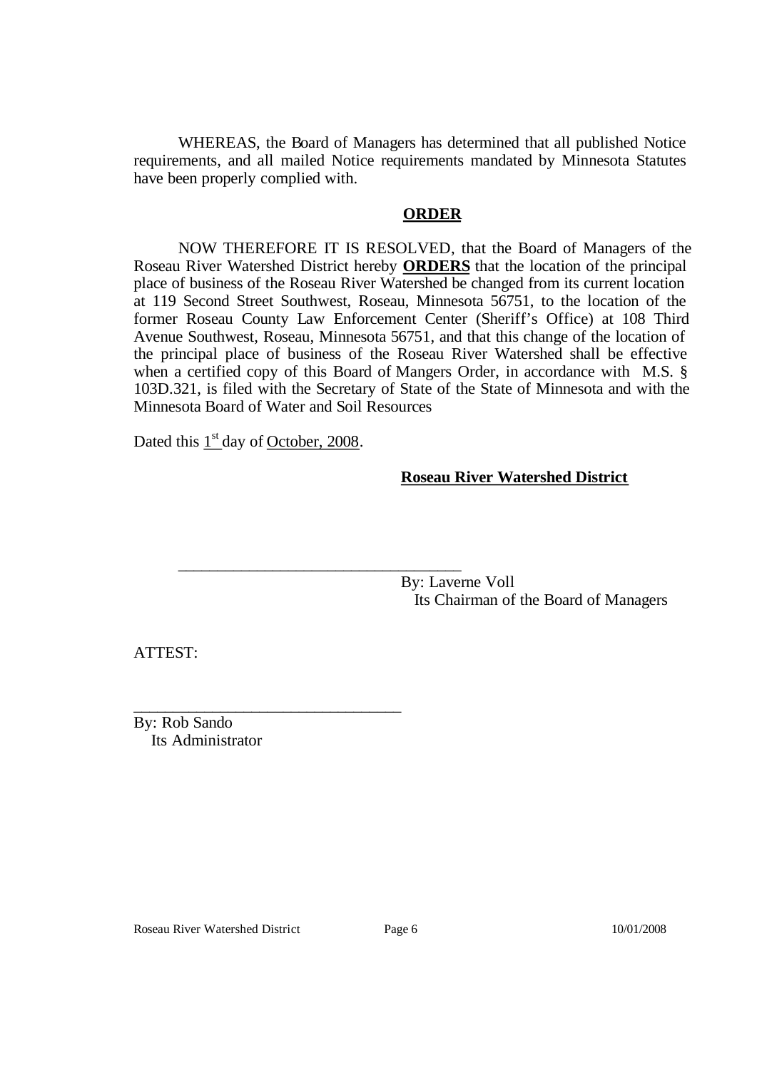WHEREAS, the Board of Managers has determined that all published Notice requirements, and all mailed Notice requirements mandated by Minnesota Statutes have been properly complied with.

## ORDER

NOW THEREFORE IT IS RESOLVED, that the Board of Managers of the Roseau River Watershed District hereby **ORDERS** that the location of the principal place of business of the Roseau River Watershed be changed from its current location at 119 Second Street Southwest, Roseau, Minnesota 56751, to the location of the former Roseau County Law Enforcement Center (Sheriff's Office) at 108 Third Avenue Southwest, Roseau, Minnesota 56751, and that this change of the location of the principal place of business of the Roseau River Watershed shall be effective when a certified copy of this Board of Mangers Order, in accordance with M.S. § 103D.321, is filed with the Secretary of State of the State of Minnesota and with the Minnesota Board of Water and Soil Resources

Dated this 1st day of October, 2008.

**Roseau River Watershed District**

\_\_\_\_\_\_\_\_\_\_\_\_\_\_\_\_\_\_\_\_\_\_\_\_\_\_\_\_\_\_\_\_\_\_\_\_
By: Laverne Voll
Its Chairman of the Board of Managers

ATTEST:

\_\_\_\_\_\_\_\_\_\_\_\_\_\_\_\_\_\_\_\_\_\_\_\_\_\_\_\_\_\_\_\_\_\_\_\_
By: Rob Sando
Its Administrator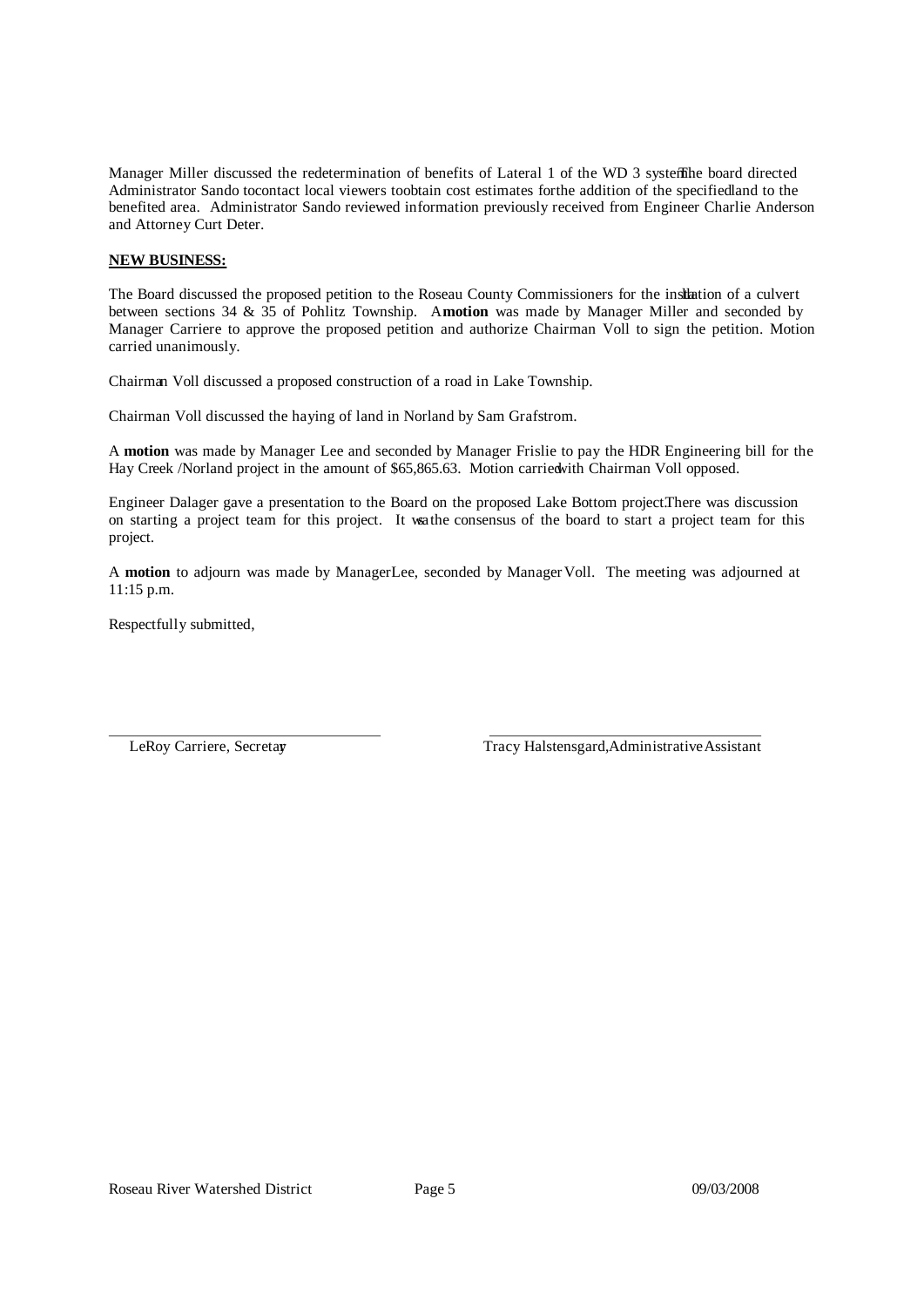Manager Miller discussed the redetermination of benefits of Lateral 1 of the WD 3 system. The board directed Administrator Sando to contact local viewers to obtain cost estimates for the addition of the specified land to the benefited area. Administrator Sando reviewed information previously received from Engineer Charlie Anderson and Attorney Curt Deter.

**NEW BUSINESS:**

The Board discussed the proposed petition to the Roseau County Commissioners for the installation of a culvert between sections 34 & 35 of Pohlitz Township. A **motion** was made by Manager Miller and seconded by Manager Carriere to approve the proposed petition and authorize Chairman Voll to sign the petition. Motion carried unanimously.

Chairman Voll discussed a proposed construction of a road in Lake Township.

Chairman Voll discussed the haying of land in Norland by Sam Grafstrom.

A **motion** was made by Manager Lee and seconded by Manager Frislie to pay the HDR Engineering bill for the Hay Creek /Norland project in the amount of $65,865.63. Motion carried with Chairman Voll opposed.

Engineer Dalager gave a presentation to the Board on the proposed Lake Bottom project. There was discussion on starting a project team for this project. It was the consensus of the board to start a project team for this project.

A **motion** to adjourn was made by Manager Lee, seconded by Manager Voll. The meeting was adjourned at 11:15 p.m.

Respectfully submitted,

| | |
|---|---|
| LeRoy Carriere, Secretary | Tracy Halstensgard, Administrative Assistant |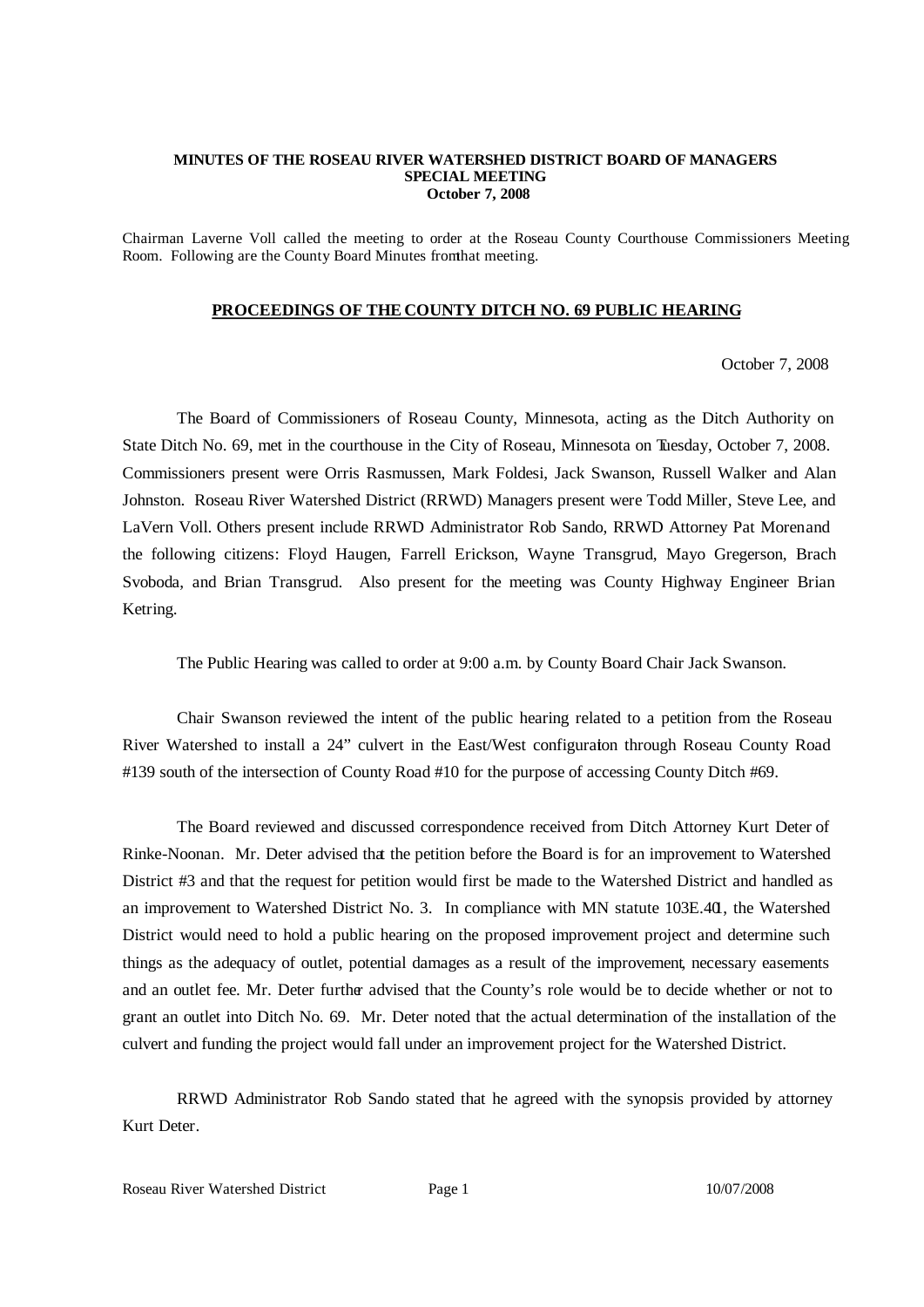**MINUTES OF THE ROSEAU RIVER WATERSHED DISTRICT BOARD OF MANAGERS**
**SPECIAL MEETING**
**October 7, 2008**

Chairman Laverne Voll called the meeting to order at the Roseau County Courthouse Commissioners Meeting Room. Following are the County Board Minutes from that meeting.

## PROCEEDINGS OF THE COUNTY DITCH NO. 69 PUBLIC HEARING

October 7, 2008

The Board of Commissioners of Roseau County, Minnesota, acting as the Ditch Authority on State Ditch No. 69, met in the courthouse in the City of Roseau, Minnesota on Tuesday, October 7, 2008. Commissioners present were Orris Rasmussen, Mark Foldesi, Jack Swanson, Russell Walker and Alan Johnston. Roseau River Watershed District (RRWD) Managers present were Todd Miller, Steve Lee, and LaVern Voll. Others present include RRWD Administrator Rob Sando, RRWD Attorney Pat Moren and the following citizens: Floyd Haugen, Farrell Erickson, Wayne Transgrud, Mayo Gregerson, Brach Svoboda, and Brian Transgrud. Also present for the meeting was County Highway Engineer Brian Ketring.

The Public Hearing was called to order at 9:00 a.m. by County Board Chair Jack Swanson.

Chair Swanson reviewed the intent of the public hearing related to a petition from the Roseau River Watershed to install a 24" culvert in the East/West configuration through Roseau County Road #139 south of the intersection of County Road #10 for the purpose of accessing County Ditch #69.

The Board reviewed and discussed correspondence received from Ditch Attorney Kurt Deter of Rinke-Noonan. Mr. Deter advised that the petition before the Board is for an improvement to Watershed District #3 and that the request for petition would first be made to the Watershed District and handled as an improvement to Watershed District No. 3. In compliance with MN statute 103E.401, the Watershed District would need to hold a public hearing on the proposed improvement project and determine such things as the adequacy of outlet, potential damages as a result of the improvement, necessary easements and an outlet fee. Mr. Deter further advised that the County's role would be to decide whether or not to grant an outlet into Ditch No. 69. Mr. Deter noted that the actual determination of the installation of the culvert and funding the project would fall under an improvement project for the Watershed District.

RRWD Administrator Rob Sando stated that he agreed with the synopsis provided by attorney Kurt Deter.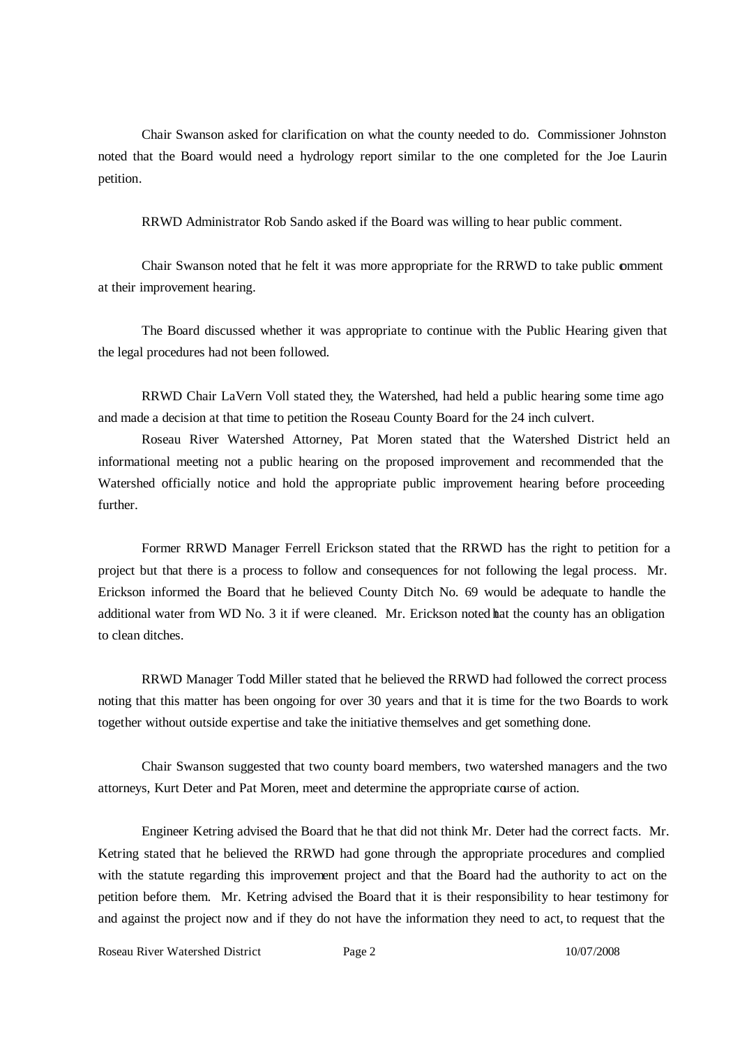Chair Swanson asked for clarification on what the county needed to do. Commissioner Johnston noted that the Board would need a hydrology report similar to the one completed for the Joe Laurin petition.

RRWD Administrator Rob Sando asked if the Board was willing to hear public comment.

Chair Swanson noted that he felt it was more appropriate for the RRWD to take public comment at their improvement hearing.

The Board discussed whether it was appropriate to continue with the Public Hearing given that the legal procedures had not been followed.

RRWD Chair LaVern Voll stated they, the Watershed, had held a public hearing some time ago and made a decision at that time to petition the Roseau County Board for the 24 inch culvert.

Roseau River Watershed Attorney, Pat Moren stated that the Watershed District held an informational meeting not a public hearing on the proposed improvement and recommended that the Watershed officially notice and hold the appropriate public improvement hearing before proceeding further.

Former RRWD Manager Ferrell Erickson stated that the RRWD has the right to petition for a project but that there is a process to follow and consequences for not following the legal process. Mr. Erickson informed the Board that he believed County Ditch No. 69 would be adequate to handle the additional water from WD No. 3 it if were cleaned. Mr. Erickson noted that the county has an obligation to clean ditches.

RRWD Manager Todd Miller stated that he believed the RRWD had followed the correct process noting that this matter has been ongoing for over 30 years and that it is time for the two Boards to work together without outside expertise and take the initiative themselves and get something done.

Chair Swanson suggested that two county board members, two watershed managers and the two attorneys, Kurt Deter and Pat Moren, meet and determine the appropriate course of action.

Engineer Ketring advised the Board that he that did not think Mr. Deter had the correct facts. Mr. Ketring stated that he believed the RRWD had gone through the appropriate procedures and complied with the statute regarding this improvement project and that the Board had the authority to act on the petition before them. Mr. Ketring advised the Board that it is their responsibility to hear testimony for and against the project now and if they do not have the information they need to act, to request that the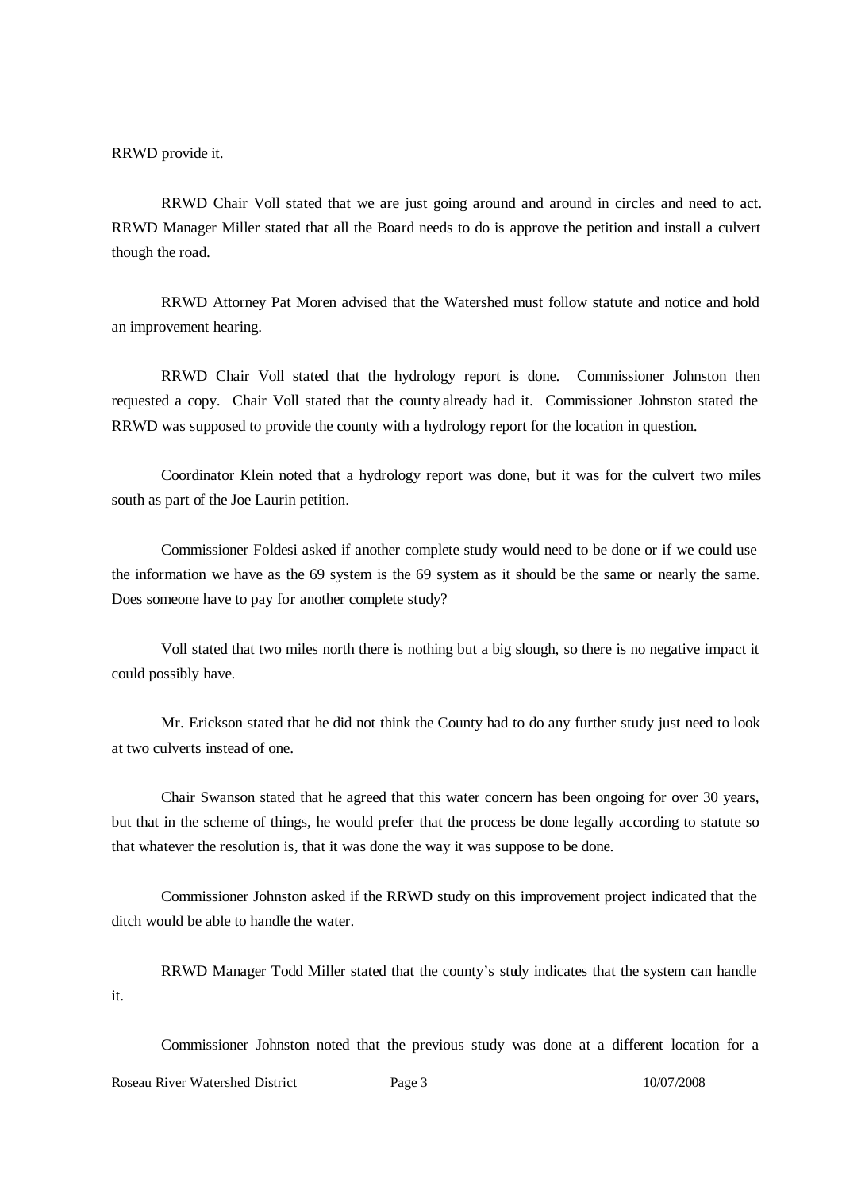RRWD provide it.

RRWD Chair Voll stated that we are just going around and around in circles and need to act. RRWD Manager Miller stated that all the Board needs to do is approve the petition and install a culvert though the road.

RRWD Attorney Pat Moren advised that the Watershed must follow statute and notice and hold an improvement hearing.

RRWD Chair Voll stated that the hydrology report is done. Commissioner Johnston then requested a copy. Chair Voll stated that the county already had it. Commissioner Johnston stated the RRWD was supposed to provide the county with a hydrology report for the location in question.

Coordinator Klein noted that a hydrology report was done, but it was for the culvert two miles south as part of the Joe Laurin petition.

Commissioner Foldesi asked if another complete study would need to be done or if we could use the information we have as the 69 system is the 69 system as it should be the same or nearly the same. Does someone have to pay for another complete study?

Voll stated that two miles north there is nothing but a big slough, so there is no negative impact it could possibly have.

Mr. Erickson stated that he did not think the County had to do any further study just need to look at two culverts instead of one.

Chair Swanson stated that he agreed that this water concern has been ongoing for over 30 years, but that in the scheme of things, he would prefer that the process be done legally according to statute so that whatever the resolution is, that it was done the way it was suppose to be done.

Commissioner Johnston asked if the RRWD study on this improvement project indicated that the ditch would be able to handle the water.

RRWD Manager Todd Miller stated that the county's study indicates that the system can handle it.

Commissioner Johnston noted that the previous study was done at a different location for a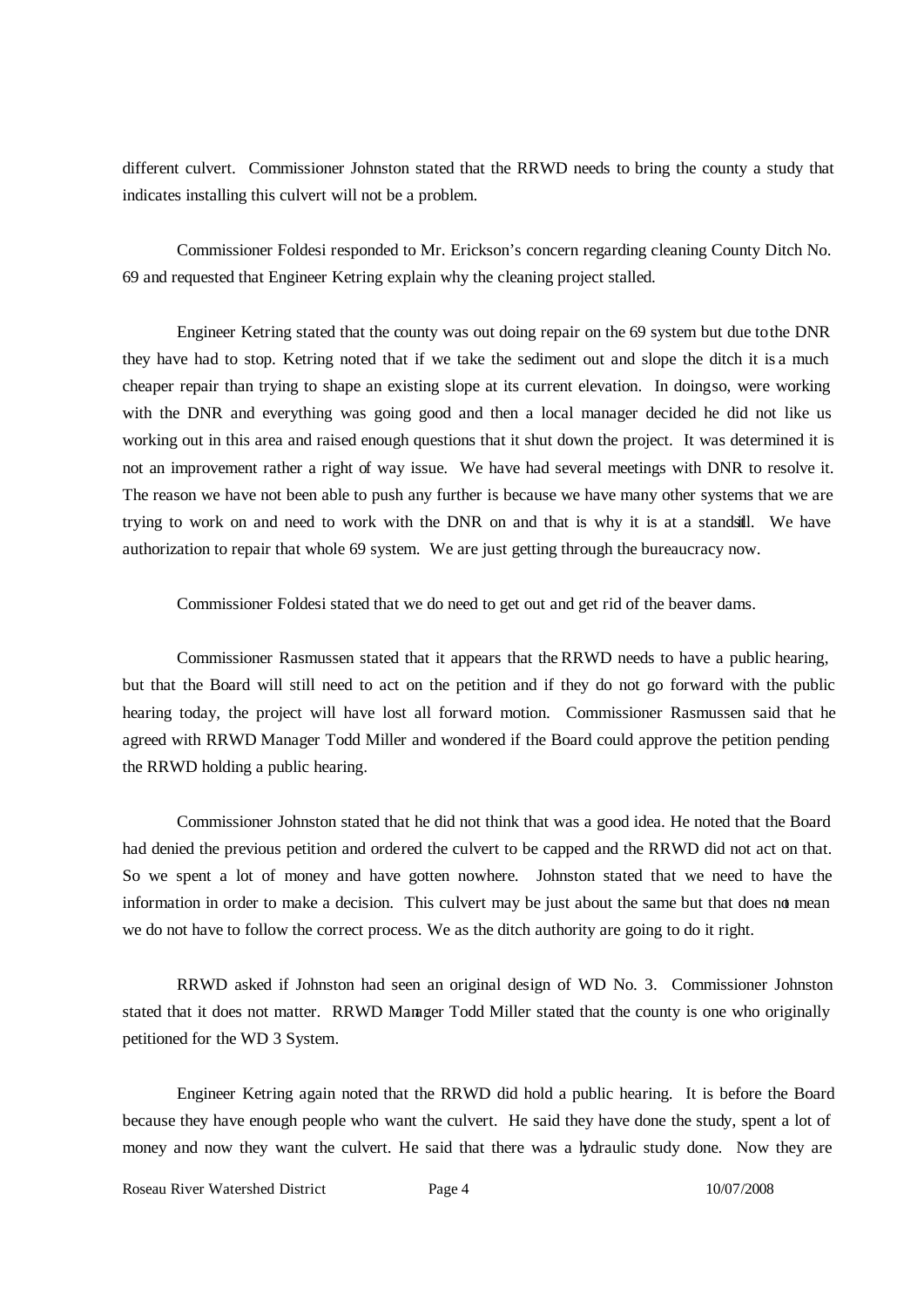different culvert. Commissioner Johnston stated that the RRWD needs to bring the county a study that indicates installing this culvert will not be a problem.

Commissioner Foldesi responded to Mr. Erickson's concern regarding cleaning County Ditch No. 69 and requested that Engineer Ketring explain why the cleaning project stalled.

Engineer Ketring stated that the county was out doing repair on the 69 system but due to the DNR they have had to stop. Ketring noted that if we take the sediment out and slope the ditch it is a much cheaper repair than trying to shape an existing slope at its current elevation. In doing so, were working with the DNR and everything was going good and then a local manager decided he did not like us working out in this area and raised enough questions that it shut down the project. It was determined it is not an improvement rather a right of way issue. We have had several meetings with DNR to resolve it. The reason we have not been able to push any further is because we have many other systems that we are trying to work on and need to work with the DNR on and that is why it is at a standstill. We have authorization to repair that whole 69 system. We are just getting through the bureaucracy now.

Commissioner Foldesi stated that we do need to get out and get rid of the beaver dams.

Commissioner Rasmussen stated that it appears that the RRWD needs to have a public hearing, but that the Board will still need to act on the petition and if they do not go forward with the public hearing today, the project will have lost all forward motion. Commissioner Rasmussen said that he agreed with RRWD Manager Todd Miller and wondered if the Board could approve the petition pending the RRWD holding a public hearing.

Commissioner Johnston stated that he did not think that was a good idea. He noted that the Board had denied the previous petition and ordered the culvert to be capped and the RRWD did not act on that. So we spent a lot of money and have gotten nowhere. Johnston stated that we need to have the information in order to make a decision. This culvert may be just about the same but that does not mean we do not have to follow the correct process. We as the ditch authority are going to do it right.

RRWD asked if Johnston had seen an original design of WD No. 3. Commissioner Johnston stated that it does not matter. RRWD Manager Todd Miller stated that the county is one who originally petitioned for the WD 3 System.

Engineer Ketring again noted that the RRWD did hold a public hearing. It is before the Board because they have enough people who want the culvert. He said they have done the study, spent a lot of money and now they want the culvert. He said that there was a hydraulic study done. Now they are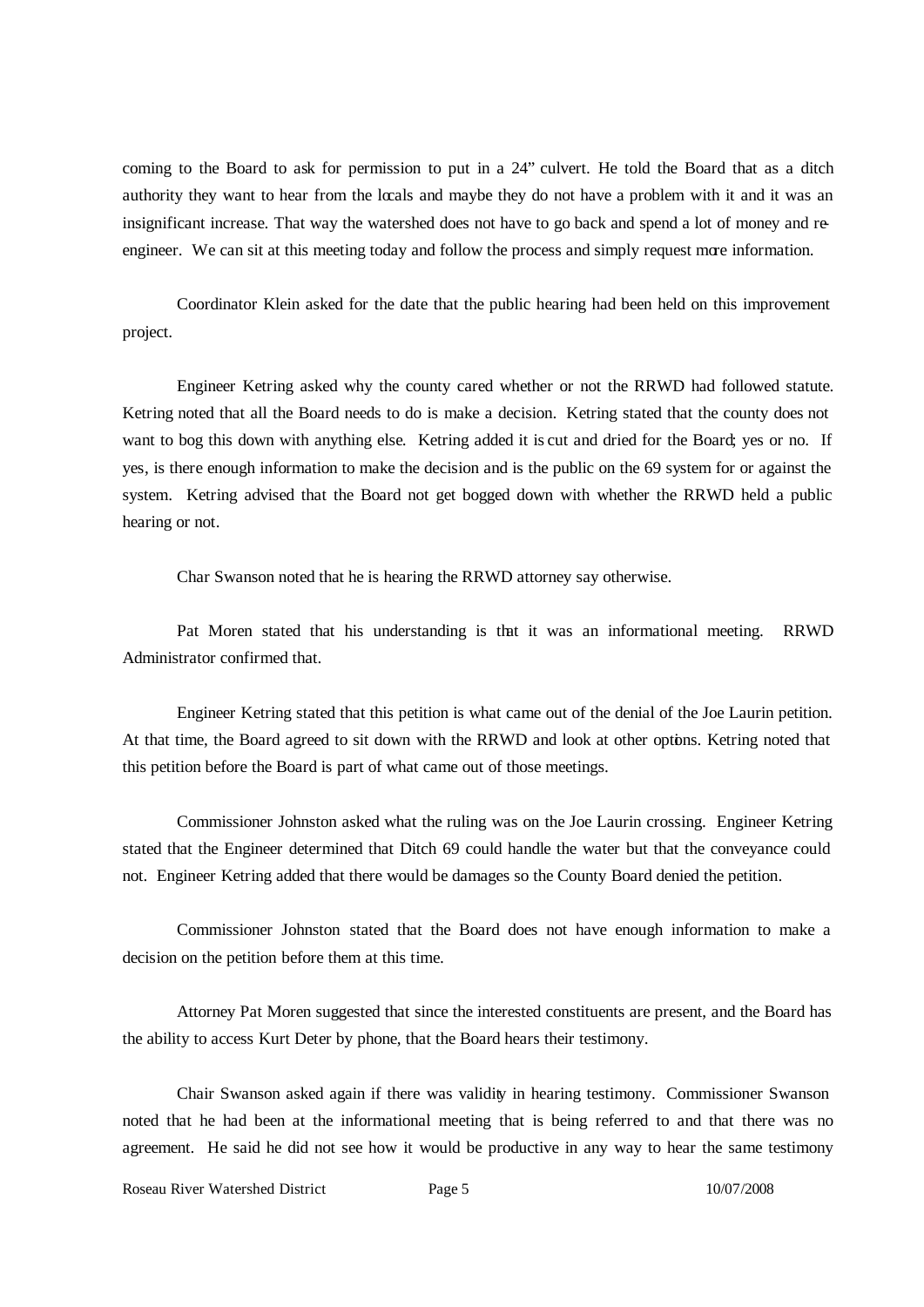coming to the Board to ask for permission to put in a 24" culvert. He told the Board that as a ditch authority they want to hear from the locals and maybe they do not have a problem with it and it was an insignificant increase. That way the watershed does not have to go back and spend a lot of money and re-engineer. We can sit at this meeting today and follow the process and simply request more information.

Coordinator Klein asked for the date that the public hearing had been held on this improvement project.

Engineer Ketring asked why the county cared whether or not the RRWD had followed statute. Ketring noted that all the Board needs to do is make a decision. Ketring stated that the county does not want to bog this down with anything else. Ketring added it is cut and dried for the Board; yes or no. If yes, is there enough information to make the decision and is the public on the 69 system for or against the system. Ketring advised that the Board not get bogged down with whether the RRWD held a public hearing or not.

Char Swanson noted that he is hearing the RRWD attorney say otherwise.

Pat Moren stated that his understanding is that it was an informational meeting. RRWD Administrator confirmed that.

Engineer Ketring stated that this petition is what came out of the denial of the Joe Laurin petition. At that time, the Board agreed to sit down with the RRWD and look at other options. Ketring noted that this petition before the Board is part of what came out of those meetings.

Commissioner Johnston asked what the ruling was on the Joe Laurin crossing. Engineer Ketring stated that the Engineer determined that Ditch 69 could handle the water but that the conveyance could not. Engineer Ketring added that there would be damages so the County Board denied the petition.

Commissioner Johnston stated that the Board does not have enough information to make a decision on the petition before them at this time.

Attorney Pat Moren suggested that since the interested constituents are present, and the Board has the ability to access Kurt Deter by phone, that the Board hears their testimony.

Chair Swanson asked again if there was validity in hearing testimony. Commissioner Swanson noted that he had been at the informational meeting that is being referred to and that there was no agreement. He said he did not see how it would be productive in any way to hear the same testimony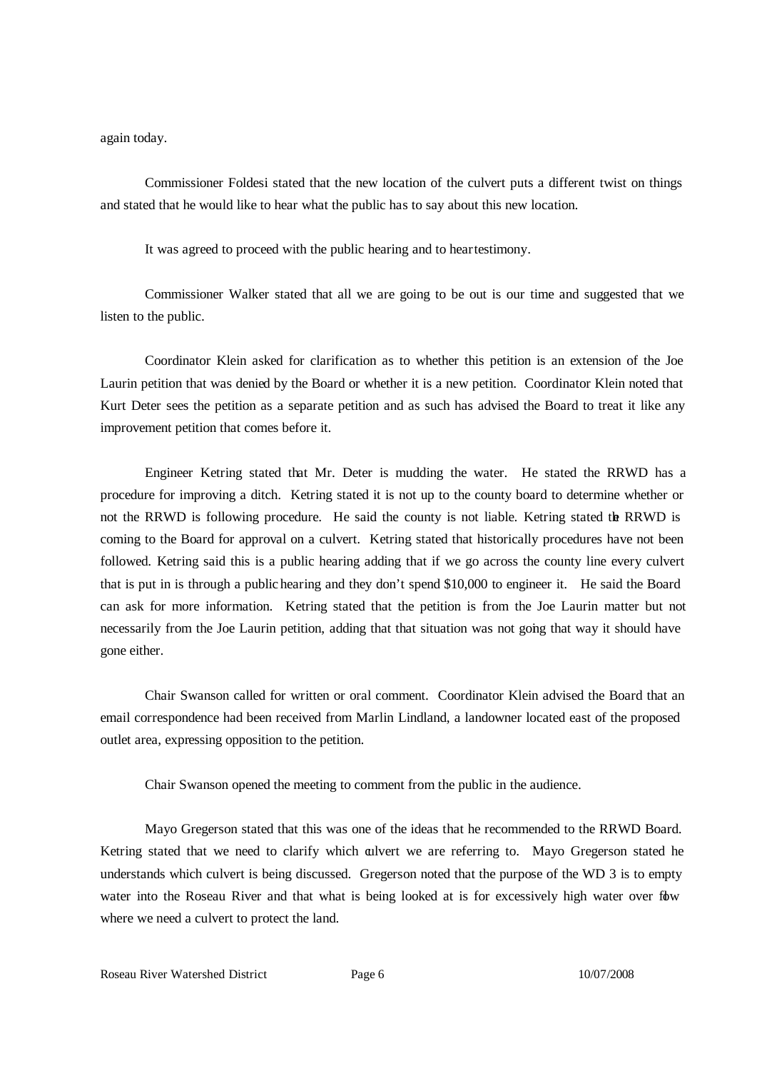again today.

Commissioner Foldesi stated that the new location of the culvert puts a different twist on things and stated that he would like to hear what the public has to say about this new location.

It was agreed to proceed with the public hearing and to hear testimony.

Commissioner Walker stated that all we are going to be out is our time and suggested that we listen to the public.

Coordinator Klein asked for clarification as to whether this petition is an extension of the Joe Laurin petition that was denied by the Board or whether it is a new petition. Coordinator Klein noted that Kurt Deter sees the petition as a separate petition and as such has advised the Board to treat it like any improvement petition that comes before it.

Engineer Ketring stated that Mr. Deter is mudding the water. He stated the RRWD has a procedure for improving a ditch. Ketring stated it is not up to the county board to determine whether or not the RRWD is following procedure. He said the county is not liable. Ketring stated the RRWD is coming to the Board for approval on a culvert. Ketring stated that historically procedures have not been followed. Ketring said this is a public hearing adding that if we go across the county line every culvert that is put in is through a public hearing and they don't spend $10,000 to engineer it. He said the Board can ask for more information. Ketring stated that the petition is from the Joe Laurin matter but not necessarily from the Joe Laurin petition, adding that that situation was not going that way it should have gone either.

Chair Swanson called for written or oral comment. Coordinator Klein advised the Board that an email correspondence had been received from Marlin Lindland, a landowner located east of the proposed outlet area, expressing opposition to the petition.

Chair Swanson opened the meeting to comment from the public in the audience.

Mayo Gregerson stated that this was one of the ideas that he recommended to the RRWD Board. Ketring stated that we need to clarify which culvert we are referring to. Mayo Gregerson stated he understands which culvert is being discussed. Gregerson noted that the purpose of the WD 3 is to empty water into the Roseau River and that what is being looked at is for excessively high water over flow where we need a culvert to protect the land.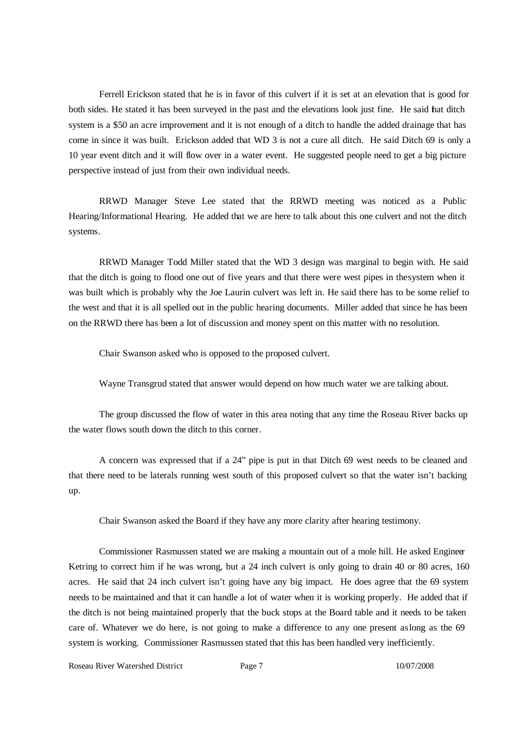Ferrell Erickson stated that he is in favor of this culvert if it is set at an elevation that is good for both sides. He stated it has been surveyed in the past and the elevations look just fine. He said that ditch system is a $50 an acre improvement and it is not enough of a ditch to handle the added drainage that has come in since it was built. Erickson added that WD 3 is not a cure all ditch. He said Ditch 69 is only a 10 year event ditch and it will flow over in a water event. He suggested people need to get a big picture perspective instead of just from their own individual needs.

RRWD Manager Steve Lee stated that the RRWD meeting was noticed as a Public Hearing/Informational Hearing. He added that we are here to talk about this one culvert and not the ditch systems.

RRWD Manager Todd Miller stated that the WD 3 design was marginal to begin with. He said that the ditch is going to flood one out of five years and that there were west pipes in the system when it was built which is probably why the Joe Laurin culvert was left in. He said there has to be some relief to the west and that it is all spelled out in the public hearing documents. Miller added that since he has been on the RRWD there has been a lot of discussion and money spent on this matter with no resolution.

Chair Swanson asked who is opposed to the proposed culvert.

Wayne Transgrud stated that answer would depend on how much water we are talking about.

The group discussed the flow of water in this area noting that any time the Roseau River backs up the water flows south down the ditch to this corner.

A concern was expressed that if a 24" pipe is put in that Ditch 69 west needs to be cleaned and that there need to be laterals running west south of this proposed culvert so that the water isn't backing up.

Chair Swanson asked the Board if they have any more clarity after hearing testimony.

Commissioner Rasmussen stated we are making a mountain out of a mole hill. He asked Engineer Ketring to correct him if he was wrong, but a 24 inch culvert is only going to drain 40 or 80 acres, 160 acres. He said that 24 inch culvert isn't going have any big impact. He does agree that the 69 system needs to be maintained and that it can handle a lot of water when it is working properly. He added that if the ditch is not being maintained properly that the buck stops at the Board table and it needs to be taken care of. Whatever we do here, is not going to make a difference to any one present as long as the 69 system is working. Commissioner Rasmussen stated that this has been handled very inefficiently.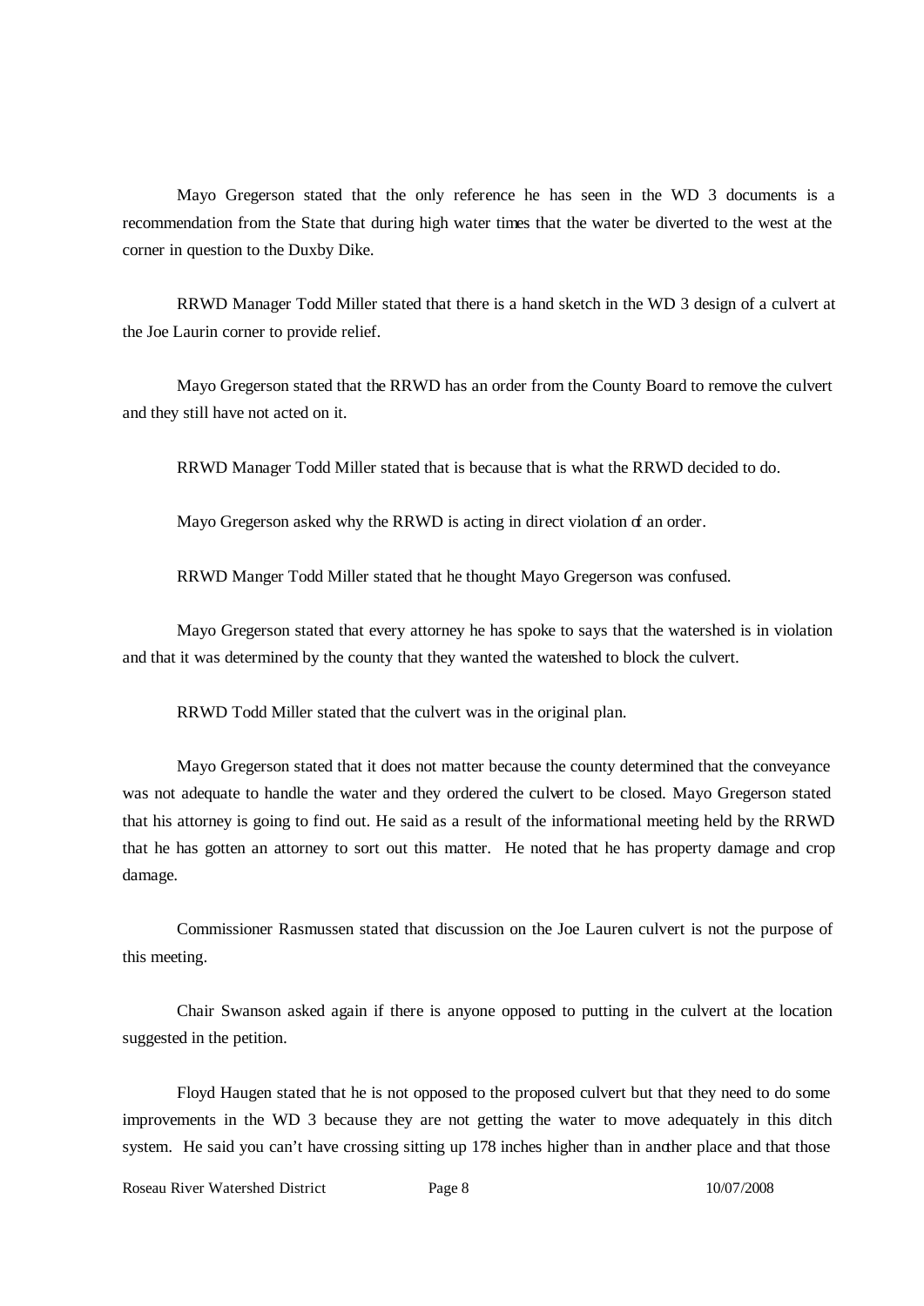Mayo Gregerson stated that the only reference he has seen in the WD 3 documents is a recommendation from the State that during high water times that the water be diverted to the west at the corner in question to the Duxby Dike.

RRWD Manager Todd Miller stated that there is a hand sketch in the WD 3 design of a culvert at the Joe Laurin corner to provide relief.

Mayo Gregerson stated that the RRWD has an order from the County Board to remove the culvert and they still have not acted on it.

RRWD Manager Todd Miller stated that is because that is what the RRWD decided to do.

Mayo Gregerson asked why the RRWD is acting in direct violation of an order.

RRWD Manger Todd Miller stated that he thought Mayo Gregerson was confused.

Mayo Gregerson stated that every attorney he has spoke to says that the watershed is in violation and that it was determined by the county that they wanted the watershed to block the culvert.

RRWD Todd Miller stated that the culvert was in the original plan.

Mayo Gregerson stated that it does not matter because the county determined that the conveyance was not adequate to handle the water and they ordered the culvert to be closed. Mayo Gregerson stated that his attorney is going to find out. He said as a result of the informational meeting held by the RRWD that he has gotten an attorney to sort out this matter. He noted that he has property damage and crop damage.

Commissioner Rasmussen stated that discussion on the Joe Lauren culvert is not the purpose of this meeting.

Chair Swanson asked again if there is anyone opposed to putting in the culvert at the location suggested in the petition.

Floyd Haugen stated that he is not opposed to the proposed culvert but that they need to do some improvements in the WD 3 because they are not getting the water to move adequately in this ditch system. He said you can't have crossing sitting up 178 inches higher than in another place and that those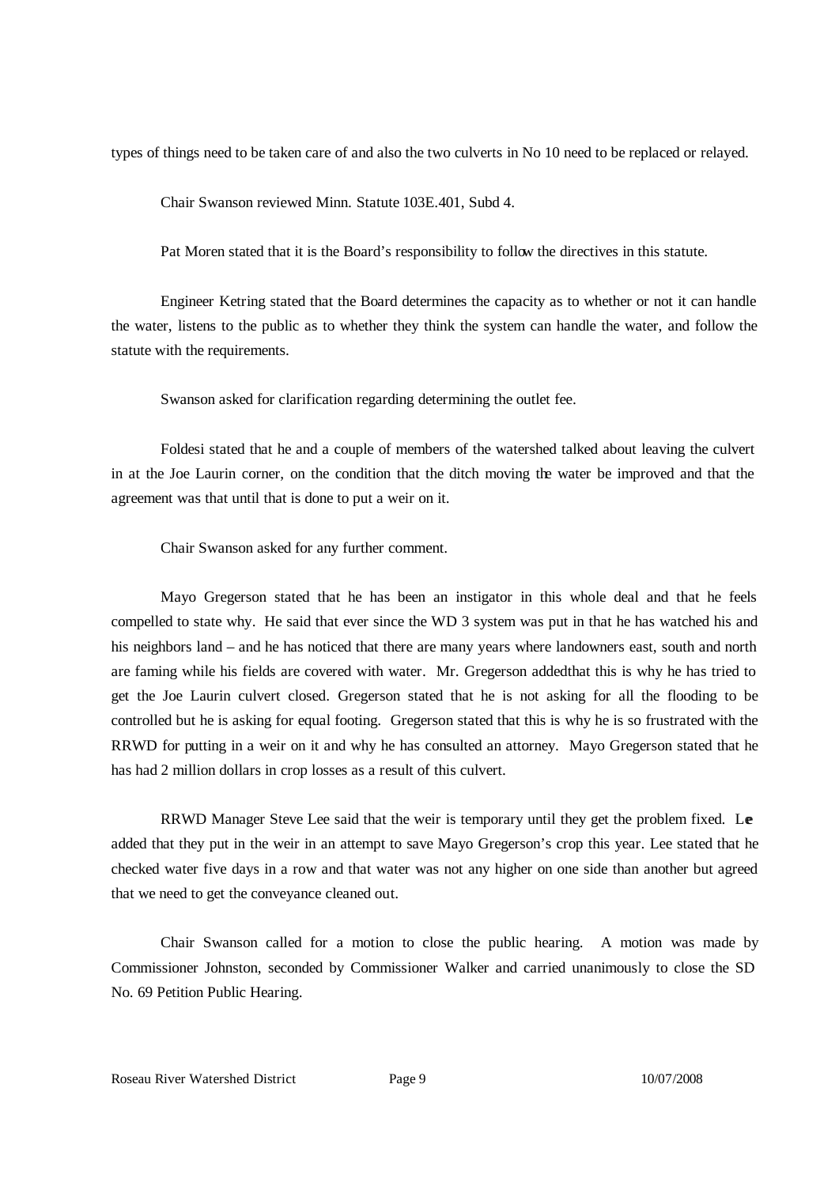types of things need to be taken care of and also the two culverts in No 10 need to be replaced or relayed.

Chair Swanson reviewed Minn. Statute 103E.401, Subd 4.

Pat Moren stated that it is the Board's responsibility to follow the directives in this statute.

Engineer Ketring stated that the Board determines the capacity as to whether or not it can handle the water, listens to the public as to whether they think the system can handle the water, and follow the statute with the requirements.

Swanson asked for clarification regarding determining the outlet fee.

Foldesi stated that he and a couple of members of the watershed talked about leaving the culvert in at the Joe Laurin corner, on the condition that the ditch moving the water be improved and that the agreement was that until that is done to put a weir on it.

Chair Swanson asked for any further comment.

Mayo Gregerson stated that he has been an instigator in this whole deal and that he feels compelled to state why. He said that ever since the WD 3 system was put in that he has watched his and his neighbors land – and he has noticed that there are many years where landowners east, south and north are faming while his fields are covered with water. Mr. Gregerson addedthat this is why he has tried to get the Joe Laurin culvert closed. Gregerson stated that he is not asking for all the flooding to be controlled but he is asking for equal footing. Gregerson stated that this is why he is so frustrated with the RRWD for putting in a weir on it and why he has consulted an attorney. Mayo Gregerson stated that he has had 2 million dollars in crop losses as a result of this culvert.

RRWD Manager Steve Lee said that the weir is temporary until they get the problem fixed. Lee added that they put in the weir in an attempt to save Mayo Gregerson's crop this year. Lee stated that he checked water five days in a row and that water was not any higher on one side than another but agreed that we need to get the conveyance cleaned out.

Chair Swanson called for a motion to close the public hearing. A motion was made by Commissioner Johnston, seconded by Commissioner Walker and carried unanimously to close the SD No. 69 Petition Public Hearing.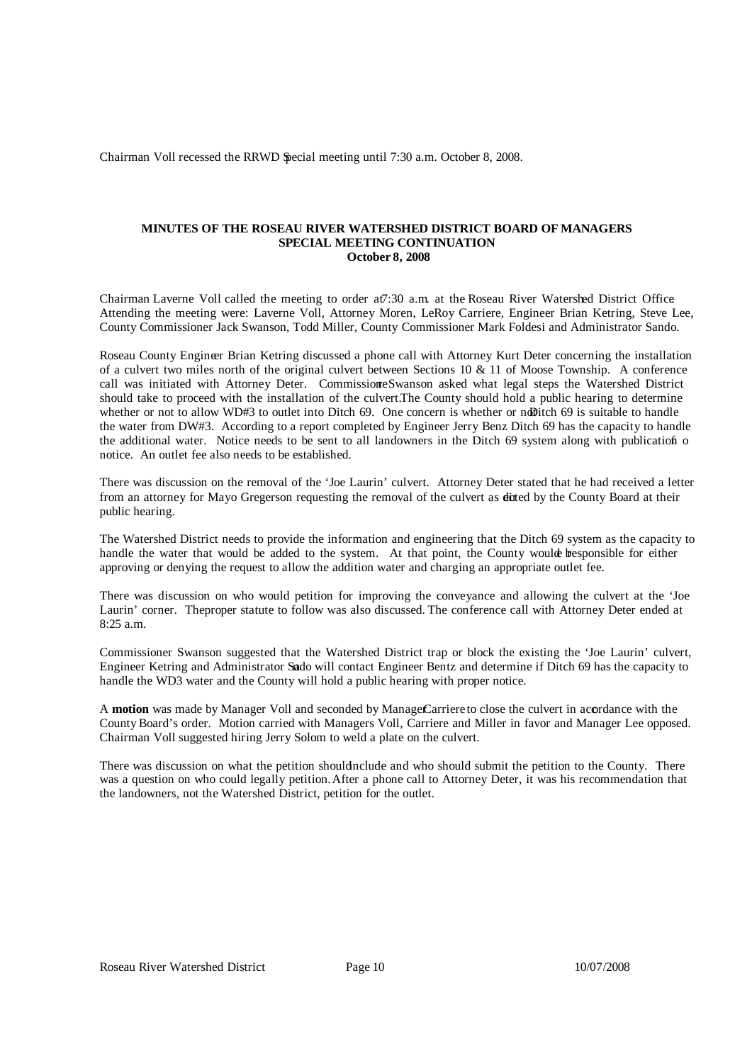Chairman Voll recessed the RRWD Special meeting until 7:30 a.m. October 8, 2008.

**MINUTES OF THE ROSEAU RIVER WATERSHED DISTRICT BOARD OF MANAGERS**
**SPECIAL MEETING CONTINUATION**
**October 8, 2008**

Chairman Laverne Voll called the meeting to order at 7:30 a.m. at the Roseau River Watershed District Office. Attending the meeting were: Laverne Voll, Attorney Moren, LeRoy Carriere, Engineer Brian Ketring, Steve Lee, County Commissioner Jack Swanson, Todd Miller, County Commissioner Mark Foldesi and Administrator Sando.

Roseau County Engineer Brian Ketring discussed a phone call with Attorney Kurt Deter concerning the installation of a culvert two miles north of the original culvert between Sections 10 & 11 of Moose Township. A conference call was initiated with Attorney Deter. Commissioner Swanson asked what legal steps the Watershed District should take to proceed with the installation of the culvert. The County should hold a public hearing to determine whether or not to allow WD#3 to outlet into Ditch 69. One concern is whether or not Ditch 69 is suitable to handle the water from DW#3. According to a report completed by Engineer Jerry Benz Ditch 69 has the capacity to handle the additional water. Notice needs to be sent to all landowners in the Ditch 69 system along with publication of notice. An outlet fee also needs to be established.

There was discussion on the removal of the 'Joe Laurin' culvert. Attorney Deter stated that he had received a letter from an attorney for Mayo Gregerson requesting the removal of the culvert as dictated by the County Board at their public hearing.

The Watershed District needs to provide the information and engineering that the Ditch 69 system as the capacity to handle the water that would be added to the system. At that point, the County would be responsible for either approving or denying the request to allow the addition water and charging an appropriate outlet fee.

There was discussion on who would petition for improving the conveyance and allowing the culvert at the 'Joe Laurin' corner. The proper statute to follow was also discussed. The conference call with Attorney Deter ended at 8:25 a.m.

Commissioner Swanson suggested that the Watershed District trap or block the existing the 'Joe Laurin' culvert, Engineer Ketring and Administrator Sando will contact Engineer Bentz and determine if Ditch 69 has the capacity to handle the WD3 water and the County will hold a public hearing with proper notice.

A **motion** was made by Manager Voll and seconded by Manager Carriere to close the culvert in accordance with the County Board's order. Motion carried with Managers Voll, Carriere and Miller in favor and Manager Lee opposed. Chairman Voll suggested hiring Jerry Solom to weld a plate on the culvert.

There was discussion on what the petition should include and who should submit the petition to the County. There was a question on who could legally petition. After a phone call to Attorney Deter, it was his recommendation that the landowners, not the Watershed District, petition for the outlet.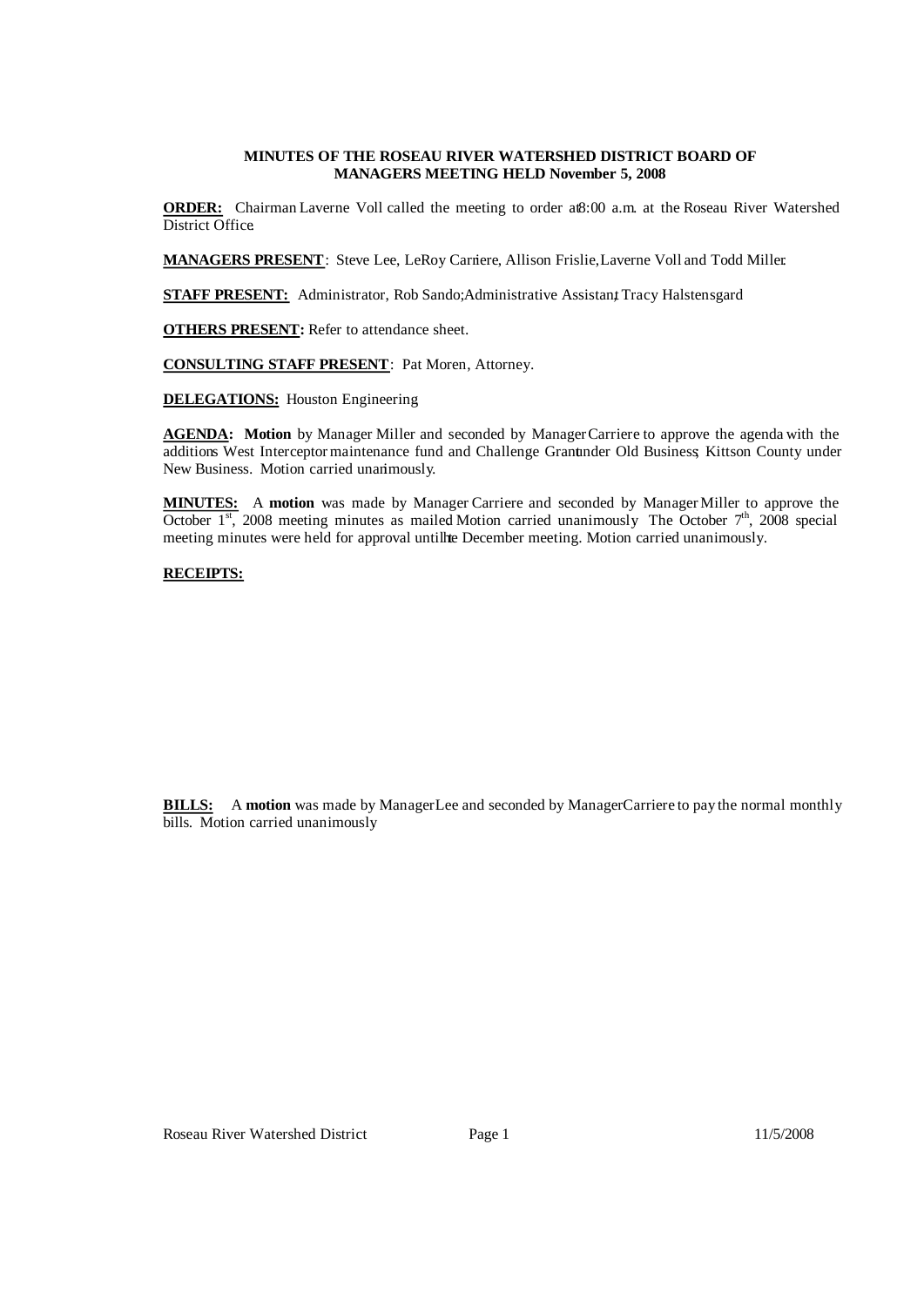**MINUTES OF THE ROSEAU RIVER WATERSHED DISTRICT BOARD OF MANAGERS MEETING HELD November 5, 2008**

**ORDER:** Chairman Laverne Voll called the meeting to order at 8:00 a.m. at the Roseau River Watershed District Office.

**MANAGERS PRESENT**: Steve Lee, LeRoy Carriere, Allison Frislie, Laverne Voll and Todd Miller.

**STAFF PRESENT:** Administrator, Rob Sando; Administrative Assistant, Tracy Halstensgard

**OTHERS PRESENT:** Refer to attendance sheet.

**CONSULTING STAFF PRESENT**: Pat Moren, Attorney.

**DELEGATIONS:** Houston Engineering

**AGENDA: Motion** by Manager Miller and seconded by Manager Carriere to approve the agenda with the additions West Interceptor maintenance fund and Challenge Grant under Old Business; Kittson County under New Business. Motion carried unanimously.

**MINUTES:** A **motion** was made by Manager Carriere and seconded by Manager Miller to approve the October 1st, 2008 meeting minutes as mailed. Motion carried unanimously. The October 7th, 2008 special meeting minutes were held for approval until the December meeting. Motion carried unanimously.

**RECEIPTS:**

**BILLS:** A **motion** was made by Manager Lee and seconded by Manager Carriere to pay the normal monthly bills. Motion carried unanimously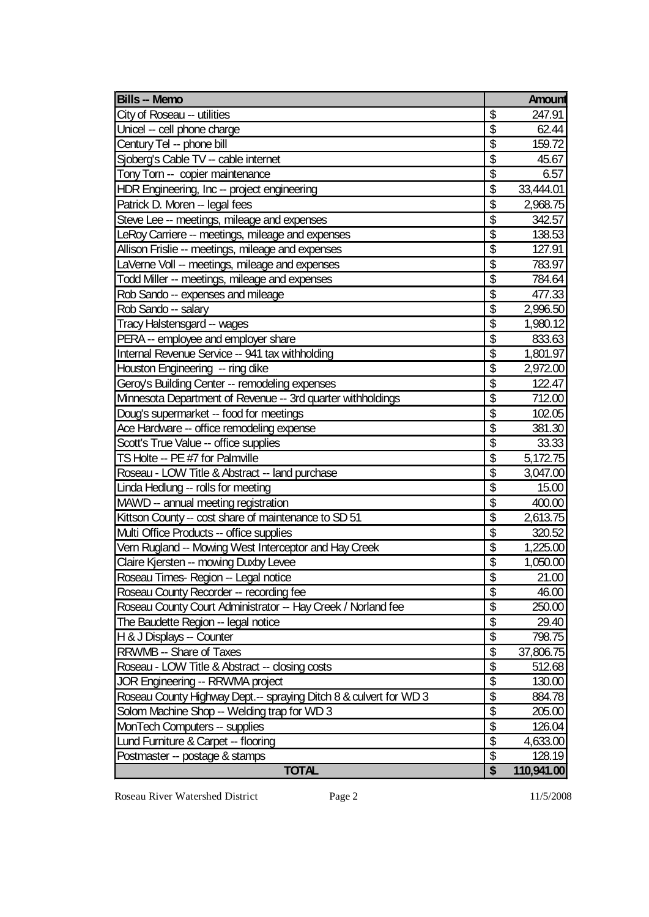| Bills -- Memo | | Amount |
|---|---|---|
| City of Roseau -- utilities | $ | 247.91 |
| Unicel -- cell phone charge | $ | 62.44 |
| Century Tel -- phone bill | $ | 159.72 |
| Sjoberg's Cable TV -- cable internet | $ | 45.67 |
| Tony Torn -- copier maintenance | $ | 6.57 |
| HDR Engineering, Inc -- project engineering | $ | 33,444.01 |
| Patrick D. Moren -- legal fees | $ | 2,968.75 |
| Steve Lee -- meetings, mileage and expenses | $ | 342.57 |
| LeRoy Carriere -- meetings, mileage and expenses | $ | 138.53 |
| Allison Frislie -- meetings, mileage and expenses | $ | 127.91 |
| LaVerne Voll -- meetings, mileage and expenses | $ | 783.97 |
| Todd Miller -- meetings, mileage and expenses | $ | 784.64 |
| Rob Sando -- expenses and mileage | $ | 477.33 |
| Rob Sando -- salary | $ | 2,996.50 |
| Tracy Halstensgard -- wages | $ | 1,980.12 |
| PERA -- employee and employer share | $ | 833.63 |
| Internal Revenue Service -- 941 tax withholding | $ | 1,801.97 |
| Houston Engineering -- ring dike | $ | 2,972.00 |
| Geroy's Building Center -- remodeling expenses | $ | 122.47 |
| Minnesota Department of Revenue -- 3rd quarter withholdings | $ | 712.00 |
| Doug's supermarket -- food for meetings | $ | 102.05 |
| Ace Hardware -- office remodeling expense | $ | 381.30 |
| Scott's True Value -- office supplies | $ | 33.33 |
| TS Holte -- PE #7 for Palmville | $ | 5,172.75 |
| Roseau - LOW Title & Abstract -- land purchase | $ | 3,047.00 |
| Linda Hedlung -- rolls for meeting | $ | 15.00 |
| MAWD -- annual meeting registration | $ | 400.00 |
| Kittson County -- cost share of maintenance to SD 51 | $ | 2,613.75 |
| Multi Office Products -- office supplies | $ | 320.52 |
| Vern Rugland -- Mowing West Interceptor and Hay Creek | $ | 1,225.00 |
| Claire Kjersten -- mowing Duxby Levee | $ | 1,050.00 |
| Roseau Times- Region -- Legal notice | $ | 21.00 |
| Roseau County Recorder -- recording fee | $ | 46.00 |
| Roseau County Court Administrator -- Hay Creek / Norland fee | $ | 250.00 |
| The Baudette Region -- legal notice | $ | 29.40 |
| H & J Displays -- Counter | $ | 798.75 |
| RRWMB -- Share of Taxes | $ | 37,806.75 |
| Roseau - LOW Title & Abstract -- closing costs | $ | 512.68 |
| JOR Engineering -- RRWMA project | $ | 130.00 |
| Roseau County Highway Dept.-- spraying Ditch 8 & culvert for WD 3 | $ | 884.78 |
| Solom Machine Shop -- Welding trap for WD 3 | $ | 205.00 |
| MonTech Computers -- supplies | $ | 126.04 |
| Lund Furniture & Carpet -- flooring | $ | 4,633.00 |
| Postmaster -- postage & stamps | $ | 128.19 |
| **TOTAL** | **$** | **110,941.00** |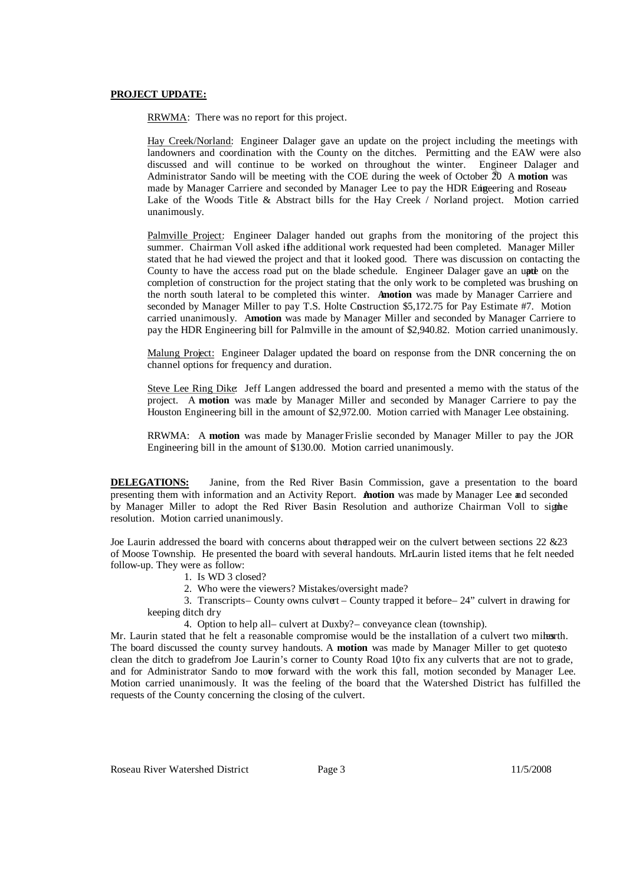**PROJECT UPDATE:**

RRWMA: There was no report for this project.

Hay Creek/Norland: Engineer Dalager gave an update on the project including the meetings with landowners and coordination with the County on the ditches. Permitting and the EAW were also discussed and will continue to be worked on throughout the winter. Engineer Dalager and Administrator Sando will be meeting with the COE during the week of October 20th. A **motion** was made by Manager Carriere and seconded by Manager Lee to pay the HDR Engineering and Roseau-Lake of the Woods Title & Abstract bills for the Hay Creek / Norland project. Motion carried unanimously.

Palmville Project: Engineer Dalager handed out graphs from the monitoring of the project this summer. Chairman Voll asked if the additional work requested had been completed. Manager Miller stated that he had viewed the project and that it looked good. There was discussion on contacting the County to have the access road put on the blade schedule. Engineer Dalager gave an update on the completion of construction for the project stating that the only work to be completed was brushing on the north south lateral to be completed this winter. A **motion** was made by Manager Carriere and seconded by Manager Miller to pay T.S. Holte Construction $5,172.75 for Pay Estimate #7. Motion carried unanimously. A **motion** was made by Manager Miller and seconded by Manager Carriere to pay the HDR Engineering bill for Palmville in the amount of $2,940.82. Motion carried unanimously.

Malung Project: Engineer Dalager updated the board on response from the DNR concerning the on channel options for frequency and duration.

Steve Lee Ring Dike: Jeff Langen addressed the board and presented a memo with the status of the project. A **motion** was made by Manager Miller and seconded by Manager Carriere to pay the Houston Engineering bill in the amount of $2,972.00. Motion carried with Manager Lee obstaining.

RRWMA: A **motion** was made by Manager Frislie seconded by Manager Miller to pay the JOR Engineering bill in the amount of $130.00. Motion carried unanimously.

**DELEGATIONS:** Janine, from the Red River Basin Commission, gave a presentation to the board presenting them with information and an Activity Report. A **motion** was made by Manager Lee and seconded by Manager Miller to adopt the Red River Basin Resolution and authorize Chairman Voll to sign the resolution. Motion carried unanimously.

Joe Laurin addressed the board with concerns about the trapped weir on the culvert between sections 22 & 23 of Moose Township. He presented the board with several handouts. Mr. Laurin listed items that he felt needed follow-up. They were as follow:

1. Is WD 3 closed?
2. Who were the viewers? Mistakes/oversight made?
3. Transcripts – County owns culvert – County trapped it before – 24" culvert in drawing for keeping ditch dry
4. Option to help all – culvert at Duxby? – conveyance clean (township).

Mr. Laurin stated that he felt a reasonable compromise would be the installation of a culvert two miles north. The board discussed the county survey handouts. A **motion** was made by Manager Miller to get quotes to clean the ditch to grade from Joe Laurin's corner to County Road 10, to fix any culverts that are not to grade, and for Administrator Sando to move forward with the work this fall, motion seconded by Manager Lee. Motion carried unanimously. It was the feeling of the board that the Watershed District has fulfilled the requests of the County concerning the closing of the culvert.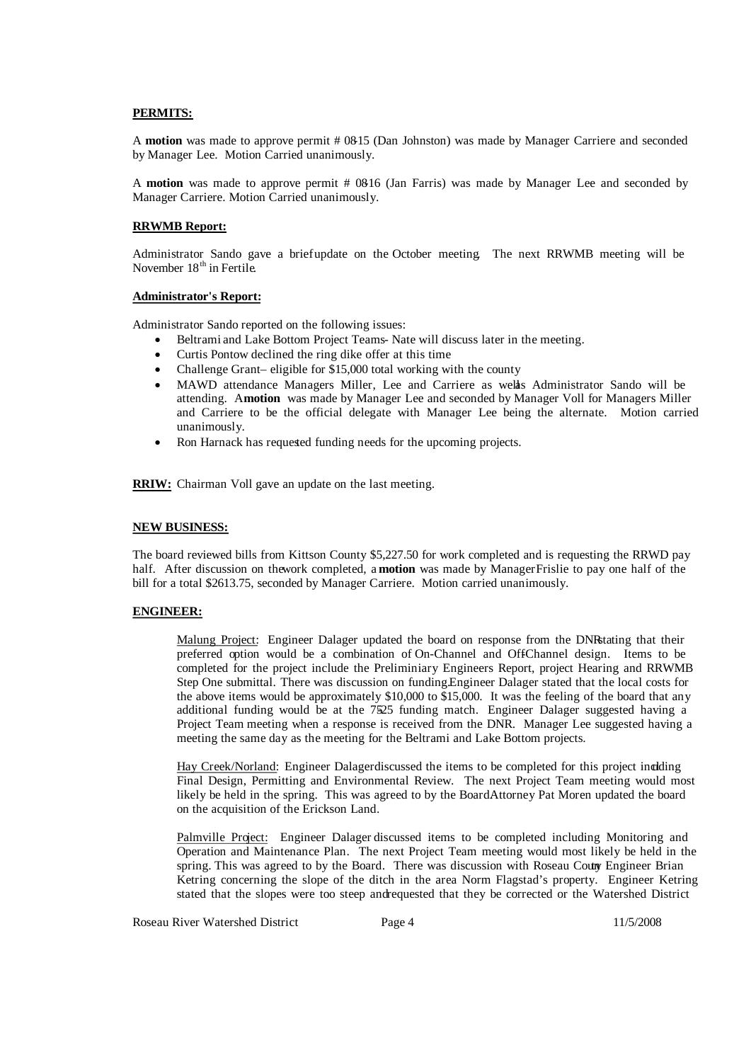**PERMITS:**

A **motion** was made to approve permit # 08-15 (Dan Johnston) was made by Manager Carriere and seconded by Manager Lee. Motion Carried unanimously.

A **motion** was made to approve permit # 08-16 (Jan Farris) was made by Manager Lee and seconded by Manager Carriere. Motion Carried unanimously.

**RRWMB Report:**

Administrator Sando gave a brief update on the October meeting. The next RRWMB meeting will be November 18th in Fertile.

**Administrator's Report:**

Administrator Sando reported on the following issues:

- Beltrami and Lake Bottom Project Teams- Nate will discuss later in the meeting.
- Curtis Pontow declined the ring dike offer at this time
- Challenge Grant– eligible for $15,000 total working with the county
- MAWD attendance Managers Miller, Lee and Carriere as well as Administrator Sando will be attending. A **motion** was made by Manager Lee and seconded by Manager Voll for Managers Miller and Carriere to be the official delegate with Manager Lee being the alternate. Motion carried unanimously.
- Ron Harnack has requested funding needs for the upcoming projects.

**RRIW:** Chairman Voll gave an update on the last meeting.

**NEW BUSINESS:**

The board reviewed bills from Kittson County $5,227.50 for work completed and is requesting the RRWD pay half. After discussion on the work completed, a **motion** was made by Manager Frislie to pay one half of the bill for a total $2613.75, seconded by Manager Carriere. Motion carried unanimously.

**ENGINEER:**

Malung Project: Engineer Dalager updated the board on response from the DNR stating that their preferred option would be a combination of On-Channel and Off-Channel design. Items to be completed for the project include the Preliminiary Engineers Report, project Hearing and RRWMB Step One submittal. There was discussion on funding. Engineer Dalager stated that the local costs for the above items would be approximately $10,000 to $15,000. It was the feeling of the board that any additional funding would be at the 75-25 funding match. Engineer Dalager suggested having a Project Team meeting when a response is received from the DNR. Manager Lee suggested having a meeting the same day as the meeting for the Beltrami and Lake Bottom projects.

Hay Creek/Norland: Engineer Dalager discussed the items to be completed for this project including Final Design, Permitting and Environmental Review. The next Project Team meeting would most likely be held in the spring. This was agreed to by the Board. Attorney Pat Moren updated the board on the acquisition of the Erickson Land.

Palmville Project: Engineer Dalager discussed items to be completed including Monitoring and Operation and Maintenance Plan. The next Project Team meeting would most likely be held in the spring. This was agreed to by the Board. There was discussion with Roseau County Engineer Brian Ketring concerning the slope of the ditch in the area Norm Flagstad's property. Engineer Ketring stated that the slopes were too steep and requested that they be corrected or the Watershed District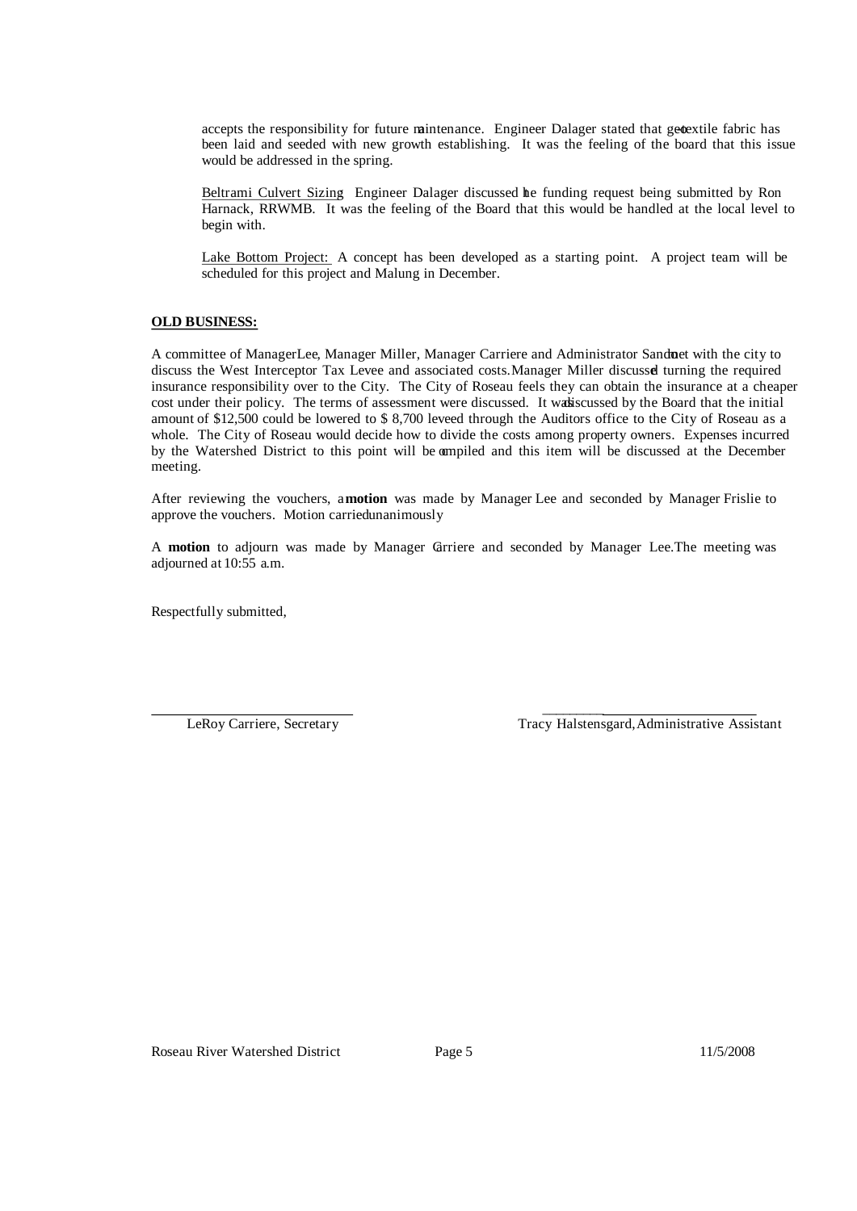accepts the responsibility for future maintenance. Engineer Dalager stated that geotextile fabric has been laid and seeded with new growth establishing. It was the feeling of the board that this issue would be addressed in the spring.

Beltrami Culvert Sizing: Engineer Dalager discussed the funding request being submitted by Ron Harnack, RRWMB. It was the feeling of the Board that this would be handled at the local level to begin with.

Lake Bottom Project: A concept has been developed as a starting point. A project team will be scheduled for this project and Malung in December.

**OLD BUSINESS:**

A committee of Manager Lee, Manager Miller, Manager Carriere and Administrator Sando met with the city to discuss the West Interceptor Tax Levee and associated costs. Manager Miller discussed turning the required insurance responsibility over to the City. The City of Roseau feels they can obtain the insurance at a cheaper cost under their policy. The terms of assessment were discussed. It was discussed by the Board that the initial amount of $12,500 could be lowered to $ 8,700 leveed through the Auditors office to the City of Roseau as a whole. The City of Roseau would decide how to divide the costs among property owners. Expenses incurred by the Watershed District to this point will be compiled and this item will be discussed at the December meeting.

After reviewing the vouchers, a **motion** was made by Manager Lee and seconded by Manager Frislie to approve the vouchers. Motion carried unanimously

A **motion** to adjourn was made by Manager Carriere and seconded by Manager Lee. The meeting was adjourned at 10:55 a.m.

Respectfully submitted,

LeRoy Carriere, Secretary

Tracy Halstensgard, Administrative Assistant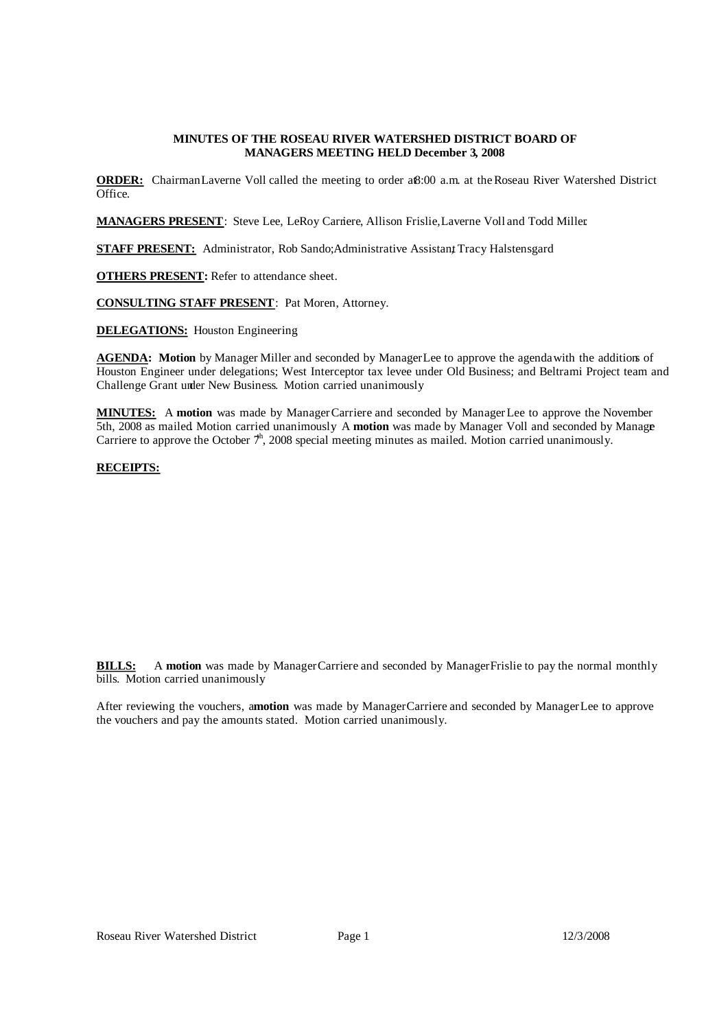**MINUTES OF THE ROSEAU RIVER WATERSHED DISTRICT BOARD OF MANAGERS MEETING HELD December 3, 2008**

**ORDER:** Chairman Laverne Voll called the meeting to order at 8:00 a.m. at the Roseau River Watershed District Office.

**MANAGERS PRESENT**: Steve Lee, LeRoy Carriere, Allison Frislie, Laverne Voll and Todd Miller.

**STAFF PRESENT:** Administrator, Rob Sando; Administrative Assistant, Tracy Halstensgard

**OTHERS PRESENT:** Refer to attendance sheet.

**CONSULTING STAFF PRESENT**: Pat Moren, Attorney.

**DELEGATIONS:** Houston Engineering

**AGENDA: Motion** by Manager Miller and seconded by Manager Lee to approve the agenda with the additions of Houston Engineer under delegations; West Interceptor tax levee under Old Business; and Beltrami Project team and Challenge Grant under New Business. Motion carried unanimously

**MINUTES:** A **motion** was made by Manager Carriere and seconded by Manager Lee to approve the November 5th, 2008 as mailed. Motion carried unanimously. A **motion** was made by Manager Voll and seconded by Manager Carriere to approve the October 7th, 2008 special meeting minutes as mailed. Motion carried unanimously.

**RECEIPTS:**

**BILLS:** A **motion** was made by Manager Carriere and seconded by Manager Frislie to pay the normal monthly bills. Motion carried unanimously

After reviewing the vouchers, a **motion** was made by Manager Carriere and seconded by Manager Lee to approve the vouchers and pay the amounts stated. Motion carried unanimously.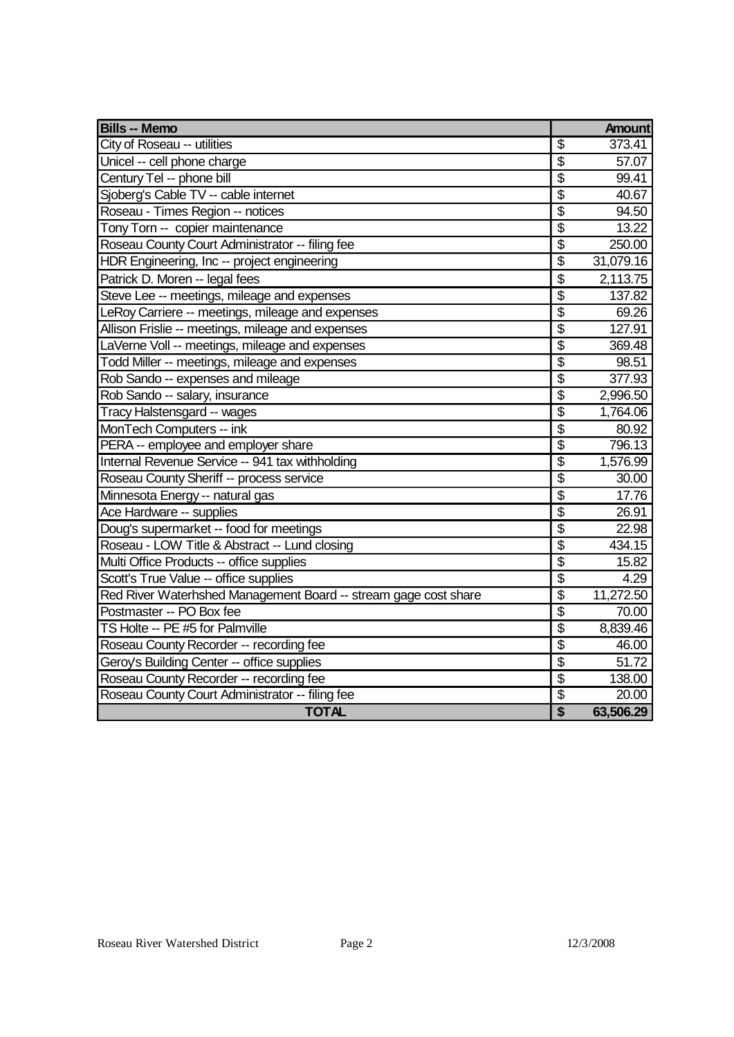| Bills -- Memo | Amount |
|---|---|
| City of Roseau -- utilities | $ 373.41 |
| Unicel -- cell phone charge | $ 57.07 |
| Century Tel -- phone bill | $ 99.41 |
| Sjoberg's Cable TV -- cable internet | $ 40.67 |
| Roseau - Times Region -- notices | $ 94.50 |
| Tony Torn -- copier maintenance | $ 13.22 |
| Roseau County Court Administrator -- filing fee | $ 250.00 |
| HDR Engineering, Inc -- project engineering | $ 31,079.16 |
| Patrick D. Moren -- legal fees | $ 2,113.75 |
| Steve Lee -- meetings, mileage and expenses | $ 137.82 |
| LeRoy Carriere -- meetings, mileage and expenses | $ 69.26 |
| Allison Frislie -- meetings, mileage and expenses | $ 127.91 |
| LaVerne Voll -- meetings, mileage and expenses | $ 369.48 |
| Todd Miller -- meetings, mileage and expenses | $ 98.51 |
| Rob Sando -- expenses and mileage | $ 377.93 |
| Rob Sando -- salary, insurance | $ 2,996.50 |
| Tracy Halstensgard -- wages | $ 1,764.06 |
| MonTech Computers -- ink | $ 80.92 |
| PERA -- employee and employer share | $ 796.13 |
| Internal Revenue Service -- 941 tax withholding | $ 1,576.99 |
| Roseau County Sheriff -- process service | $ 30.00 |
| Minnesota Energy -- natural gas | $ 17.76 |
| Ace Hardware -- supplies | $ 26.91 |
| Doug's supermarket -- food for meetings | $ 22.98 |
| Roseau - LOW Title & Abstract -- Lund closing | $ 434.15 |
| Multi Office Products -- office supplies | $ 15.82 |
| Scott's True Value -- office supplies | $ 4.29 |
| Red River Waterhshed Management Board -- stream gage cost share | $ 11,272.50 |
| Postmaster -- PO Box fee | $ 70.00 |
| TS Holte -- PE #5 for Palmville | $ 8,839.46 |
| Roseau County Recorder -- recording fee | $ 46.00 |
| Geroy's Building Center -- office supplies | $ 51.72 |
| Roseau County Recorder -- recording fee | $ 138.00 |
| Roseau County Court Administrator -- filing fee | $ 20.00 |
| **TOTAL** | **$ 63,506.29** |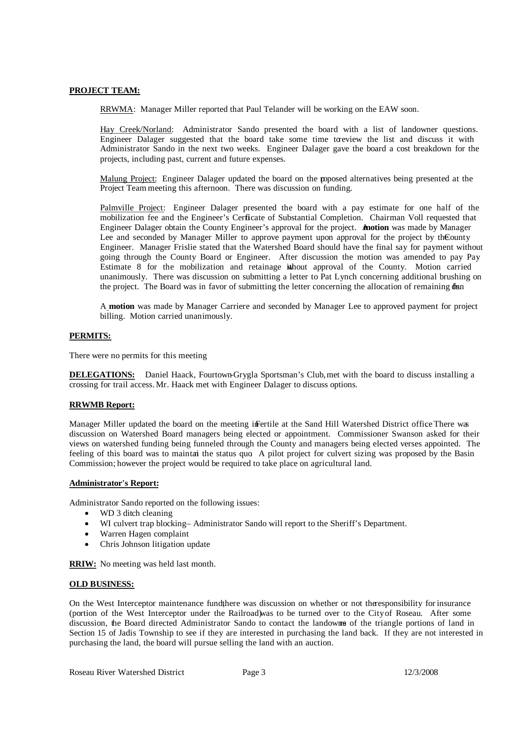**PROJECT TEAM:**

RRWMA: Manager Miller reported that Paul Telander will be working on the EAW soon.

Hay Creek/Norland: Administrator Sando presented the board with a list of landowner questions. Engineer Dalager suggested that the board take some time to review the list and discuss it with Administrator Sando in the next two weeks. Engineer Dalager gave the board a cost breakdown for the projects, including past, current and future expenses.

Malung Project: Engineer Dalager updated the board on the proposed alternatives being presented at the Project Team meeting this afternoon. There was discussion on funding.

Palmville Project: Engineer Dalager presented the board with a pay estimate for one half of the mobilization fee and the Engineer's Certificate of Substantial Completion. Chairman Voll requested that Engineer Dalager obtain the County Engineer's approval for the project. A **motion** was made by Manager Lee and seconded by Manager Miller to approve payment upon approval for the project by the County Engineer. Manager Frislie stated that the Watershed Board should have the final say for payment without going through the County Board or Engineer. After discussion the motion was amended to pay Pay Estimate 8 for the mobilization and retainage without approval of the County. Motion carried unanimously. There was discussion on submitting a letter to Pat Lynch concerning additional brushing on the project. The Board was in favor of submitting the letter concerning the allocation of remaining funds.

A **motion** was made by Manager Carriere and seconded by Manager Lee to approved payment for project billing. Motion carried unanimously.

**PERMITS:**

There were no permits for this meeting

**DELEGATIONS:** Daniel Haack, Fourtown-Grygla Sportsman's Club, met with the board to discuss installing a crossing for trail access. Mr. Haack met with Engineer Dalager to discuss options.

**RRWMB Report:**

Manager Miller updated the board on the meeting in Fertile at the Sand Hill Watershed District office. There was discussion on Watershed Board managers being elected or appointment. Commissioner Swanson asked for their views on watershed funding being funneled through the County and managers being elected verses appointed. The feeling of this board was to maintain the status quo. A pilot project for culvert sizing was proposed by the Basin Commission; however the project would be required to take place on agricultural land.

**Administrator's Report:**

Administrator Sando reported on the following issues:

- WD 3 ditch cleaning
- WI culvert trap blocking– Administrator Sando will report to the Sheriff's Department.
- Warren Hagen complaint
- Chris Johnson litigation update

**RRIW:** No meeting was held last month.

**OLD BUSINESS:**

On the West Interceptor maintenance fund, there was discussion on whether or not the responsibility for insurance (portion of the West Interceptor under the Railroad) was to be turned over to the City of Roseau. After some discussion, the Board directed Administrator Sando to contact the landowners of the triangle portions of land in Section 15 of Jadis Township to see if they are interested in purchasing the land back. If they are not interested in purchasing the land, the board will pursue selling the land with an auction.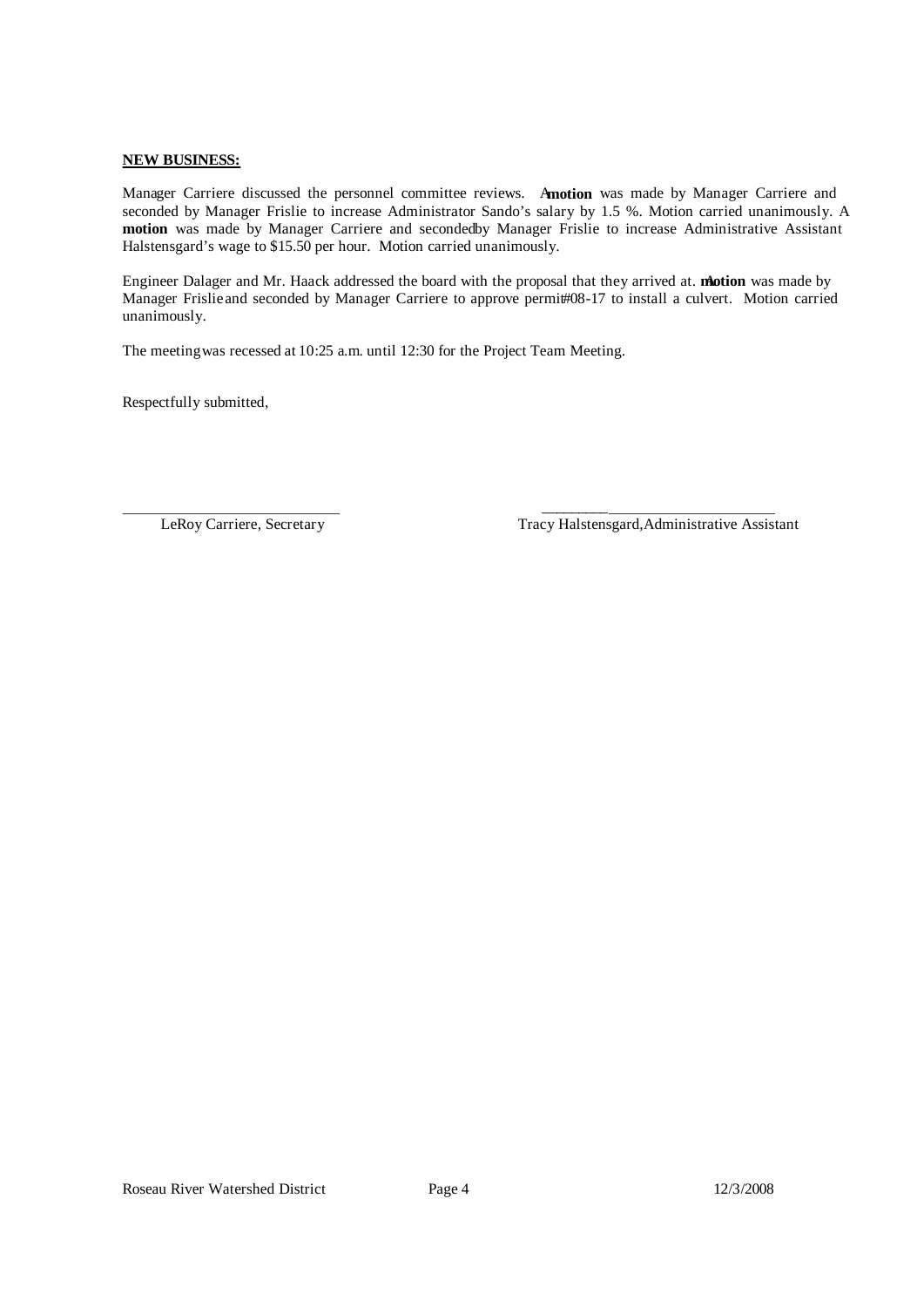**NEW BUSINESS:**

Manager Carriere discussed the personnel committee reviews. A **motion** was made by Manager Carriere and seconded by Manager Frislie to increase Administrator Sando's salary by 1.5 %. Motion carried unanimously. A **motion** was made by Manager Carriere and seconded by Manager Frislie to increase Administrative Assistant Halstensgard's wage to $15.50 per hour. Motion carried unanimously.

Engineer Dalager and Mr. Haack addressed the board with the proposal that they arrived at. A **motion** was made by Manager Frislie and seconded by Manager Carriere to approve permit #08-17 to install a culvert. Motion carried unanimously.

The meeting was recessed at 10:25 a.m. until 12:30 for the Project Team Meeting.

Respectfully submitted,

\_\_\_\_\_\_\_\_\_\_\_\_\_\_\_\_\_\_\_\_\_\_\_\_\_\_\_\_\_\_ LeRoy Carriere, Secretary

\_\_\_\_\_\_\_\_\_\_\_\_\_\_\_\_\_\_\_\_\_\_\_\_\_\_\_\_\_\_ Tracy Halstensgard, Administrative Assistant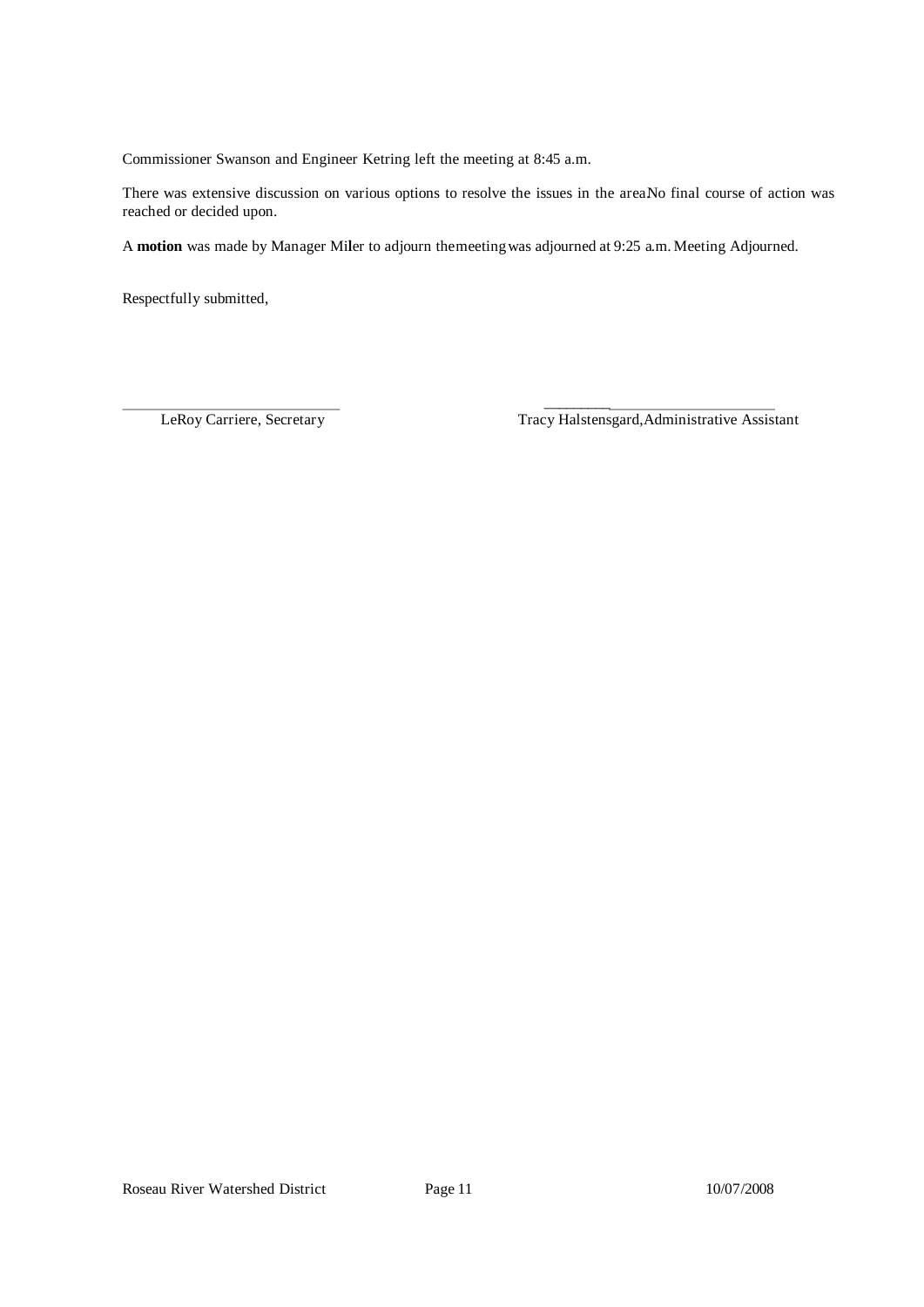Commissioner Swanson and Engineer Ketring left the meeting at 8:45 a.m.

There was extensive discussion on various options to resolve the issues in the areaNo final course of action was reached or decided upon.

A **motion** was made by Manager Miler to adjourn themeetingwas adjourned at 9:25 a.m. Meeting Adjourned.

Respectfully submitted,

\_\_\_\_\_\_\_\_\_\_\_\_\_\_\_\_\_\_\_\_\_\_\_\_\_\_\_\_ \_\_\_\_\_\_\_\_\_\_\_\_\_\_\_\_\_\_\_\_\_\_\_\_\_\_\_\_\_\_

LeRoy Carriere, Secretary Tracy Halstensgard,Administrative Assistant